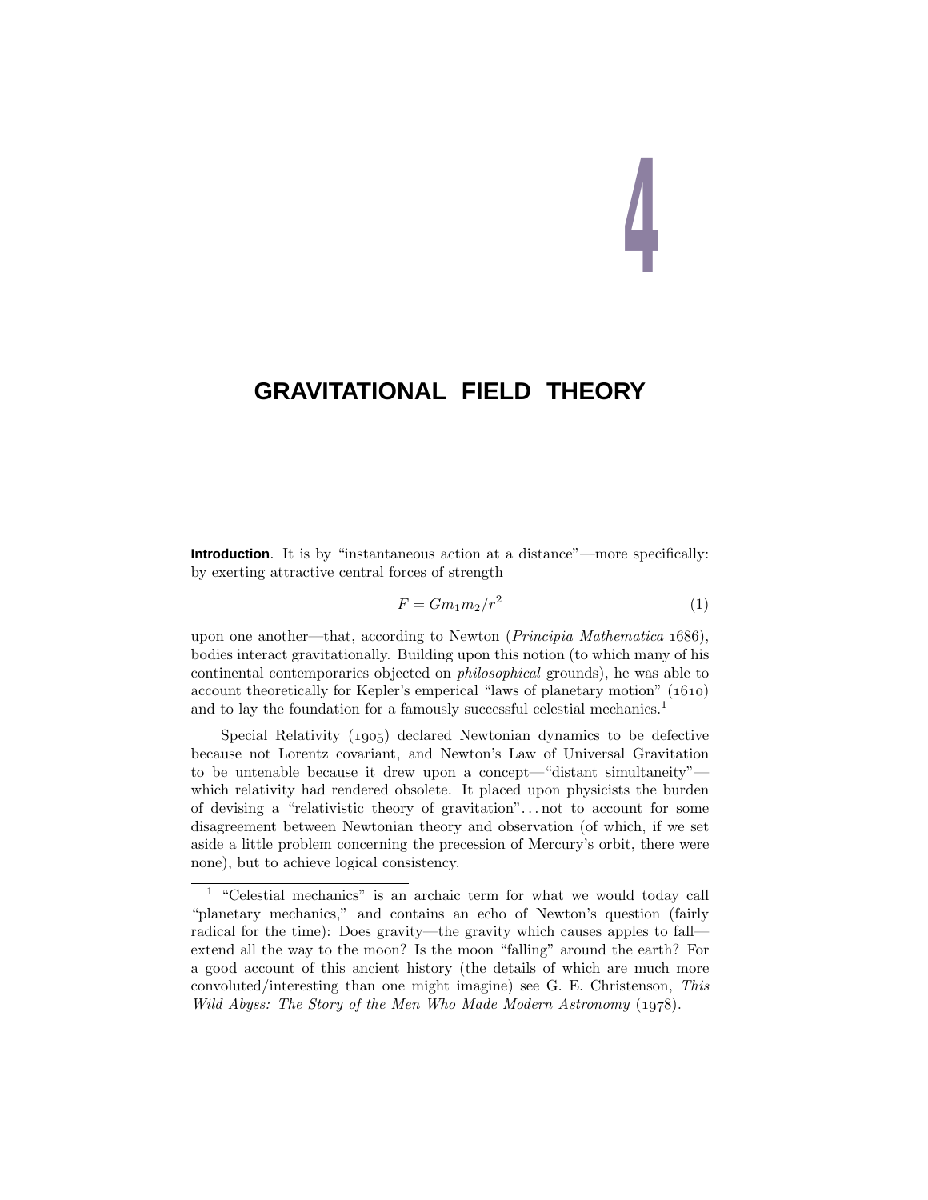# 4

# GRAVITATIONAL FIELD THEORY

**Introduction**. It is by "instantaneous action at a distance"—more specifically: by exerting attractive central forces of strength

$$F = Gm_1m_2/r^2 \tag{1}$$

upon one another—that, according to Newton (*Principia Mathematica* 1686), bodies interact gravitationally. Building upon this notion (to which many of his continental contemporaries objected on *philosophical* grounds), he was able to account theoretically for Kepler's emperical "laws of planetary motion" (1610) and to lay the foundation for a famously successful celestial mechanics.[1]

Special Relativity (1905) declared Newtonian dynamics to be defective because not Lorentz covariant, and Newton's Law of Universal Gravitation to be untenable because it drew upon a concept—"distant simultaneity"—which relativity had rendered obsolete. It placed upon physicists the burden of devising a "relativistic theory of gravitation"... not to account for some disagreement between Newtonian theory and observation (of which, if we set aside a little problem concerning the precession of Mercury's orbit, there were none), but to achieve logical consistency.

---

[1] "Celestial mechanics" is an archaic term for what we would today call "planetary mechanics," and contains an echo of Newton's question (fairly radical for the time): Does gravity—the gravity which causes apples to fall—extend all the way to the moon? Is the moon "falling" around the earth? For a good account of this ancient history (the details of which are much more convoluted/interesting than one might imagine) see G. E. Christenson, *This Wild Abyss: The Story of the Men Who Made Modern Astronomy* (1978).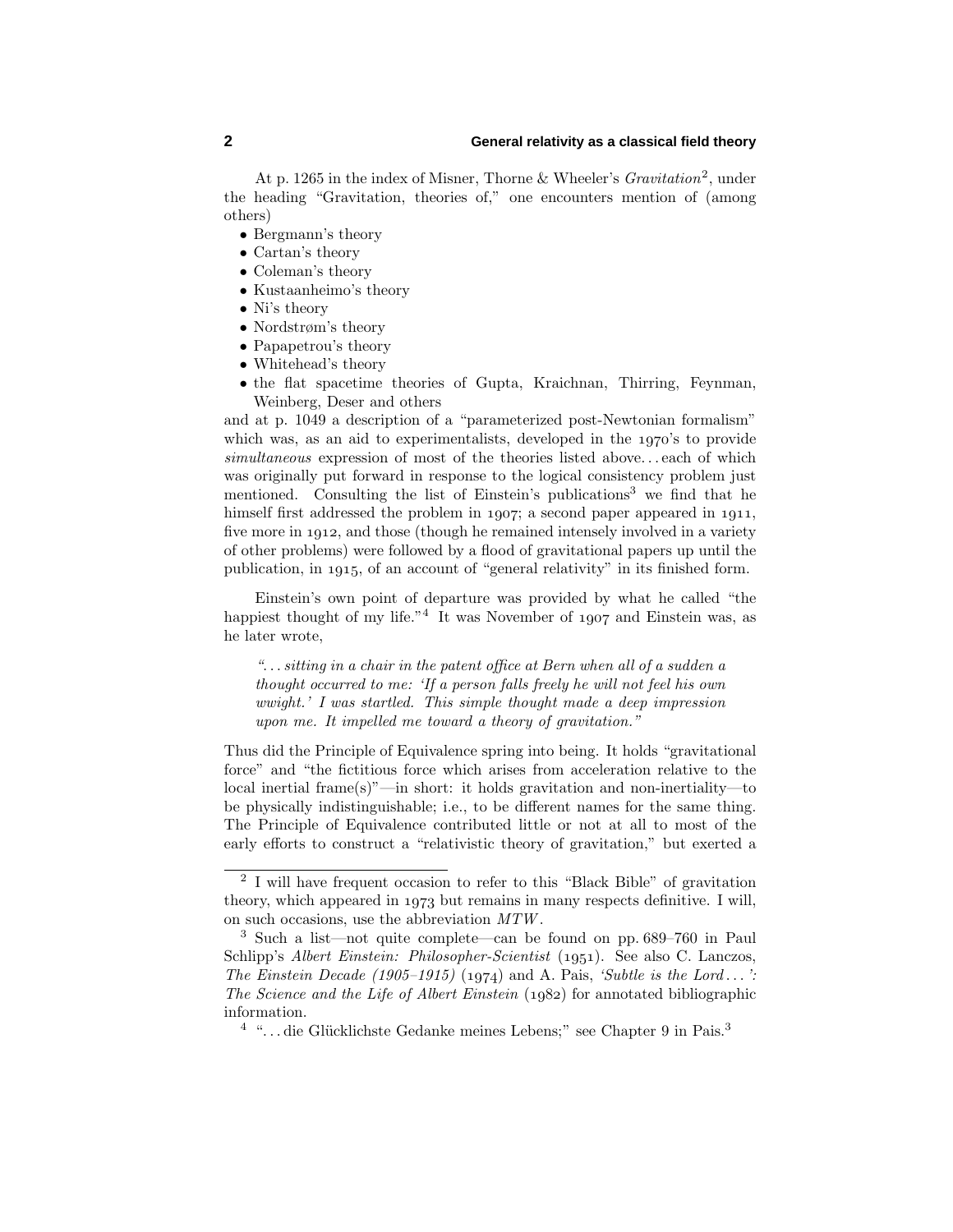At p. 1265 in the index of Misner, Thorne & Wheeler's *Gravitation*[2], under the heading "Gravitation, theories of," one encounters mention of (among others)

- Bergmann's theory
- Cartan's theory
- Coleman's theory
- Kustaanheimo's theory
- Ni's theory
- Nordstrøm's theory
- Papapetrou's theory
- Whitehead's theory
- the flat spacetime theories of Gupta, Kraichnan, Thirring, Feynman, Weinberg, Deser and others

and at p. 1049 a description of a "parameterized post-Newtonian formalism" which was, as an aid to experimentalists, developed in the 1970's to provide *simultaneous* expression of most of the theories listed above. . . each of which was originally put forward in response to the logical consistency problem just mentioned. Consulting the list of Einstein's publications[3] we find that he himself first addressed the problem in 1907; a second paper appeared in 1911, five more in 1912, and those (though he remained intensely involved in a variety of other problems) were followed by a flood of gravitational papers up until the publication, in 1915, of an account of "general relativity" in its finished form.

Einstein's own point of departure was provided by what he called "the happiest thought of my life."[4] It was November of 1907 and Einstein was, as he later wrote,

> *". . . sitting in a chair in the patent office at Bern when all of a sudden a thought occurred to me: 'If a person falls freely he will not feel his own wwight.' I was startled. This simple thought made a deep impression upon me. It impelled me toward a theory of gravitation."*

Thus did the Principle of Equivalence spring into being. It holds "gravitational force" and "the fictitious force which arises from acceleration relative to the local inertial frame(s)"—in short: it holds gravitation and non-inertiality—to be physically indistinguishable; i.e., to be different names for the same thing. The Principle of Equivalence contributed little or not at all to most of the early efforts to construct a "relativistic theory of gravitation," but exerted a

---

[2] I will have frequent occasion to refer to this "Black Bible" of gravitation theory, which appeared in 1973 but remains in many respects definitive. I will, on such occasions, use the abbreviation *MTW*.

[3] Such a list—not quite complete—can be found on pp. 689–760 in Paul Schlipp's *Albert Einstein: Philosopher-Scientist* (1951). See also C. Lanczos, *The Einstein Decade (1905–1915)* (1974) and A. Pais, *'Subtle is the Lord . . . ': The Science and the Life of Albert Einstein* (1982) for annotated bibliographic information.

[4] ". . . die Glücklichste Gedanke meines Lebens;" see Chapter 9 in Pais.[3]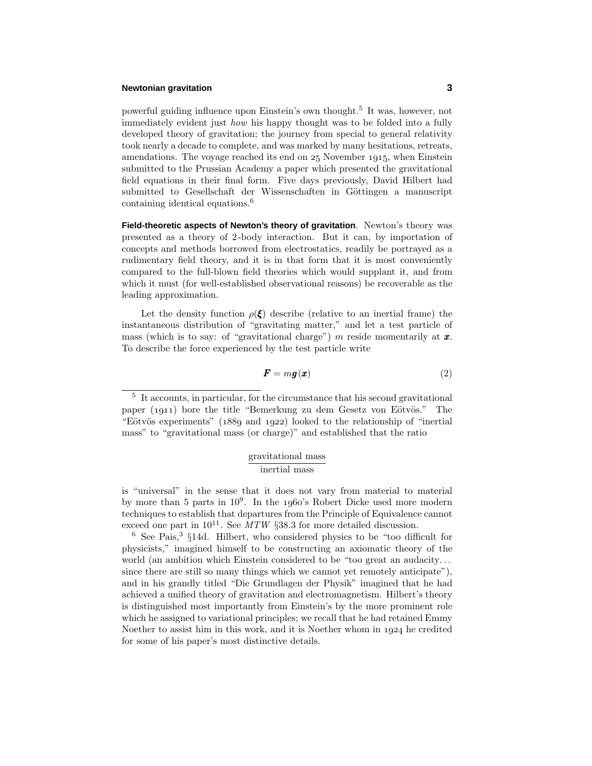powerful guiding influence upon Einstein's own thought.[5] It was, however, not immediately evident just *how* his happy thought was to be folded into a fully developed theory of gravitation; the journey from special to general relativity took nearly a decade to complete, and was marked by many hesitations, retreats, amendations. The voyage reached its end on 25 November 1915, when Einstein submitted to the Prussian Academy a paper which presented the gravitational field equations in their final form. Five days previously, David Hilbert had submitted to Gesellschaft der Wissenschaften in Göttingen a manuscript containing identical equations.[6]

**Field-theoretic aspects of Newton's theory of gravitation**. Newton's theory was presented as a theory of 2-body interaction. But it can, by importation of concepts and methods borrowed from electrostatics, readily be portrayed as a rudimentary field theory, and it is in that form that it is most conveniently compared to the full-blown field theories which would supplant it, and from which it must (for well-established observational reasons) be recoverable as the leading approximation.

Let the density function $\rho(\boldsymbol{\xi})$ describe (relative to an inertial frame) the instantaneous distribution of "gravitating matter," and let a test particle of mass (which is to say: of "gravitational charge") $m$ reside momentarily at $\boldsymbol{x}$. To describe the force experienced by the test particle write

$$\boldsymbol{F} = m\boldsymbol{g}(\boldsymbol{x}) \tag{2}$$

---

[5] It accounts, in particular, for the circumstance that his second gravitational paper (1911) bore the title "Bemerkung zu dem Gesetz von Eötvös." The "Eötvös experiments" (1889 and 1922) looked to the relationship of "inertial mass" to "gravitational mass (or charge)" and established that the ratio

$$\frac{\text{gravitational mass}}{\text{inertial mass}}$$

is "universal" in the sense that it does not vary from material to material by more than 5 parts in $10^9$. In the 1960's Robert Dicke used more modern techniques to establish that departures from the Principle of Equivalence cannot exceed one part in $10^{11}$. See *MTW* §38.3 for more detailed discussion.

[6] See Pais,[3] §14d. Hilbert, who considered physics to be "too difficult for physicists," imagined himself to be constructing an axiomatic theory of the world (an ambition which Einstein considered to be "too great an audacity... since there are still so many things which we cannot yet remotely anticipate"), and in his grandly titled "Die Grundlagen der Physik" imagined that he had achieved a unified theory of gravitation and electromagnetism. Hilbert's theory is distinguished most importantly from Einstein's by the more prominent role which he assigned to variational principles; we recall that he had retained Emmy Noether to assist him in this work, and it is Noether whom in 1924 he credited for some of his paper's most distinctive details.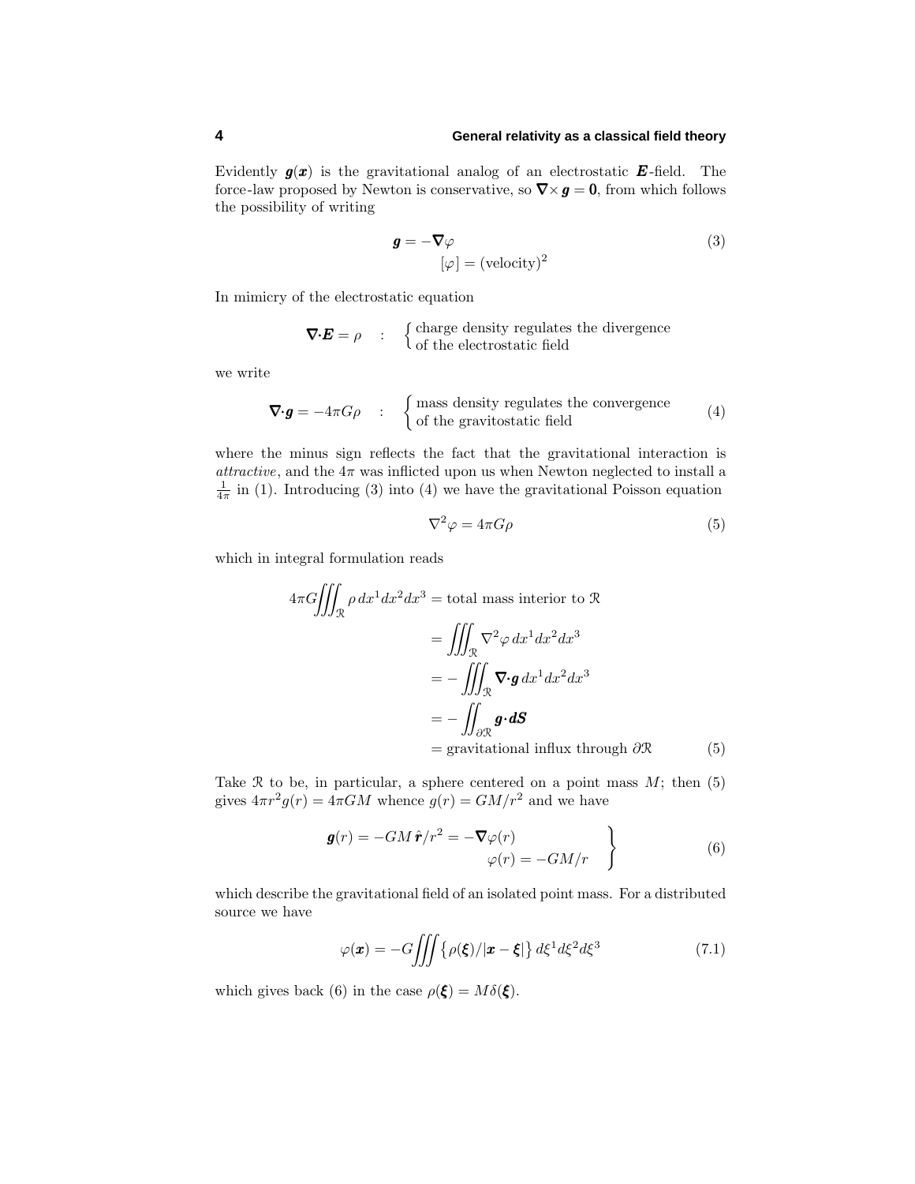Evidently $\boldsymbol{g}(\boldsymbol{x})$ is the gravitational analog of an electrostatic $\boldsymbol{E}$-field. The force-law proposed by Newton is conservative, so $\boldsymbol{\nabla}\times\boldsymbol{g}=\boldsymbol{0}$, from which follows the possibility of writing

$$\boldsymbol{g}=-\boldsymbol{\nabla}\varphi \tag{3}$$
$$[\varphi]=(\text{velocity})^2$$

In mimicry of the electrostatic equation

$$\boldsymbol{\nabla}\!\cdot\!\boldsymbol{E}=\rho \quad : \quad \begin{cases}\text{charge density regulates the divergence}\\ \text{of the electrostatic field}\end{cases}$$

we write

$$\boldsymbol{\nabla}\!\cdot\!\boldsymbol{g}=-4\pi G\rho \quad : \quad \begin{cases}\text{mass density regulates the convergence}\\ \text{of the gravitostatic field}\end{cases} \tag{4}$$

where the minus sign reflects the fact that the gravitational interaction is *attractive*, and the $4\pi$ was inflicted upon us when Newton neglected to install a $\frac{1}{4\pi}$ in (1). Introducing (3) into (4) we have the gravitational Poisson equation

$$\nabla^2\varphi=4\pi G\rho \tag{5}$$

which in integral formulation reads

$$\begin{aligned}
4\pi G\iiint_{\mathcal{R}}\rho\,dx^1dx^2dx^3 &= \text{total mass interior to }\mathcal{R}\\
&=\iiint_{\mathcal{R}}\nabla^2\varphi\,dx^1dx^2dx^3\\
&=-\iiint_{\mathcal{R}}\boldsymbol{\nabla}\!\cdot\!\boldsymbol{g}\,dx^1dx^2dx^3\\
&=-\iint_{\partial\mathcal{R}}\boldsymbol{g}\!\cdot\!\boldsymbol{dS}\\
&=\text{gravitational influx through }\partial\mathcal{R}
\end{aligned} \tag{5}$$

Take $\mathcal{R}$ to be, in particular, a sphere centered on a point mass $M$; then (5) gives $4\pi r^2 g(r)=4\pi GM$ whence $g(r)=GM/r^2$ and we have

$$\left.\begin{aligned}
\boldsymbol{g}(r)=-GM\,\hat{\boldsymbol{r}}/r^2=-\boldsymbol{\nabla}\varphi(r)\\
\varphi(r)=-GM/r
\end{aligned}\right\} \tag{6}$$

which describe the gravitational field of an isolated point mass. For a distributed source we have

$$\varphi(\boldsymbol{x})=-G\iiint\big\{\rho(\boldsymbol{\xi})/|\boldsymbol{x}-\boldsymbol{\xi}|\big\}\,d\xi^1d\xi^2d\xi^3 \tag{7.1}$$

which gives back (6) in the case $\rho(\boldsymbol{\xi})=M\delta(\boldsymbol{\xi})$.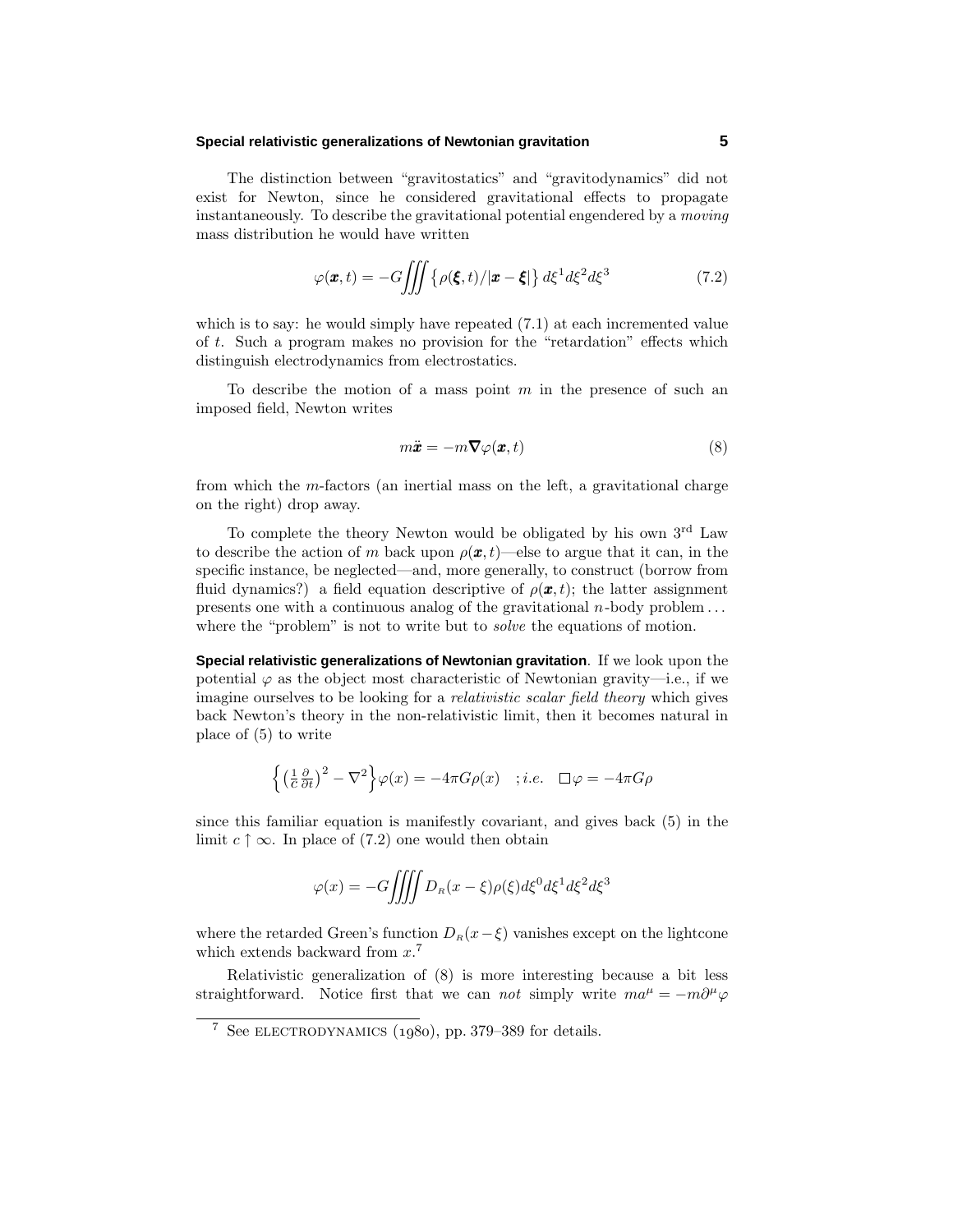The distinction between "gravitostatics" and "gravitodynamics" did not exist for Newton, since he considered gravitational effects to propagate instantaneously. To describe the gravitational potential engendered by a *moving* mass distribution he would have written

$$\varphi(\boldsymbol{x},t) = -G\iiint \big\{\rho(\boldsymbol{\xi},t)/|\boldsymbol{x}-\boldsymbol{\xi}|\big\}\,d\xi^1 d\xi^2 d\xi^3 \tag{7.2}$$

which is to say: he would simply have repeated (7.1) at each incremented value of $t$. Such a program makes no provision for the "retardation" effects which distinguish electrodynamics from electrostatics.

To describe the motion of a mass point $m$ in the presence of such an imposed field, Newton writes

$$m\ddot{\boldsymbol{x}} = -m\boldsymbol{\nabla}\varphi(\boldsymbol{x},t) \tag{8}$$

from which the $m$-factors (an inertial mass on the left, a gravitational charge on the right) drop away.

To complete the theory Newton would be obligated by his own 3rd Law to describe the action of $m$ back upon $\rho(\boldsymbol{x},t)$—else to argue that it can, in the specific instance, be neglected—and, more generally, to construct (borrow from fluid dynamics?) a field equation descriptive of $\rho(\boldsymbol{x},t)$; the latter assignment presents one with a continuous analog of the gravitational $n$-body problem ... where the "problem" is not to write but to *solve* the equations of motion.

**Special relativistic generalizations of Newtonian gravitation**. If we look upon the potential $\varphi$ as the object most characteristic of Newtonian gravity—i.e., if we imagine ourselves to be looking for a *relativistic scalar field theory* which gives back Newton's theory in the non-relativistic limit, then it becomes natural in place of (5) to write

$$\Big\{\big(\tfrac{1}{c}\tfrac{\partial}{\partial t}\big)^2 - \nabla^2\Big\}\varphi(x) = -4\pi G\rho(x) \quad ;\textit{i.e.}\quad \square\varphi = -4\pi G\rho$$

since this familiar equation is manifestly covariant, and gives back (5) in the limit $c\uparrow\infty$. In place of (7.2) one would then obtain

$$\varphi(x) = -G\iiiint D_R(x-\xi)\rho(\xi)d\xi^0 d\xi^1 d\xi^2 d\xi^3$$

where the retarded Green's function $D_R(x-\xi)$ vanishes except on the lightcone which extends backward from $x$.[7]

Relativistic generalization of (8) is more interesting because a bit less straightforward. Notice first that we can *not* simply write $ma^\mu = -m\partial^\mu\varphi$

[7] See ELECTRODYNAMICS (1980), pp. 379–389 for details.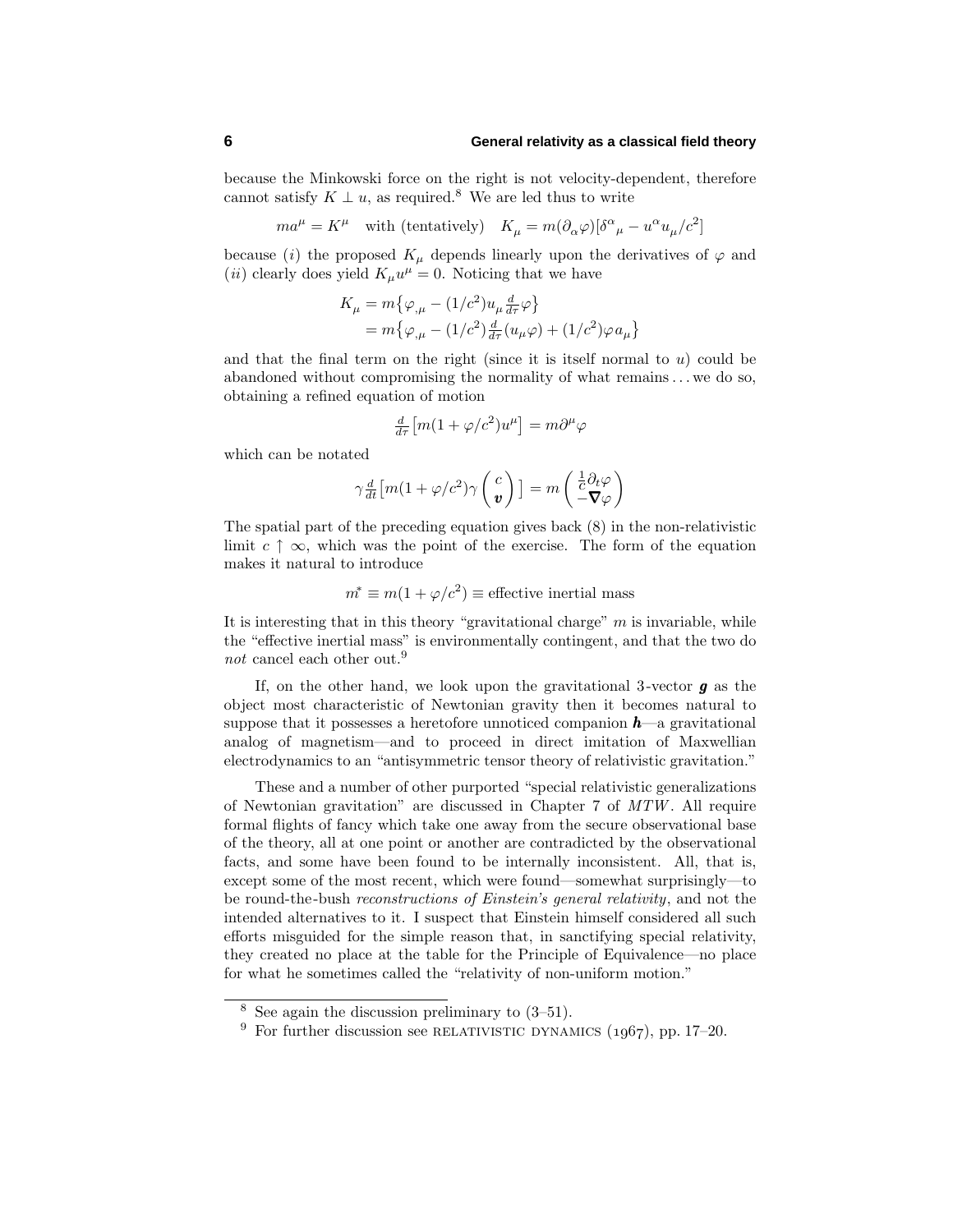because the Minkowski force on the right is not velocity-dependent, therefore cannot satisfy $K \perp u$, as required.[8] We are led thus to write

$$ma^\mu = K^\mu \quad \text{with (tentatively)} \quad K_\mu = m(\partial_\alpha \varphi)[\delta^\alpha{}_\mu - u^\alpha u_\mu / c^2]$$

because ($i$) the proposed $K_\mu$ depends linearly upon the derivatives of $\varphi$ and ($ii$) clearly does yield $K_\mu u^\mu = 0$. Noticing that we have

$$\begin{aligned}
K_\mu &= m\big\{\varphi_{,\mu} - (1/c^2)u_\mu \tfrac{d}{d\tau}\varphi\big\} \\
&= m\big\{\varphi_{,\mu} - (1/c^2)\tfrac{d}{d\tau}(u_\mu \varphi) + (1/c^2)\varphi a_\mu\big\}
\end{aligned}$$

and that the final term on the right (since it is itself normal to $u$) could be abandoned without compromising the normality of what remains . . . we do so, obtaining a refined equation of motion

$$\tfrac{d}{d\tau}\big[m(1+\varphi/c^2)u^\mu\big] = m\partial^\mu \varphi$$

which can be notated

$$\gamma \tfrac{d}{dt}\Big[m(1+\varphi/c^2)\gamma \begin{pmatrix} c \\ \boldsymbol{v} \end{pmatrix}\Big] = m \begin{pmatrix} \frac{1}{c}\partial_t \varphi \\ -\boldsymbol{\nabla}\varphi \end{pmatrix}$$

The spatial part of the preceding equation gives back (8) in the non-relativistic limit $c \uparrow \infty$, which was the point of the exercise. The form of the equation makes it natural to introduce

$$m^* \equiv m(1+\varphi/c^2) \equiv \text{effective inertial mass}$$

It is interesting that in this theory "gravitational charge" $m$ is invariable, while the "effective inertial mass" is environmentally contingent, and that the two do *not* cancel each other out.[9]

If, on the other hand, we look upon the gravitational 3-vector $\boldsymbol{g}$ as the object most characteristic of Newtonian gravity then it becomes natural to suppose that it possesses a heretofore unnoticed companion $\boldsymbol{h}$—a gravitational analog of magnetism—and to proceed in direct imitation of Maxwellian electrodynamics to an "antisymmetric tensor theory of relativistic gravitation."

These and a number of other purported "special relativistic generalizations of Newtonian gravitation" are discussed in Chapter 7 of *MTW*. All require formal flights of fancy which take one away from the secure observational base of the theory, all at one point or another are contradicted by the observational facts, and some have been found to be internally inconsistent. All, that is, except some of the most recent, which were found—somewhat surprisingly—to be round-the-bush *reconstructions of Einstein's general relativity*, and not the intended alternatives to it. I suspect that Einstein himself considered all such efforts misguided for the simple reason that, in sanctifying special relativity, they created no place at the table for the Principle of Equivalence—no place for what he sometimes called the "relativity of non-uniform motion."

---

[8] See again the discussion preliminary to (3–51).

[9] For further discussion see RELATIVISTIC DYNAMICS (1967), pp. 17–20.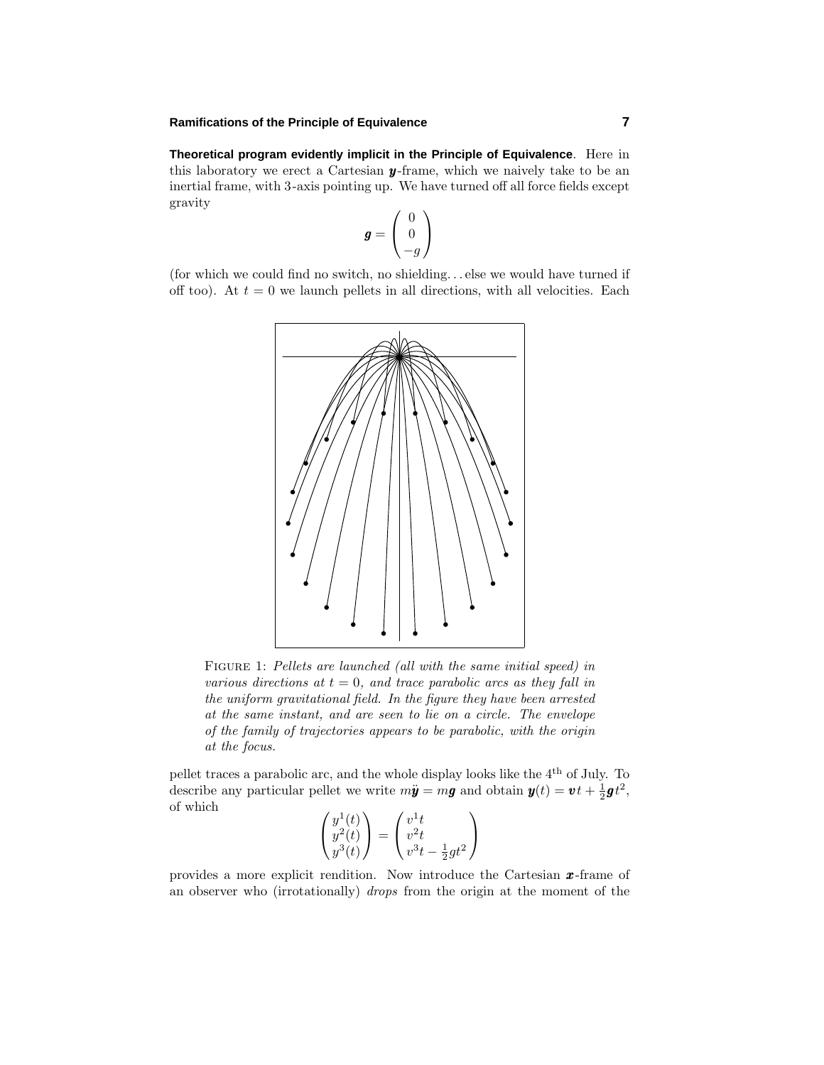**Theoretical program evidently implicit in the Principle of Equivalence**. Here in this laboratory we erect a Cartesian $\boldsymbol{y}$-frame, which we naively take to be an inertial frame, with 3-axis pointing up. We have turned off all force fields except gravity

$$\boldsymbol{g} = \begin{pmatrix} 0 \\ 0 \\ -g \end{pmatrix}$$

(for which we could find no switch, no shielding. . . else we would have turned if off too). At $t = 0$ we launch pellets in all directions, with all velocities. Each

FIGURE 1: *Pellets are launched (all with the same initial speed) in various directions at $t = 0$, and trace parabolic arcs as they fall in the uniform gravitational field. In the figure they have been arrested at the same instant, and are seen to lie on a circle. The envelope of the family of trajectories appears to be parabolic, with the origin at the focus.*

pellet traces a parabolic arc, and the whole display looks like the 4th of July. To describe any particular pellet we write $m\ddot{\boldsymbol{y}} = m\boldsymbol{g}$ and obtain $\boldsymbol{y}(t) = \boldsymbol{v}t + \frac{1}{2}\boldsymbol{g}t^2$, of which

$$\begin{pmatrix} y^1(t) \\ y^2(t) \\ y^3(t) \end{pmatrix} = \begin{pmatrix} v^1 t \\ v^2 t \\ v^3 t - \frac{1}{2}gt^2 \end{pmatrix}$$

provides a more explicit rendition. Now introduce the Cartesian $\boldsymbol{x}$-frame of an observer who (irrotationally) *drops* from the origin at the moment of the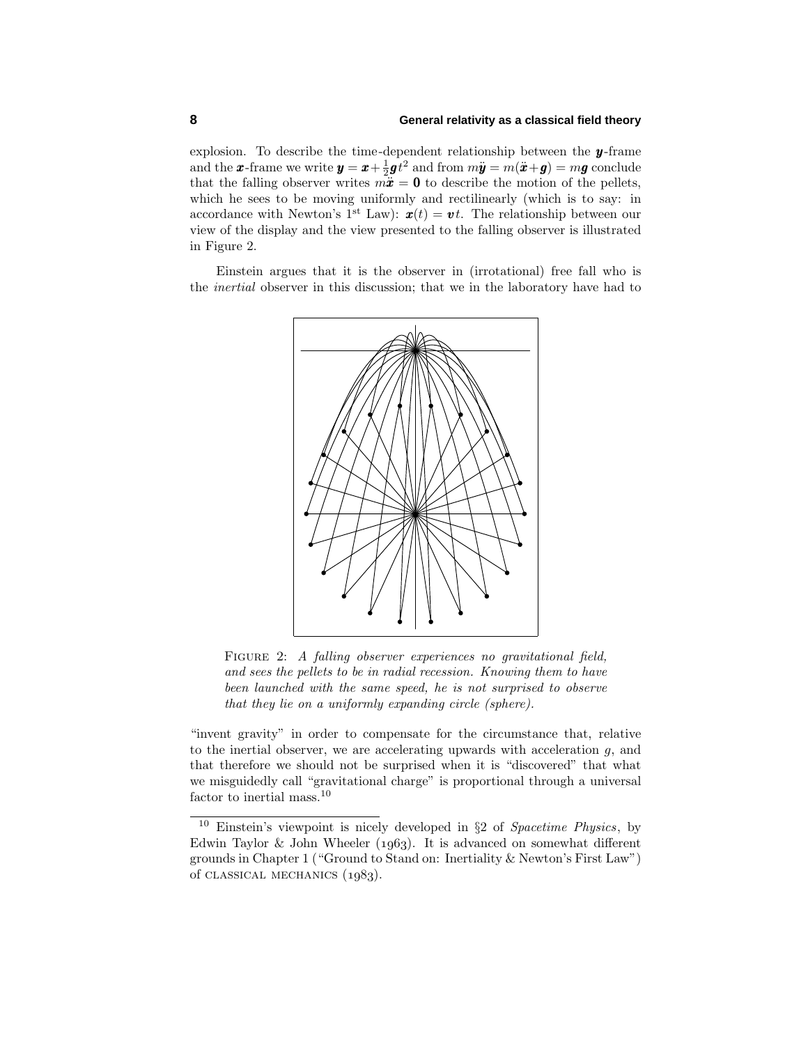explosion. To describe the time-dependent relationship between the $\boldsymbol{y}$-frame and the $\boldsymbol{x}$-frame we write $\boldsymbol{y} = \boldsymbol{x} + \frac{1}{2}\boldsymbol{g}t^2$ and from $m\ddot{\boldsymbol{y}} = m(\ddot{\boldsymbol{x}} + \boldsymbol{g}) = m\boldsymbol{g}$ conclude that the falling observer writes $m\ddot{\boldsymbol{x}} = \boldsymbol{0}$ to describe the motion of the pellets, which he sees to be moving uniformly and rectilinearly (which is to say: in accordance with Newton's 1st Law): $\boldsymbol{x}(t) = \boldsymbol{v}t$. The relationship between our view of the display and the view presented to the falling observer is illustrated in Figure 2.

Einstein argues that it is the observer in (irrotational) free fall who is the *inertial* observer in this discussion; that we in the laboratory have had to

FIGURE 2: *A falling observer experiences no gravitational field, and sees the pellets to be in radial recession. Knowing them to have been launched with the same speed, he is not surprised to observe that they lie on a uniformly expanding circle (sphere).*

"invent gravity" in order to compensate for the circumstance that, relative to the inertial observer, we are accelerating upwards with acceleration $g$, and that therefore we should not be surprised when it is "discovered" that what we misguidedly call "gravitational charge" is proportional through a universal factor to inertial mass.[10]

---

[10] Einstein's viewpoint is nicely developed in §2 of *Spacetime Physics*, by Edwin Taylor & John Wheeler (1963). It is advanced on somewhat different grounds in Chapter 1 ("Ground to Stand on: Inertiality & Newton's First Law") of CLASSICAL MECHANICS (1983).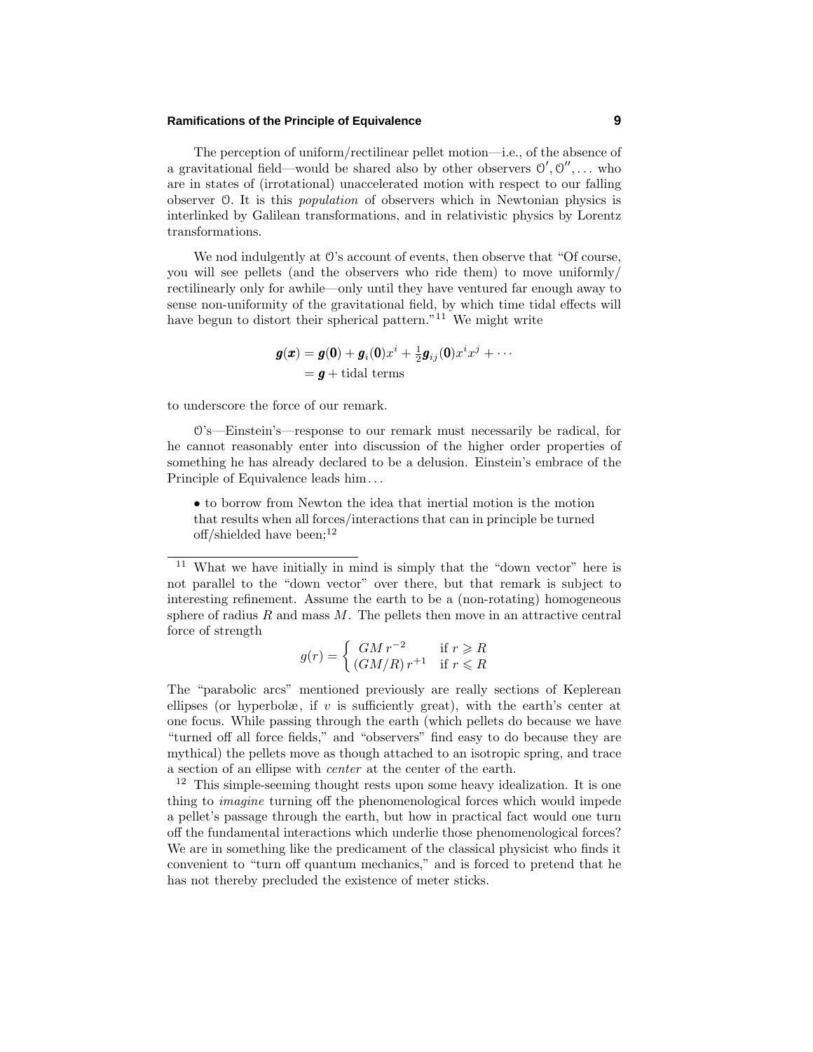The perception of uniform/rectilinear pellet motion—i.e., of the absence of a gravitational field—would be shared also by other observers $\mathcal{O}', \mathcal{O}'', \ldots$ who are in states of (irrotational) unaccelerated motion with respect to our falling observer $\mathcal{O}$. It is this *population* of observers which in Newtonian physics is interlinked by Galilean transformations, and in relativistic physics by Lorentz transformations.

We nod indulgently at $\mathcal{O}$'s account of events, then observe that "Of course, you will see pellets (and the observers who ride them) to move uniformly/rectilinearly only for awhile—only until they have ventured far enough away to sense non-uniformity of the gravitational field, by which time tidal effects will have begun to distort their spherical pattern."[11] We might write

$$
\begin{aligned}
\boldsymbol{g}(\boldsymbol{x}) &= \boldsymbol{g}(\mathbf{0}) + \boldsymbol{g}_i(\mathbf{0})x^i + \tfrac{1}{2}\boldsymbol{g}_{ij}(\mathbf{0})x^i x^j + \cdots \\
&= \boldsymbol{g} + \text{tidal terms}
\end{aligned}
$$

to underscore the force of our remark.

$\mathcal{O}$'s—Einstein's—response to our remark must necessarily be radical, for he cannot reasonably enter into discussion of the higher order properties of something he has already declared to be a delusion. Einstein's embrace of the Principle of Equivalence leads him...

- to borrow from Newton the idea that inertial motion is the motion that results when all forces/interactions that can in principle be turned off/shielded have been;[12]

---

[11] What we have initially in mind is simply that the "down vector" here is not parallel to the "down vector" over there, but that remark is subject to interesting refinement. Assume the earth to be a (non-rotating) homogeneous sphere of radius $R$ and mass $M$. The pellets then move in an attractive central force of strength

$$
g(r) = \begin{cases} GM\, r^{-2} & \text{if } r \geqslant R \\ (GM/R)\, r^{+1} & \text{if } r \leqslant R \end{cases}
$$

The "parabolic arcs" mentioned previously are really sections of Keplerean ellipses (or hyperbolæ, if $v$ is sufficiently great), with the earth's center at one focus. While passing through the earth (which pellets do because we have "turned off all force fields," and "observers" find easy to do because they are mythical) the pellets move as though attached to an isotropic spring, and trace a section of an ellipse with *center* at the center of the earth.

[12] This simple-seeming thought rests upon some heavy idealization. It is one thing to *imagine* turning off the phenomenological forces which would impede a pellet's passage through the earth, but how in practical fact would one turn off the fundamental interactions which underlie those phenomenological forces? We are in something like the predicament of the classical physicist who finds it convenient to "turn off quantum mechanics," and is forced to pretend that he has not thereby precluded the existence of meter sticks.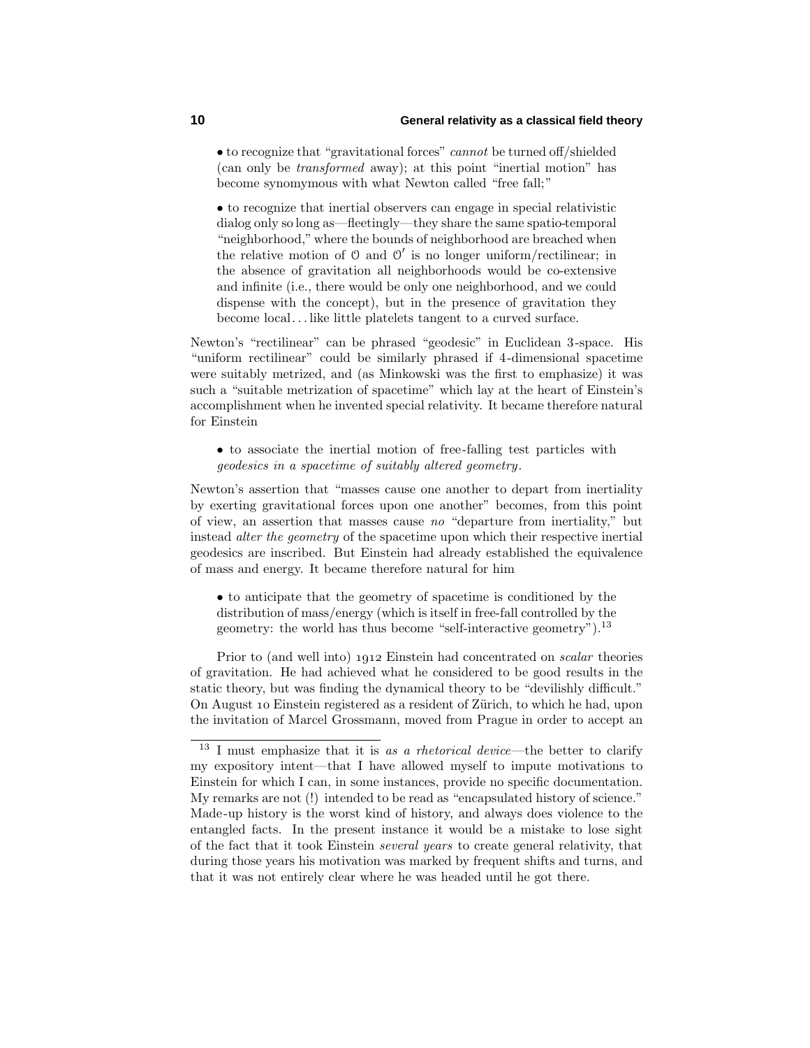• to recognize that "gravitational forces" *cannot* be turned off/shielded (can only be *transformed* away); at this point "inertial motion" has become synonymous with what Newton called "free fall;"

• to recognize that inertial observers can engage in special relativistic dialog only so long as—fleetingly—they share the same spatio-temporal "neighborhood," where the bounds of neighborhood are breached when the relative motion of $\mathcal{O}$ and $\mathcal{O}'$ is no longer uniform/rectilinear; in the absence of gravitation all neighborhoods would be co-extensive and infinite (i.e., there would be only one neighborhood, and we could dispense with the concept), but in the presence of gravitation they become local. . . like little platelets tangent to a curved surface.

Newton's "rectilinear" can be phrased "geodesic" in Euclidean 3-space. His "uniform rectilinear" could be similarly phrased if 4-dimensional spacetime were suitably metrized, and (as Minkowski was the first to emphasize) it was such a "suitable metrization of spacetime" which lay at the heart of Einstein's accomplishment when he invented special relativity. It became therefore natural for Einstein

• to associate the inertial motion of free-falling test particles with *geodesics in a spacetime of suitably altered geometry*.

Newton's assertion that "masses cause one another to depart from inertiality by exerting gravitational forces upon one another" becomes, from this point of view, an assertion that masses cause *no* "departure from inertiality," but instead *alter the geometry* of the spacetime upon which their respective inertial geodesics are inscribed. But Einstein had already established the equivalence of mass and energy. It became therefore natural for him

• to anticipate that the geometry of spacetime is conditioned by the distribution of mass/energy (which is itself in free-fall controlled by the geometry: the world has thus become "self-interactive geometry").[13]

Prior to (and well into) 1912 Einstein had concentrated on *scalar* theories of gravitation. He had achieved what he considered to be good results in the static theory, but was finding the dynamical theory to be "devilishly difficult." On August 10 Einstein registered as a resident of Zürich, to which he had, upon the invitation of Marcel Grossmann, moved from Prague in order to accept an

[13] I must emphasize that it is *as a rhetorical device*—the better to clarify my expository intent—that I have allowed myself to impute motivations to Einstein for which I can, in some instances, provide no specific documentation. My remarks are not (!) intended to be read as "encapsulated history of science." Made-up history is the worst kind of history, and always does violence to the entangled facts. In the present instance it would be a mistake to lose sight of the fact that it took Einstein *several years* to create general relativity, that during those years his motivation was marked by frequent shifts and turns, and that it was not entirely clear where he was headed until he got there.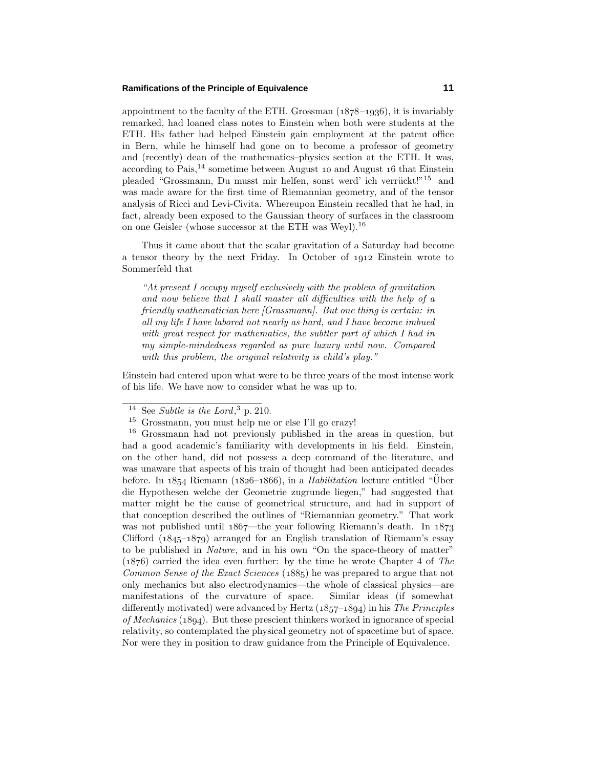appointment to the faculty of the ETH. Grossman (1878–1936), it is invariably remarked, had loaned class notes to Einstein when both were students at the ETH. His father had helped Einstein gain employment at the patent office in Bern, while he himself had gone on to become a professor of geometry and (recently) dean of the mathematics–physics section at the ETH. It was, according to Pais,[14] sometime between August 10 and August 16 that Einstein pleaded "Grossmann, Du musst mir helfen, sonst werd' ich verrückt!"[15] and was made aware for the first time of Riemannian geometry, and of the tensor analysis of Ricci and Levi-Civita. Whereupon Einstein recalled that he had, in fact, already been exposed to the Gaussian theory of surfaces in the classroom on one Geisler (whose successor at the ETH was Weyl).[16]

Thus it came about that the scalar gravitation of a Saturday had become a tensor theory by the next Friday. In October of 1912 Einstein wrote to Sommerfeld that

> *"At present I occupy myself exclusively with the problem of gravitation and now believe that I shall master all difficulties with the help of a friendly mathematician here [Grassmann]. But one thing is certain: in all my life I have labored not nearly as hard, and I have become imbued with great respect for mathematics, the subtler part of which I had in my simple-mindedness regarded as pure luxury until now. Compared with this problem, the original relativity is child's play."*

Einstein had entered upon what were to be three years of the most intense work of his life. We have now to consider what he was up to.

---

[14] See *Subtle is the Lord*,[3] p. 210.

[15] Grossmann, you must help me or else I'll go crazy!

[16] Grossmann had not previously published in the areas in question, but had a good academic's familiarity with developments in his field. Einstein, on the other hand, did not possess a deep command of the literature, and was unaware that aspects of his train of thought had been anticipated decades before. In 1854 Riemann (1826–1866), in a *Habilitation* lecture entitled "Über die Hypothesen welche der Geometrie zugrunde liegen," had suggested that matter might be the cause of geometrical structure, and had in support of that conception described the outlines of "Riemannian geometry." That work was not published until 1867—the year following Riemann's death. In 1873 Clifford (1845–1879) arranged for an English translation of Riemann's essay to be published in *Nature*, and in his own "On the space-theory of matter" (1876) carried the idea even further: by the time he wrote Chapter 4 of *The Common Sense of the Exact Sciences* (1885) he was prepared to argue that not only mechanics but also electrodynamics—the whole of classical physics—are manifestations of the curvature of space. Similar ideas (if somewhat differently motivated) were advanced by Hertz (1857–1894) in his *The Principles of Mechanics* (1894). But these prescient thinkers worked in ignorance of special relativity, so contemplated the physical geometry not of spacetime but of space. Nor were they in position to draw guidance from the Principle of Equivalence.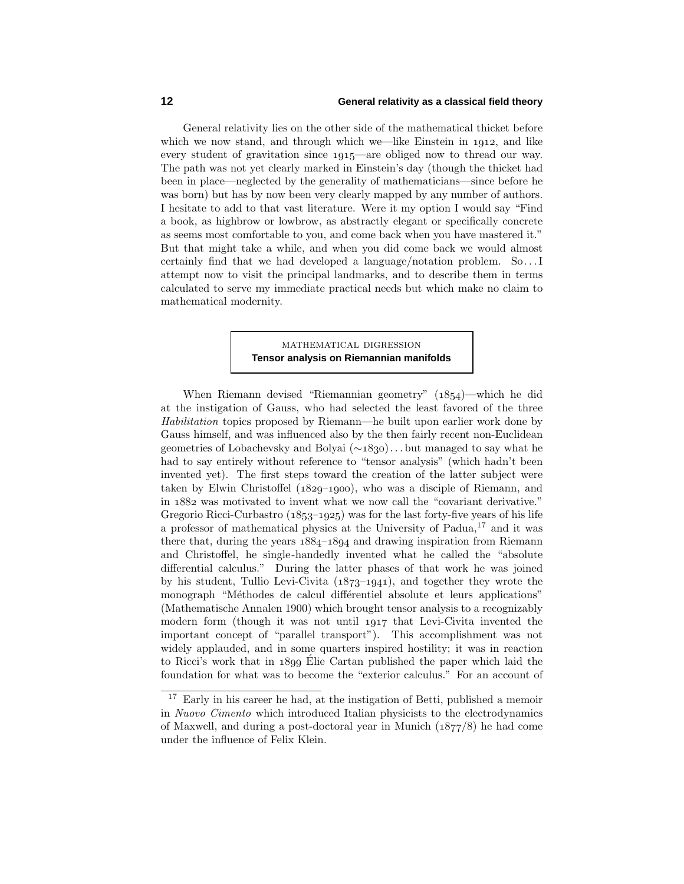General relativity lies on the other side of the mathematical thicket before which we now stand, and through which we—like Einstein in 1912, and like every student of gravitation since 1915—are obliged now to thread our way. The path was not yet clearly marked in Einstein's day (though the thicket had been in place—neglected by the generality of mathematicians—since before he was born) but has by now been very clearly mapped by any number of authors. I hesitate to add to that vast literature. Were it my option I would say "Find a book, as highbrow or lowbrow, as abstractly elegant or specifically concrete as seems most comfortable to you, and come back when you have mastered it." But that might take a while, and when you did come back we would almost certainly find that we had developed a language/notation problem. So. . . I attempt now to visit the principal landmarks, and to describe them in terms calculated to serve my immediate practical needs but which make no claim to mathematical modernity.

## MATHEMATICAL DIGRESSION
### Tensor analysis on Riemannian manifolds

When Riemann devised "Riemannian geometry" (1854)—which he did at the instigation of Gauss, who had selected the least favored of the three *Habilitation* topics proposed by Riemann—he built upon earlier work done by Gauss himself, and was influenced also by the then fairly recent non-Euclidean geometries of Lobachevsky and Bolyai ($\sim$1830). . . but managed to say what he had to say entirely without reference to "tensor analysis" (which hadn't been invented yet). The first steps toward the creation of the latter subject were taken by Elwin Christoffel (1829–1900), who was a disciple of Riemann, and in 1882 was motivated to invent what we now call the "covariant derivative." Gregorio Ricci-Curbastro (1853–1925) was for the last forty-five years of his life a professor of mathematical physics at the University of Padua,[17] and it was there that, during the years 1884–1894 and drawing inspiration from Riemann and Christoffel, he single-handedly invented what he called the "absolute differential calculus." During the latter phases of that work he was joined by his student, Tullio Levi-Civita (1873–1941), and together they wrote the monograph "Méthodes de calcul différentiel absolute et leurs applications" (Mathematische Annalen 1900) which brought tensor analysis to a recognizably modern form (though it was not until 1917 that Levi-Civita invented the important concept of "parallel transport"). This accomplishment was not widely applauded, and in some quarters inspired hostility; it was in reaction to Ricci's work that in 1899 Élie Cartan published the paper which laid the foundation for what was to become the "exterior calculus." For an account of

[17] Early in his career he had, at the instigation of Betti, published a memoir in *Nuovo Cimento* which introduced Italian physicists to the electrodynamics of Maxwell, and during a post-doctoral year in Munich (1877/8) he had come under the influence of Felix Klein.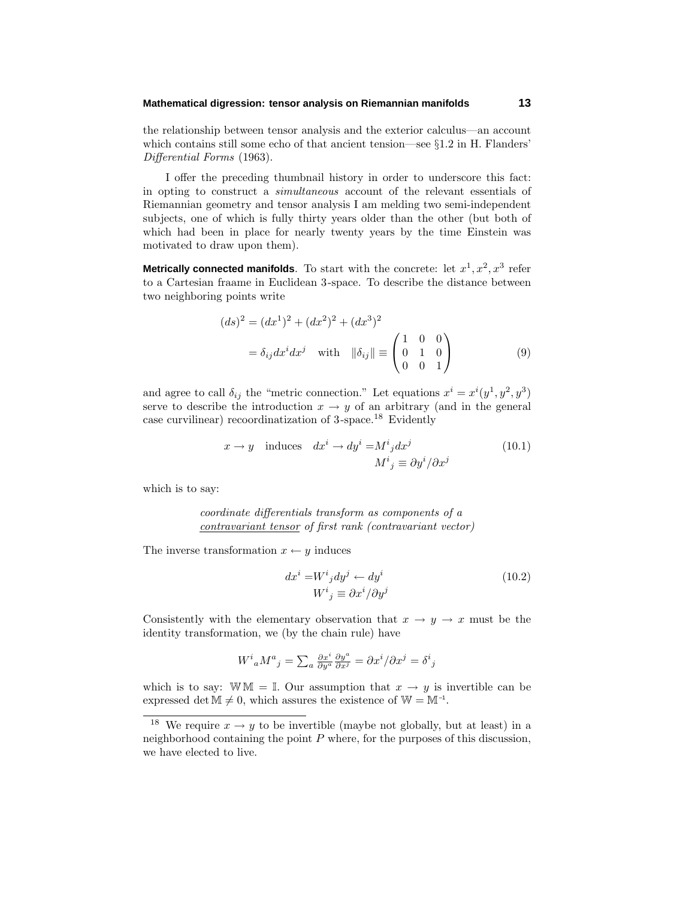the relationship between tensor analysis and the exterior calculus—an account which contains still some echo of that ancient tension—see §1.2 in H. Flanders' *Differential Forms* (1963).

I offer the preceding thumbnail history in order to underscore this fact: in opting to construct a *simultaneous* account of the relevant essentials of Riemannian geometry and tensor analysis I am melding two semi-independent subjects, one of which is fully thirty years older than the other (but both of which had been in place for nearly twenty years by the time Einstein was motivated to draw upon them).

**Metrically connected manifolds**. To start with the concrete: let $x^1, x^2, x^3$ refer to a Cartesian fraame in Euclidean 3-space. To describe the distance between two neighboring points write

$$
\begin{aligned}
(ds)^2 &= (dx^1)^2 + (dx^2)^2 + (dx^3)^2 \\
&= \delta_{ij}dx^i dx^j \quad \text{with} \quad \|\delta_{ij}\| \equiv \begin{pmatrix} 1 & 0 & 0 \\ 0 & 1 & 0 \\ 0 & 0 & 1 \end{pmatrix}
\end{aligned} \tag{9}
$$

and agree to call $\delta_{ij}$ the "metric connection." Let equations $x^i = x^i(y^1, y^2, y^3)$ serve to describe the introduction $x \rightarrow y$ of an arbitrary (and in the general case curvilinear) recoordinatization of 3-space.[18] Evidently

$$
x \rightarrow y \quad \text{induces} \quad dx^i \rightarrow dy^i = M^i{}_j dx^j \qquad M^i{}_j \equiv \partial y^i / \partial x^j \tag{10.1}
$$

which is to say:

*coordinate differentials transform as components of a* <u>*contravariant tensor*</u> *of first rank (contravariant vector)*

The inverse transformation $x \leftarrow y$ induces

$$
dx^i = W^i{}_j dy^j \leftarrow dy^i \qquad W^i{}_j \equiv \partial x^i / \partial y^j \tag{10.2}
$$

Consistently with the elementary observation that $x \rightarrow y \rightarrow x$ must be the identity transformation, we (by the chain rule) have

$$
W^i{}_a M^a{}_j = \sum_a \frac{\partial x^i}{\partial y^a} \frac{\partial y^a}{\partial x^j} = \partial x^i / \partial x^j = \delta^i{}_j
$$

which is to say: $\mathbb{W}\mathbb{M} = \mathbb{I}$. Our assumption that $x \rightarrow y$ is invertible can be expressed $\det \mathbb{M} \neq 0$, which assures the existence of $\mathbb{W} = \mathbb{M}^{-1}$.

---

[18] We require $x \rightarrow y$ to be invertible (maybe not globally, but at least) in a neighborhood containing the point $P$ where, for the purposes of this discussion, we have elected to live.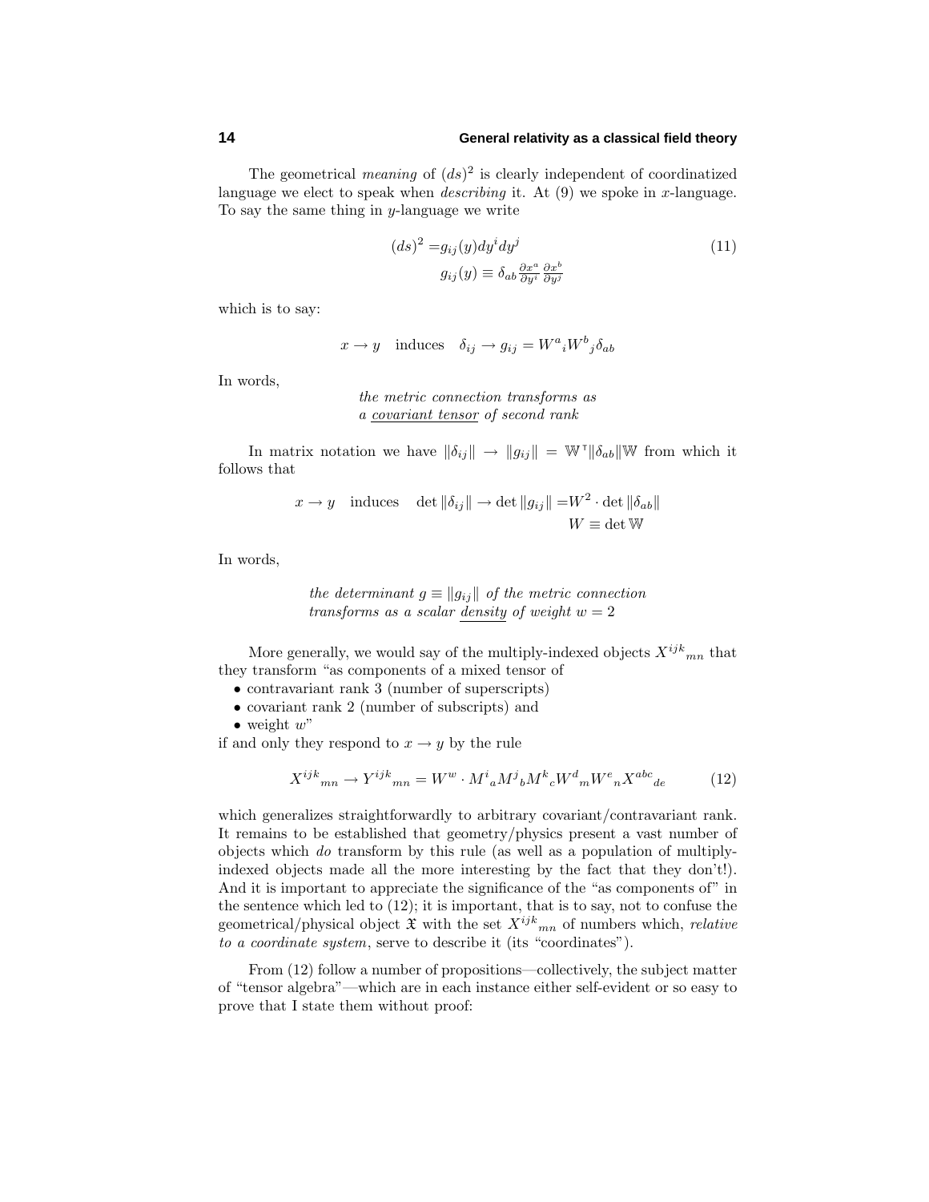The geometrical *meaning* of $(ds)^2$ is clearly independent of coordinatized language we elect to speak when *describing* it. At (9) we spoke in $x$-language. To say the same thing in $y$-language we write

$$
\begin{aligned}
(ds)^2 =& g_{ij}(y)dy^i dy^j \\
g_{ij}(y) \equiv& \delta_{ab}\tfrac{\partial x^a}{\partial y^i}\tfrac{\partial x^b}{\partial y^j}
\end{aligned}
\tag{11}
$$

which is to say:

$$x \rightarrow y \quad \text{induces} \quad \delta_{ij} \rightarrow g_{ij} = W^a{}_i W^b{}_j \delta_{ab}$$

In words,

*the metric connection transforms as a <u>covariant tensor</u> of second rank*

In matrix notation we have $\|\delta_{ij}\| \rightarrow \|g_{ij}\| = \mathbb{W}^{\mathsf{T}}\|\delta_{ab}\|\mathbb{W}$ from which it follows that

$$
\begin{aligned}
x \rightarrow y \quad \text{induces} \quad \det\|\delta_{ij}\| \rightarrow \det\|g_{ij}\| =& W^2 \cdot \det\|\delta_{ab}\| \\
W \equiv& \det \mathbb{W}
\end{aligned}
$$

In words,

*the determinant $g \equiv \|g_{ij}\|$ of the metric connection transforms as a scalar <u>density</u> of weight $w = 2$*

More generally, we would say of the multiply-indexed objects $X^{ijk}{}_{mn}$ that they transform "as components of a mixed tensor of

- contravariant rank 3 (number of superscripts)
- covariant rank 2 (number of subscripts) and
- weight $w$"

if and only they respond to $x \rightarrow y$ by the rule

$$X^{ijk}{}_{mn} \rightarrow Y^{ijk}{}_{mn} = W^w \cdot M^i{}_a M^j{}_b M^k{}_c W^d{}_m W^e{}_n X^{abc}{}_{de} \tag{12}$$

which generalizes straightforwardly to arbitrary covariant/contravariant rank. It remains to be established that geometry/physics present a vast number of objects which *do* transform by this rule (as well as a population of multiply-indexed objects made all the more interesting by the fact that they don't!). And it is important to appreciate the significance of the "as components of" in the sentence which led to (12); it is important, that is to say, not to confuse the geometrical/physical object $\mathfrak{X}$ with the set $X^{ijk}{}_{mn}$ of numbers which, *relative to a coordinate system*, serve to describe it (its "coordinates").

From (12) follow a number of propositions—collectively, the subject matter of "tensor algebra"—which are in each instance either self-evident or so easy to prove that I state them without proof: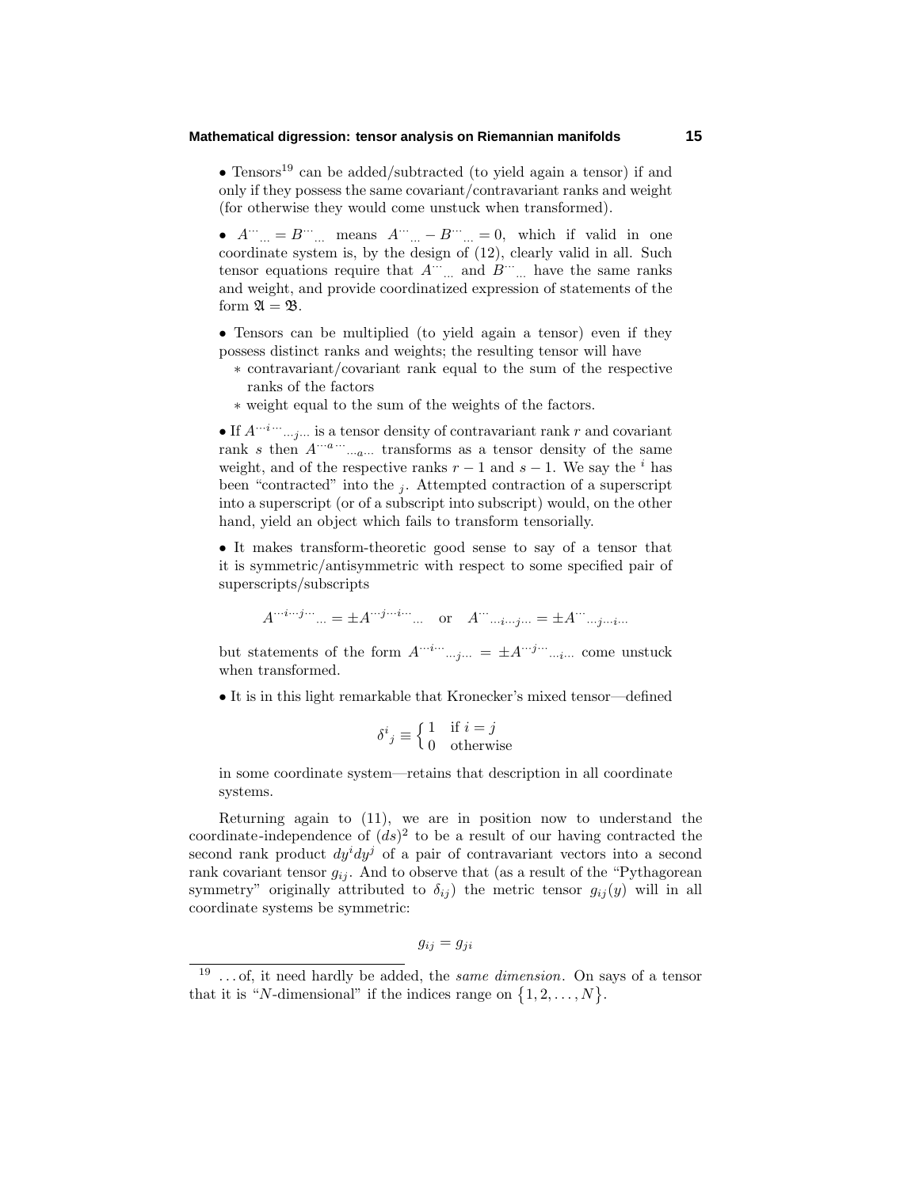• Tensors[19] can be added/subtracted (to yield again a tensor) if and only if they possess the same covariant/contravariant ranks and weight (for otherwise they would come unstuck when transformed).

• $A^{\cdots}{}_{\cdots} = B^{\cdots}{}_{\cdots}$ means $A^{\cdots}{}_{\cdots} - B^{\cdots}{}_{\cdots} = 0$, which if valid in one coordinate system is, by the design of (12), clearly valid in all. Such tensor equations require that $A^{\cdots}{}_{\cdots}$ and $B^{\cdots}{}_{\cdots}$ have the same ranks and weight, and provide coordinatized expression of statements of the form $\mathfrak{A} = \mathfrak{B}$.

• Tensors can be multiplied (to yield again a tensor) even if they possess distinct ranks and weights; the resulting tensor will have
  * contravariant/covariant rank equal to the sum of the respective ranks of the factors
  * weight equal to the sum of the weights of the factors.

• If $A^{\cdots i \cdots}{}_{\cdots j \cdots}$ is a tensor density of contravariant rank $r$ and covariant rank $s$ then $A^{\cdots a \cdots}{}_{\cdots a \cdots}$ transforms as a tensor density of the same weight, and of the respective ranks $r-1$ and $s-1$. We say the $^i$ has been "contracted" into the $_j$. Attempted contraction of a superscript into a superscript (or of a subscript into subscript) would, on the other hand, yield an object which fails to transform tensorially.

• It makes transform-theoretic good sense to say of a tensor that it is symmetric/antisymmetric with respect to some specified pair of superscripts/subscripts

$$A^{\cdots i \cdots j \cdots}{}_{\cdots} = \pm A^{\cdots j \cdots i \cdots}{}_{\cdots} \quad \text{or} \quad A^{\cdots}{}_{\cdots i \cdots j \cdots} = \pm A^{\cdots}{}_{\cdots j \cdots i \cdots}$$

but statements of the form $A^{\cdots i \cdots}{}_{\cdots j \cdots} = \pm A^{\cdots j \cdots}{}_{\cdots i \cdots}$ come unstuck when transformed.

• It is in this light remarkable that Kronecker's mixed tensor—defined

$$\delta^i{}_j \equiv \begin{cases} 1 & \text{if } i = j \\ 0 & \text{otherwise} \end{cases}$$

in some coordinate system—retains that description in all coordinate systems.

Returning again to (11), we are in position now to understand the coordinate-independence of $(ds)^2$ to be a result of our having contracted the second rank product $dy^i dy^j$ of a pair of contravariant vectors into a second rank covariant tensor $g_{ij}$. And to observe that (as a result of the "Pythagorean symmetry" originally attributed to $\delta_{ij}$) the metric tensor $g_{ij}(y)$ will in all coordinate systems be symmetric:

$$g_{ij} = g_{ji}$$

---

[19] ...of, it need hardly be added, the *same dimension*. On says of a tensor that it is "$N$-dimensional" if the indices range on $\{1, 2, \ldots, N\}$.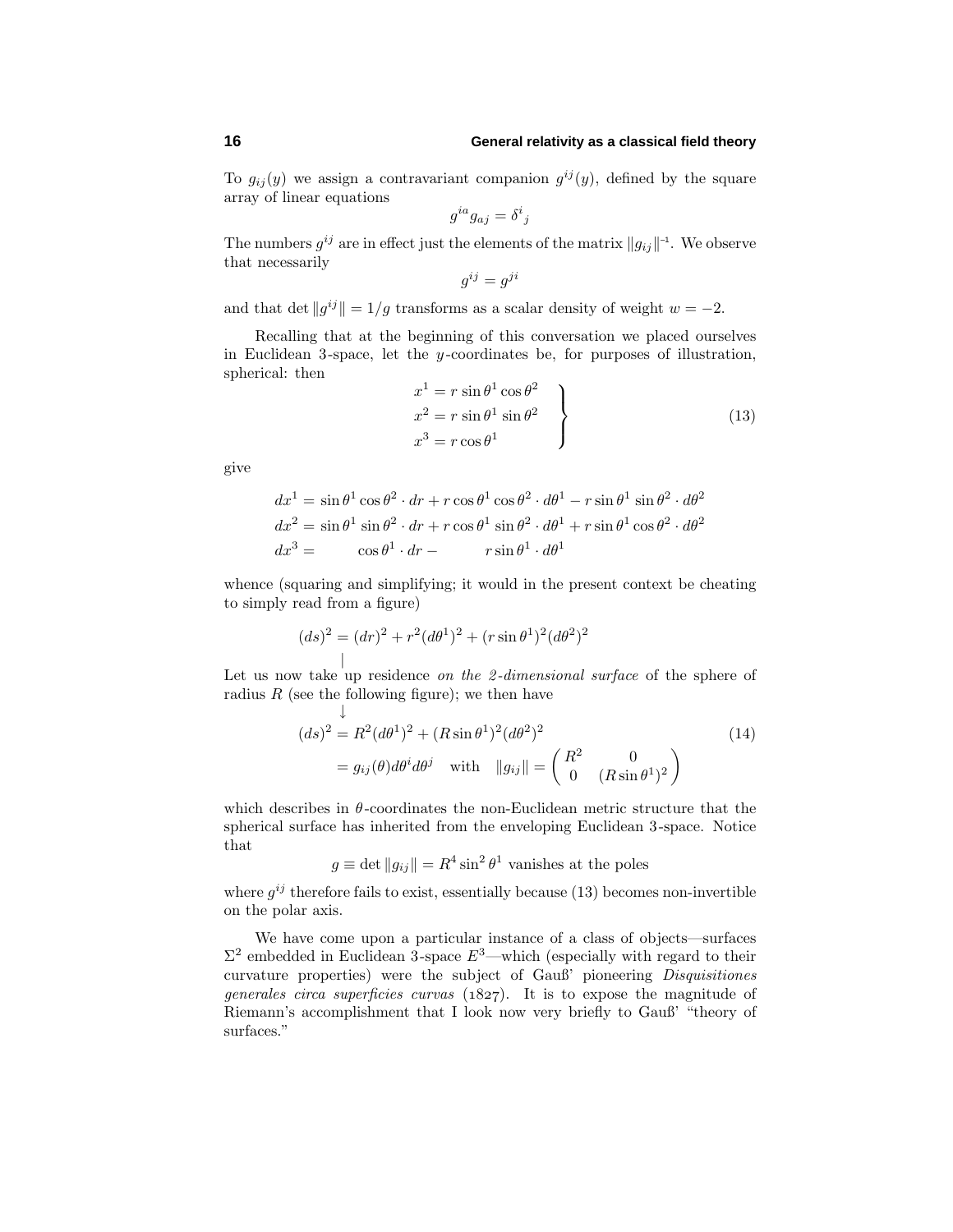To $g_{ij}(y)$ we assign a contravariant companion $g^{ij}(y)$, defined by the square array of linear equations

$$g^{ia}g_{aj} = \delta^i{}_j$$

The numbers $g^{ij}$ are in effect just the elements of the matrix $\|g_{ij}\|^{-1}$. We observe that necessarily

$$g^{ij} = g^{ji}$$

and that $\det\|g^{ij}\| = 1/g$ transforms as a scalar density of weight $w = -2$.

Recalling that at the beginning of this conversation we placed ourselves in Euclidean 3-space, let the $y$-coordinates be, for purposes of illustration, spherical: then

$$\left.\begin{aligned} x^1 &= r\sin\theta^1\cos\theta^2 \\ x^2 &= r\sin\theta^1\sin\theta^2 \\ x^3 &= r\cos\theta^1 \end{aligned}\right\} \tag{13}$$

give

$$\begin{aligned} dx^1 &= \sin\theta^1\cos\theta^2\cdot dr + r\cos\theta^1\cos\theta^2\cdot d\theta^1 - r\sin\theta^1\sin\theta^2\cdot d\theta^2 \\ dx^2 &= \sin\theta^1\sin\theta^2\cdot dr + r\cos\theta^1\sin\theta^2\cdot d\theta^1 + r\sin\theta^1\cos\theta^2\cdot d\theta^2 \\ dx^3 &= \cos\theta^1\cdot dr - r\sin\theta^1\cdot d\theta^1 \end{aligned}$$

whence (squaring and simplifying; it would in the present context be cheating to simply read from a figure)

$$(ds)^2 = (dr)^2 + r^2(d\theta^1)^2 + (r\sin\theta^1)^2(d\theta^2)^2$$

Let us now take up residence *on the 2-dimensional surface* of the sphere of radius $R$ (see the following figure); we then have

$$\begin{aligned} (ds)^2 &= R^2(d\theta^1)^2 + (R\sin\theta^1)^2(d\theta^2)^2 \\ &= g_{ij}(\theta)d\theta^i d\theta^j \quad\text{with}\quad \|g_{ij}\| = \begin{pmatrix} R^2 & 0 \\ 0 & (R\sin\theta^1)^2 \end{pmatrix} \end{aligned} \tag{14}$$

which describes in $\theta$-coordinates the non-Euclidean metric structure that the spherical surface has inherited from the enveloping Euclidean 3-space. Notice that

$$g \equiv \det\|g_{ij}\| = R^4\sin^2\theta^1 \text{ vanishes at the poles}$$

where $g^{ij}$ therefore fails to exist, essentially because (13) becomes non-invertible on the polar axis.

We have come upon a particular instance of a class of objects—surfaces $\Sigma^2$ embedded in Euclidean 3-space $E^3$—which (especially with regard to their curvature properties) were the subject of Gauß' pioneering *Disquisitiones generales circa superficies curvas* (1827). It is to expose the magnitude of Riemann's accomplishment that I look now very briefly to Gauß' "theory of surfaces."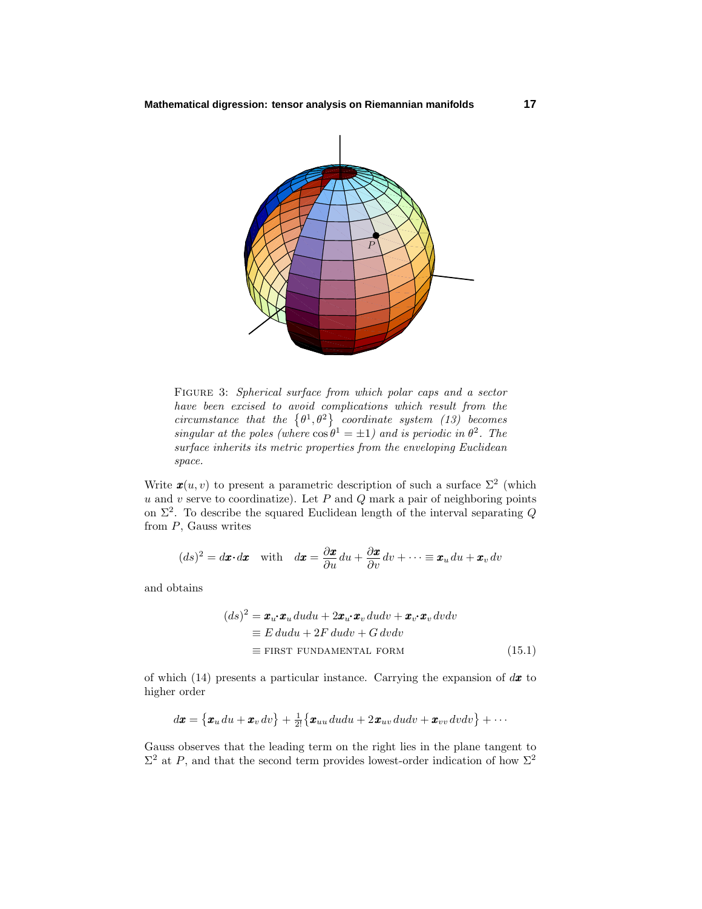FIGURE 3: *Spherical surface from which polar caps and a sector have been excised to avoid complications which result from the circumstance that the* $\{\theta^1, \theta^2\}$ *coordinate system (13) becomes singular at the poles (where* $\cos\theta^1 = \pm 1$*) and is periodic in* $\theta^2$*. The surface inherits its metric properties from the enveloping Euclidean space.*

Write $\boldsymbol{x}(u, v)$ to present a parametric description of such a surface $\Sigma^2$ (which $u$ and $v$ serve to coordinatize). Let $P$ and $Q$ mark a pair of neighboring points on $\Sigma^2$. To describe the squared Euclidean length of the interval separating $Q$ from $P$, Gauss writes

$$(ds)^2 = d\boldsymbol{x}\cdot d\boldsymbol{x} \quad \text{with} \quad d\boldsymbol{x} = \frac{\partial \boldsymbol{x}}{\partial u}\,du + \frac{\partial \boldsymbol{x}}{\partial v}\,dv + \cdots \equiv \boldsymbol{x}_u\,du + \boldsymbol{x}_v\,dv$$

and obtains

$$\begin{aligned}
(ds)^2 &= \boldsymbol{x}_u\cdot\boldsymbol{x}_u\,dudu + 2\boldsymbol{x}_u\cdot\boldsymbol{x}_v\,dudv + \boldsymbol{x}_v\cdot\boldsymbol{x}_v\,dvdv \\
&\equiv E\,dudu + 2F\,dudv + G\,dvdv \\
&\equiv \text{FIRST FUNDAMENTAL FORM}
\end{aligned} \tag{15.1}$$

of which (14) presents a particular instance. Carrying the expansion of $d\boldsymbol{x}$ to higher order

$$d\boldsymbol{x} = \big\{\boldsymbol{x}_u\,du + \boldsymbol{x}_v\,dv\big\} + \tfrac{1}{2!}\big\{\boldsymbol{x}_{uu}\,dudu + 2\boldsymbol{x}_{uv}\,dudv + \boldsymbol{x}_{vv}\,dvdv\big\} + \cdots$$

Gauss observes that the leading term on the right lies in the plane tangent to $\Sigma^2$ at $P$, and that the second term provides lowest-order indication of how $\Sigma^2$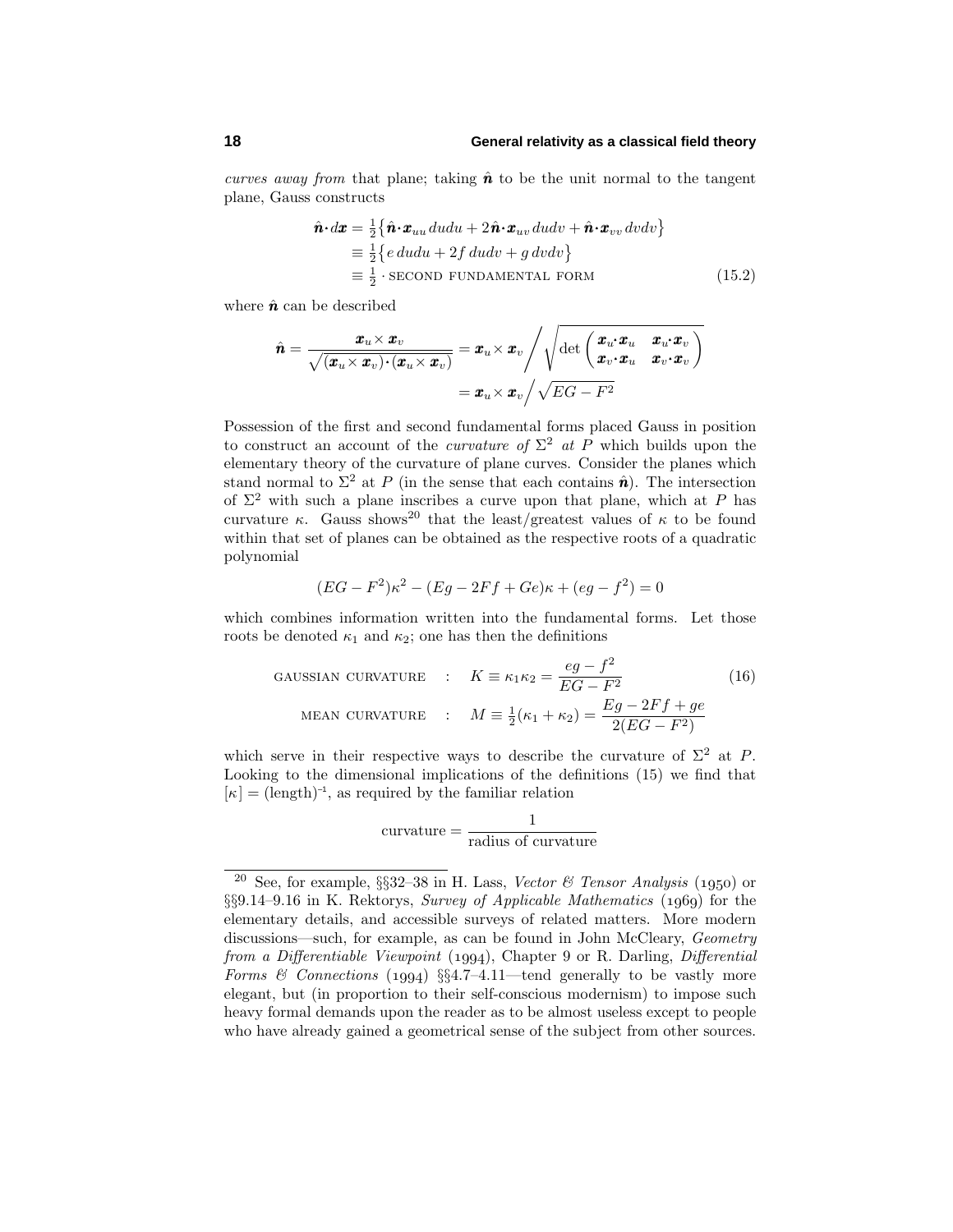*curves away from* that plane; taking $\hat{\boldsymbol{n}}$ to be the unit normal to the tangent plane, Gauss constructs

$$
\begin{aligned}
\hat{\boldsymbol{n}}\cdot d\boldsymbol{x} &= \tfrac{1}{2}\big\{\hat{\boldsymbol{n}}\cdot\boldsymbol{x}_{uu}\,dudu + 2\hat{\boldsymbol{n}}\cdot\boldsymbol{x}_{uv}\,dudv + \hat{\boldsymbol{n}}\cdot\boldsymbol{x}_{vv}\,dvdv\big\}\\
&\equiv \tfrac{1}{2}\big\{e\,dudu + 2f\,dudv + g\,dvdv\big\}\\
&\equiv \tfrac{1}{2}\cdot\text{SECOND FUNDAMENTAL FORM}
\end{aligned}
\tag{15.2}
$$

where $\hat{\boldsymbol{n}}$ can be described

$$
\begin{aligned}
\hat{\boldsymbol{n}} = \frac{\boldsymbol{x}_u\times\boldsymbol{x}_v}{\sqrt{(\boldsymbol{x}_u\times\boldsymbol{x}_v)\cdot(\boldsymbol{x}_u\times\boldsymbol{x}_v)}} &= \boldsymbol{x}_u\times\boldsymbol{x}_v\bigg/\sqrt{\det\begin{pmatrix}\boldsymbol{x}_u\cdot\boldsymbol{x}_u & \boldsymbol{x}_u\cdot\boldsymbol{x}_v\\ \boldsymbol{x}_v\cdot\boldsymbol{x}_u & \boldsymbol{x}_v\cdot\boldsymbol{x}_v\end{pmatrix}}\\
&= \boldsymbol{x}_u\times\boldsymbol{x}_v\Big/\sqrt{EG-F^2}
\end{aligned}
$$

Possession of the first and second fundamental forms placed Gauss in position to construct an account of the *curvature of* $\Sigma^2$ *at* $P$ which builds upon the elementary theory of the curvature of plane curves. Consider the planes which stand normal to $\Sigma^2$ at $P$ (in the sense that each contains $\hat{\boldsymbol{n}}$). The intersection of $\Sigma^2$ with such a plane inscribes a curve upon that plane, which at $P$ has curvature $\kappa$. Gauss shows[20] that the least/greatest values of $\kappa$ to be found within that set of planes can be obtained as the respective roots of a quadratic polynomial

$$
(EG-F^2)\kappa^2 - (Eg-2Ff+Ge)\kappa + (eg-f^2) = 0
$$

which combines information written into the fundamental forms. Let those roots be denoted $\kappa_1$ and $\kappa_2$; one has then the definitions

$$
\begin{aligned}
\text{GAUSSIAN CURVATURE} \quad &: \quad K \equiv \kappa_1\kappa_2 = \frac{eg-f^2}{EG-F^2}\\
\text{MEAN CURVATURE} \quad &: \quad M \equiv \tfrac{1}{2}(\kappa_1+\kappa_2) = \frac{Eg-2Ff+ge}{2(EG-F^2)}
\end{aligned}
\tag{16}
$$

which serve in their respective ways to describe the curvature of $\Sigma^2$ at $P$. Looking to the dimensional implications of the definitions (15) we find that $[\kappa] = (\text{length})^{-1}$, as required by the familiar relation

$$
\text{curvature} = \frac{1}{\text{radius of curvature}}
$$

[20] See, for example, §§32–38 in H. Lass, *Vector & Tensor Analysis* (1950) or §§9.14–9.16 in K. Rektorys, *Survey of Applicable Mathematics* (1969) for the elementary details, and accessible surveys of related matters. More modern discussions—such, for example, as can be found in John McCleary, *Geometry from a Differentiable Viewpoint* (1994), Chapter 9 or R. Darling, *Differential Forms & Connections* (1994) §§4.7–4.11—tend generally to be vastly more elegant, but (in proportion to their self-conscious modernism) to impose such heavy formal demands upon the reader as to be almost useless except to people who have already gained a geometrical sense of the subject from other sources.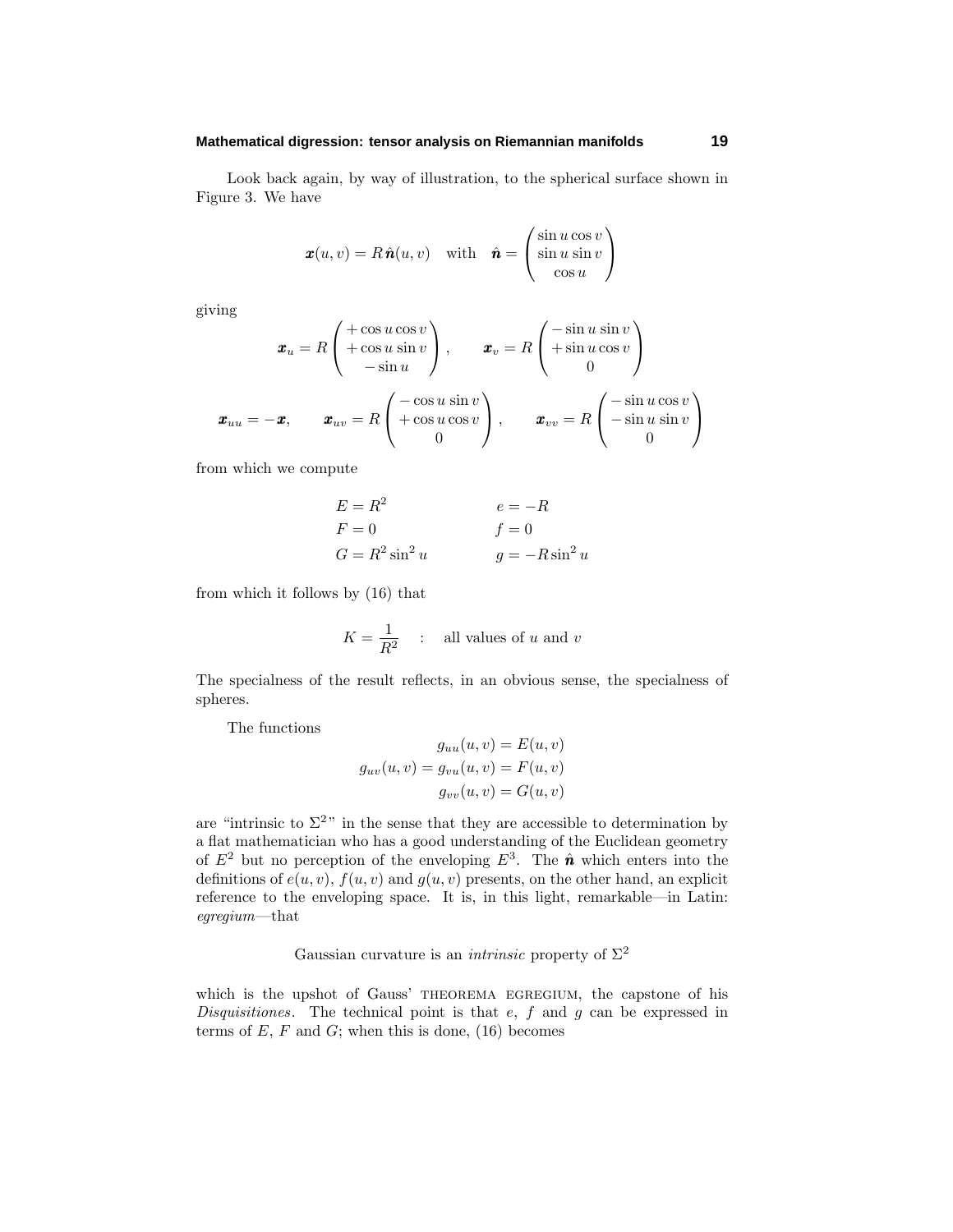Look back again, by way of illustration, to the spherical surface shown in Figure 3. We have

$$\boldsymbol{x}(u,v) = R\,\hat{\boldsymbol{n}}(u,v) \quad \text{with} \quad \hat{\boldsymbol{n}} = \begin{pmatrix} \sin u \cos v \\ \sin u \sin v \\ \cos u \end{pmatrix}$$

giving

$$\boldsymbol{x}_u = R\begin{pmatrix} +\cos u \cos v \\ +\cos u \sin v \\ -\sin u \end{pmatrix}, \qquad \boldsymbol{x}_v = R\begin{pmatrix} -\sin u \sin v \\ +\sin u \cos v \\ 0 \end{pmatrix}$$

$$\boldsymbol{x}_{uu} = -\boldsymbol{x}, \qquad \boldsymbol{x}_{uv} = R\begin{pmatrix} -\cos u \sin v \\ +\cos u \cos v \\ 0 \end{pmatrix}, \qquad \boldsymbol{x}_{vv} = R\begin{pmatrix} -\sin u \cos v \\ -\sin u \sin v \\ 0 \end{pmatrix}$$

from which we compute

$$\begin{aligned} E &= R^2 & \qquad e &= -R \\ F &= 0 & f &= 0 \\ G &= R^2 \sin^2 u & g &= -R\sin^2 u \end{aligned}$$

from which it follows by (16) that

$$K = \frac{1}{R^2} \quad : \quad \text{all values of } u \text{ and } v$$

The specialness of the result reflects, in an obvious sense, the specialness of spheres.

The functions

$$\begin{aligned} g_{uu}(u,v) &= E(u,v) \\ g_{uv}(u,v) = g_{vu}(u,v) &= F(u,v) \\ g_{vv}(u,v) &= G(u,v) \end{aligned}$$

are "intrinsic to $\Sigma^2$" in the sense that they are accessible to determination by a flat mathematician who has a good understanding of the Euclidean geometry of $E^2$ but no perception of the enveloping $E^3$. The $\hat{\boldsymbol{n}}$ which enters into the definitions of $e(u,v)$, $f(u,v)$ and $g(u,v)$ presents, on the other hand, an explicit reference to the enveloping space. It is, in this light, remarkable—in Latin: *egregium*—that

Gaussian curvature is an *intrinsic* property of $\Sigma^2$

which is the upshot of Gauss' THEOREMA EGREGIUM, the capstone of his *Disquisitiones*. The technical point is that $e$, $f$ and $g$ can be expressed in terms of $E$, $F$ and $G$; when this is done, (16) becomes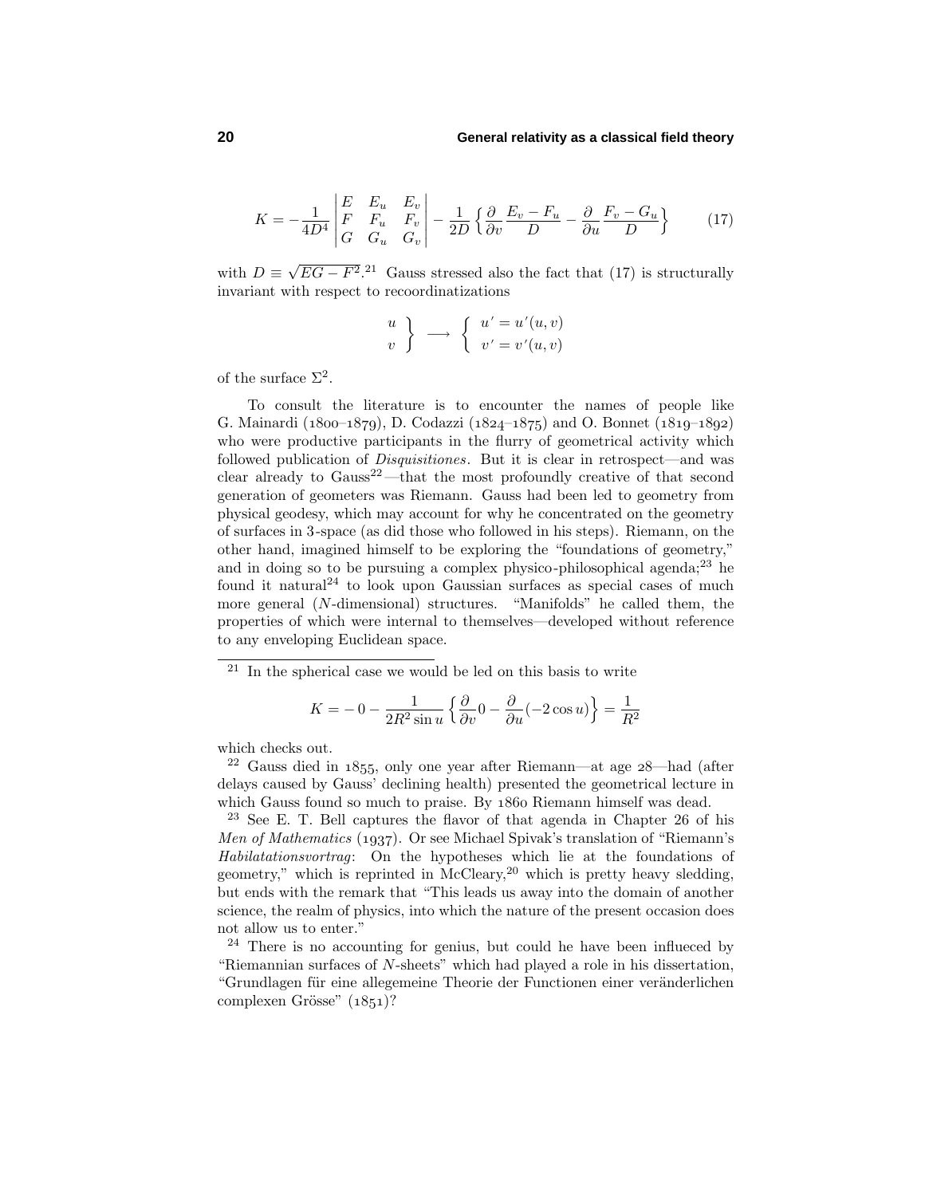$$K = -\frac{1}{4D^4}\begin{vmatrix} E & E_u & E_v \\ F & F_u & F_v \\ G & G_u & G_v \end{vmatrix} - \frac{1}{2D}\left\{\frac{\partial}{\partial v}\frac{E_v - F_u}{D} - \frac{\partial}{\partial u}\frac{F_v - G_u}{D}\right\} \tag{17}$$

with $D \equiv \sqrt{EG - F^2}$.[21] Gauss stressed also the fact that (17) is structurally invariant with respect to recoordinatizations

$$\left.\begin{matrix} u \\ v \end{matrix}\right\} \longrightarrow \left\{\begin{matrix} u' = u'(u,v) \\ v' = v'(u,v) \end{matrix}\right.$$

of the surface $\Sigma^2$.

To consult the literature is to encounter the names of people like G. Mainardi (1800–1879), D. Codazzi (1824–1875) and O. Bonnet (1819–1892) who were productive participants in the flurry of geometrical activity which followed publication of *Disquisitiones*. But it is clear in retrospect—and was clear already to Gauss[22]—that the most profoundly creative of that second generation of geometers was Riemann. Gauss had been led to geometry from physical geodesy, which may account for why he concentrated on the geometry of surfaces in 3-space (as did those who followed in his steps). Riemann, on the other hand, imagined himself to be exploring the "foundations of geometry," and in doing so to be pursuing a complex physico-philosophical agenda;[23] he found it natural[24] to look upon Gaussian surfaces as special cases of much more general ($N$-dimensional) structures. "Manifolds" he called them, the properties of which were internal to themselves—developed without reference to any enveloping Euclidean space.

---

[21] In the spherical case we would be led on this basis to write

$$K = -0 - \frac{1}{2R^2 \sin u}\left\{\frac{\partial}{\partial v}0 - \frac{\partial}{\partial u}(-2\cos u)\right\} = \frac{1}{R^2}$$

which checks out.

[22] Gauss died in 1855, only one year after Riemann—at age 28—had (after delays caused by Gauss' declining health) presented the geometrical lecture in which Gauss found so much to praise. By 1860 Riemann himself was dead.

[23] See E. T. Bell captures the flavor of that agenda in Chapter 26 of his *Men of Mathematics* (1937). Or see Michael Spivak's translation of "Riemann's *Habilatationsvortrag*: On the hypotheses which lie at the foundations of geometry," which is reprinted in McCleary,[20] which is pretty heavy sledding, but ends with the remark that "This leads us away into the domain of another science, the realm of physics, into which the nature of the present occasion does not allow us to enter."

[24] There is no accounting for genius, but could he have been influeced by "Riemannian surfaces of $N$-sheets" which had played a role in his dissertation, "Grundlagen für eine allegemeine Theorie der Functionen einer veränderlichen complexen Grösse" (1851)?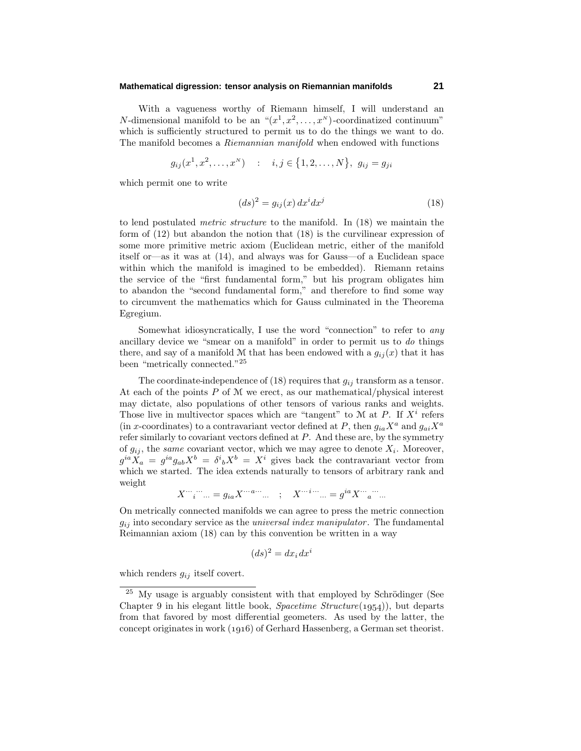With a vagueness worthy of Riemann himself, I will understand an $N$-dimensional manifold to be an "$(x^1, x^2, \ldots, x^N)$-coordinatized continuum" which is sufficiently structured to permit us to do the things we want to do. The manifold becomes a *Riemannian manifold* when endowed with functions

$$g_{ij}(x^1, x^2, \ldots, x^N) \quad : \quad i, j \in \{1, 2, \ldots, N\}, \;\; g_{ij} = g_{ji}$$

which permit one to write

$$(ds)^2 = g_{ij}(x)\, dx^i dx^j \tag{18}$$

to lend postulated *metric structure* to the manifold. In (18) we maintain the form of (12) but abandon the notion that (18) is the curvilinear expression of some more primitive metric axiom (Euclidean metric, either of the manifold itself or—as it was at (14), and always was for Gauss—of a Euclidean space within which the manifold is imagined to be embedded). Riemann retains the service of the "first fundamental form," but his program obligates him to abandon the "second fundamental form," and therefore to find some way to circumvent the mathematics which for Gauss culminated in the Theorema Egregium.

Somewhat idiosyncratically, I use the word "connection" to refer to *any* ancillary device we "smear on a manifold" in order to permit us to *do* things there, and say of a manifold $\mathcal{M}$ that has been endowed with a $g_{ij}(x)$ that it has been "metrically connected."[25]

The coordinate-independence of (18) requires that $g_{ij}$ transform as a tensor. At each of the points $P$ of $\mathcal{M}$ we erect, as our mathematical/physical interest may dictate, also populations of other tensors of various ranks and weights. Those live in multivector spaces which are "tangent" to $\mathcal{M}$ at $P$. If $X^i$ refers (in $x$-coordinates) to a contravariant vector defined at $P$, then $g_{ia}X^a$ and $g_{ai}X^a$ refer similarly to covariant vectors defined at $P$. And these are, by the symmetry of $g_{ij}$, the *same* covariant vector, which we may agree to denote $X_i$. Moreover, $g^{ia}X_a = g^{ia}g_{ab}X^b = \delta^i{}_b X^b = X^i$ gives back the contravariant vector from which we started. The idea extends naturally to tensors of arbitrary rank and weight

$$X^{\cdots}{}_{i}{}^{\cdots}{}_{\cdots} = g_{ia}X^{\cdots a \cdots}{}_{\cdots} \quad ; \quad X^{\cdots i \cdots}{}_{\cdots} = g^{ia}X^{\cdots}{}_{a}{}^{\cdots}{}_{\cdots}$$

On metrically connected manifolds we can agree to press the metric connection $g_{ij}$ into secondary service as the *universal index manipulator*. The fundamental Reimannian axiom (18) can by this convention be written in a way

$$(ds)^2 = dx_i\, dx^i$$

which renders $g_{ij}$ itself covert.

---

[25] My usage is arguably consistent with that employed by Schrödinger (See Chapter 9 in his elegant little book, *Spacetime Structure*(1954)), but departs from that favored by most differential geometers. As used by the latter, the concept originates in work (1916) of Gerhard Hassenberg, a German set theorist.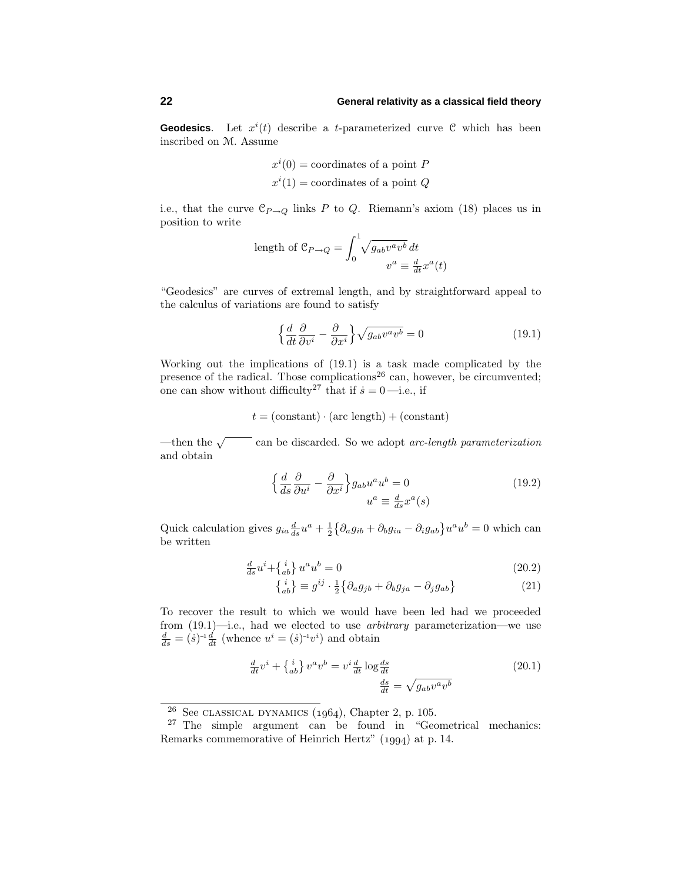**Geodesics**. Let $x^i(t)$ describe a $t$-parameterized curve $\mathcal{C}$ which has been inscribed on $\mathcal{M}$. Assume

$$
\begin{aligned}
x^i(0) &= \text{coordinates of a point } P\\
x^i(1) &= \text{coordinates of a point } Q
\end{aligned}
$$

i.e., that the curve $\mathcal{C}_{P\to Q}$ links $P$ to $Q$. Riemann's axiom (18) places us in position to write

$$
\text{length of } \mathcal{C}_{P\to Q} = \int_0^1 \sqrt{g_{ab}v^a v^b}\,dt
$$
$$
v^a \equiv \tfrac{d}{dt}x^a(t)
$$

"Geodesics" are curves of extremal length, and by straightforward appeal to the calculus of variations are found to satisfy

$$
\Big\{\frac{d}{dt}\frac{\partial}{\partial v^i} - \frac{\partial}{\partial x^i}\Big\}\sqrt{g_{ab}v^a v^b} = 0 \tag{19.1}
$$

Working out the implications of (19.1) is a task made complicated by the presence of the radical. Those complications[26] can, however, be circumvented; one can show without difficulty[27] that if $\dot{s} = 0$—i.e., if

$$
t = (\text{constant})\cdot(\text{arc length}) + (\text{constant})
$$

—then the $\sqrt{\phantom{xxxx}}$ can be discarded. So we adopt *arc-length parameterization* and obtain

$$
\Big\{\frac{d}{ds}\frac{\partial}{\partial u^i} - \frac{\partial}{\partial x^i}\Big\}g_{ab}u^a u^b = 0 \tag{19.2}
$$
$$
u^a \equiv \tfrac{d}{ds}x^a(s)
$$

Quick calculation gives $g_{ia}\frac{d}{ds}u^a + \frac{1}{2}\big\{\partial_a g_{ib} + \partial_b g_{ia} - \partial_i g_{ab}\big\}u^a u^b = 0$ which can be written

$$
\tfrac{d}{ds}u^i + \big\{{}^{\,i}_{ab}\big\}\,u^a u^b = 0 \tag{20.2}
$$
$$
\big\{{}^{\,i}_{ab}\big\} \equiv g^{ij}\cdot\tfrac{1}{2}\big\{\partial_a g_{jb} + \partial_b g_{ja} - \partial_j g_{ab}\big\} \tag{21}
$$

To recover the result to which we would have been led had we proceeded from (19.1)—i.e., had we elected to use *arbitrary* parameterization—we use $\frac{d}{ds} = (\dot{s})^{-1}\frac{d}{dt}$ (whence $u^i = (\dot{s})^{-1}v^i$) and obtain

$$
\tfrac{d}{dt}v^i + \big\{{}^{\,i}_{ab}\big\}\,v^a v^b = v^i\tfrac{d}{dt}\log\tfrac{ds}{dt} \tag{20.1}
$$
$$
\tfrac{ds}{dt} = \sqrt{g_{ab}v^a v^b}
$$

---

[26] See CLASSICAL DYNAMICS (1964), Chapter 2, p. 105.

[27] The simple argument can be found in "Geometrical mechanics: Remarks commemorative of Heinrich Hertz" (1994) at p. 14.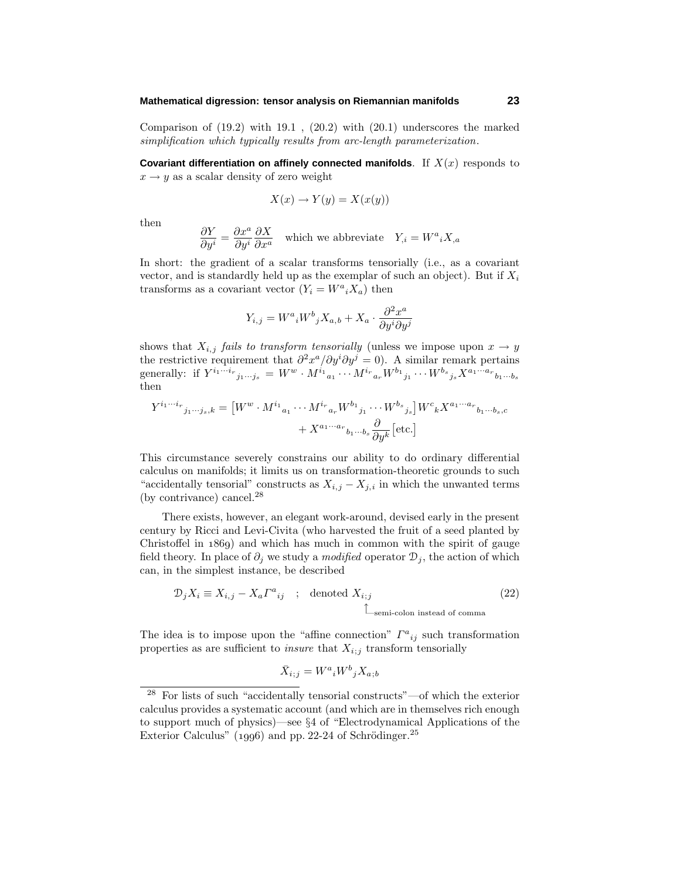Comparison of (19.2) with 19.1 , (20.2) with (20.1) underscores the marked *simplification which typically results from arc-length parameterization*.

**Covariant differentiation on affinely connected manifolds**. If $X(x)$ responds to $x \to y$ as a scalar density of zero weight

$$X(x) \to Y(y) = X(x(y))$$

then

$$\frac{\partial Y}{\partial y^i} = \frac{\partial x^a}{\partial y^i}\frac{\partial X}{\partial x^a} \quad \text{which we abbreviate} \quad Y_{,i} = W^a{}_i X_{,a}$$

In short: the gradient of a scalar transforms tensorially (i.e., as a covariant vector, and is standardly held up as the exemplar of such an object). But if $X_i$ transforms as a covariant vector ($Y_i = W^a{}_i X_a$) then

$$Y_{i,j} = W^a{}_i W^b{}_j X_{a,b} + X_a \cdot \frac{\partial^2 x^a}{\partial y^i \partial y^j}$$

shows that $X_{i,j}$ *fails to transform tensorially* (unless we impose upon $x \to y$ the restrictive requirement that $\partial^2 x^a / \partial y^i \partial y^j = 0$). A similar remark pertains generally: if $Y^{i_1 \cdots i_r}{}_{j_1 \cdots j_s} = W^w \cdot M^{i_1}{}_{a_1} \cdots M^{i_r}{}_{a_r} W^{b_1}{}_{j_1} \cdots W^{b_s}{}_{j_s} X^{a_1 \cdots a_r}{}_{b_1 \cdots b_s}$ then

$$\begin{aligned} Y^{i_1 \cdots i_r}{}_{j_1 \cdots j_s, k} = \big[W^w \cdot M^{i_1}{}_{a_1} \cdots M^{i_r}{}_{a_r} W^{b_1}{}_{j_1} \cdots W^{b_s}{}_{j_s}\big] W^c{}_k X^{a_1 \cdots a_r}{}_{b_1 \cdots b_s, c} \\ + X^{a_1 \cdots a_r}{}_{b_1 \cdots b_s} \frac{\partial}{\partial y^k}\big[\text{etc.}\big] \end{aligned}$$

This circumstance severely constrains our ability to do ordinary differential calculus on manifolds; it limits us on transformation-theoretic grounds to such "accidentally tensorial" constructs as $X_{i,j} - X_{j,i}$ in which the unwanted terms (by contrivance) cancel.[28]

There exists, however, an elegant work-around, devised early in the present century by Ricci and Levi-Civita (who harvested the fruit of a seed planted by Christoffel in 1869) and which has much in common with the spirit of gauge field theory. In place of $\partial_j$ we study a *modified* operator $\mathcal{D}_j$, the action of which can, in the simplest instance, be described

$$\mathcal{D}_j X_i \equiv X_{i,j} - X_a \Gamma^a{}_{ij} \quad ; \quad \text{denoted } \underbrace{X_{i;j}}_{\text{semi-colon instead of comma}} \tag{22}$$

The idea is to impose upon the "affine connection" $\Gamma^a{}_{ij}$ such transformation properties as are sufficient to *insure* that $X_{i;j}$ transform tensorially

$$\bar{X}_{i;j} = W^a{}_i W^b{}_j X_{a;b}$$

---

[28] For lists of such "accidentally tensorial constructs"—of which the exterior calculus provides a systematic account (and which are in themselves rich enough to support much of physics)—see §4 of "Electrodynamical Applications of the Exterior Calculus" (1996) and pp. 22-24 of Schrödinger.[25]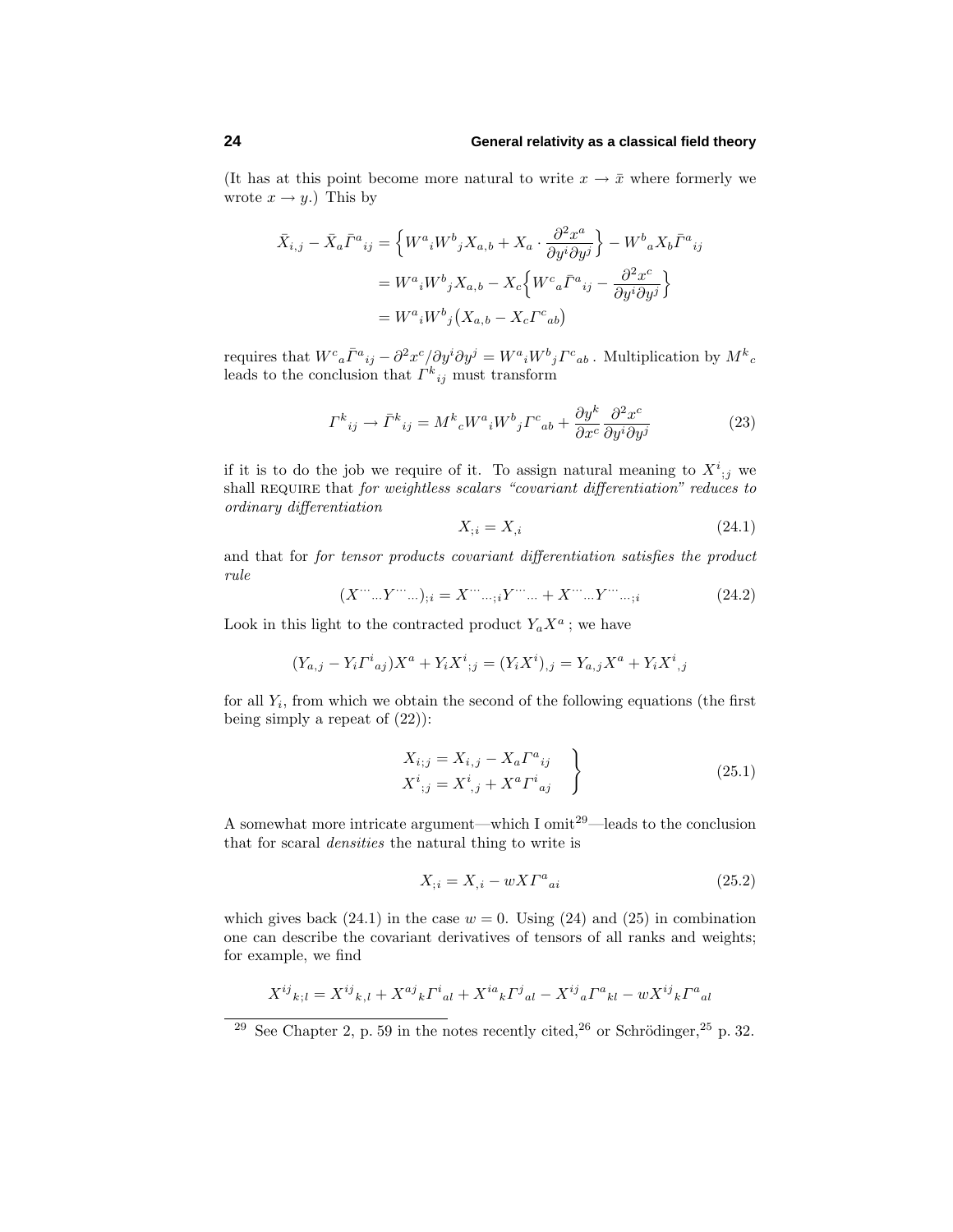(It has at this point become more natural to write $x \to \bar{x}$ where formerly we wrote $x \to y$.) This by

$$
\begin{aligned}
\bar{X}_{i,j} - \bar{X}_a \bar{\Gamma}^a{}_{ij} &= \Big\{ W^a{}_i W^b{}_j X_{a,b} + X_a \cdot \frac{\partial^2 x^a}{\partial y^i \partial y^j} \Big\} - W^b{}_a X_b \bar{\Gamma}^a{}_{ij} \\
&= W^a{}_i W^b{}_j X_{a,b} - X_c \Big\{ W^c{}_a \bar{\Gamma}^a{}_{ij} - \frac{\partial^2 x^c}{\partial y^i \partial y^j} \Big\} \\
&= W^a{}_i W^b{}_j \big( X_{a,b} - X_c \Gamma^c{}_{ab} \big)
\end{aligned}
$$

requires that $W^c{}_a \bar{\Gamma}^a{}_{ij} - \partial^2 x^c / \partial y^i \partial y^j = W^a{}_i W^b{}_j \Gamma^c{}_{ab}$. Multiplication by $M^k{}_c$ leads to the conclusion that $\Gamma^k{}_{ij}$ must transform

$$
\Gamma^k{}_{ij} \to \bar{\Gamma}^k{}_{ij} = M^k{}_c W^a{}_i W^b{}_j \Gamma^c{}_{ab} + \frac{\partial y^k}{\partial x^c} \frac{\partial^2 x^c}{\partial y^i \partial y^j} \tag{23}
$$

if it is to do the job we require of it. To assign natural meaning to $X^i{}_{;j}$ we shall REQUIRE that *for weightless scalars "covariant differentiation" reduces to ordinary differentiation*

$$
X_{;i} = X_{,i} \tag{24.1}
$$

and that for *for tensor products covariant differentiation satisfies the product rule*

$$
(X^{\cdots}{}_{\cdots} Y^{\cdots}{}_{\cdots})_{;i} = X^{\cdots}{}_{\cdots;i} Y^{\cdots}{}_{\cdots} + X^{\cdots}{}_{\cdots} Y^{\cdots}{}_{\cdots;i} \tag{24.2}
$$

Look in this light to the contracted product $Y_a X^a$ ; we have

$$
(Y_{a,j} - Y_i \Gamma^i{}_{aj}) X^a + Y_i X^i{}_{;j} = (Y_i X^i)_{,j} = Y_{a,j} X^a + Y_i X^i{}_{,j}
$$

for all $Y_i$, from which we obtain the second of the following equations (the first being simply a repeat of (22)):

$$
\left.
\begin{aligned}
X_{i;j} &= X_{i,j} - X_a \Gamma^a{}_{ij} \\
X^i{}_{;j} &= X^i{}_{,j} + X^a \Gamma^i{}_{aj}
\end{aligned}
\right\} \tag{25.1}
$$

A somewhat more intricate argument—which I omit[29]—leads to the conclusion that for scaral *densities* the natural thing to write is

$$
X_{;i} = X_{,i} - wX\Gamma^a{}_{ai} \tag{25.2}
$$

which gives back (24.1) in the case $w = 0$. Using (24) and (25) in combination one can describe the covariant derivatives of tensors of all ranks and weights; for example, we find

$$
X^{ij}{}_{k;l} = X^{ij}{}_{k,l} + X^{aj}{}_k \Gamma^i{}_{al} + X^{ia}{}_k \Gamma^j{}_{al} - X^{ij}{}_a \Gamma^a{}_{kl} - wX^{ij}{}_k \Gamma^a{}_{al}
$$

---

[29] See Chapter 2, p. 59 in the notes recently cited,[26] or Schrödinger,[25] p. 32.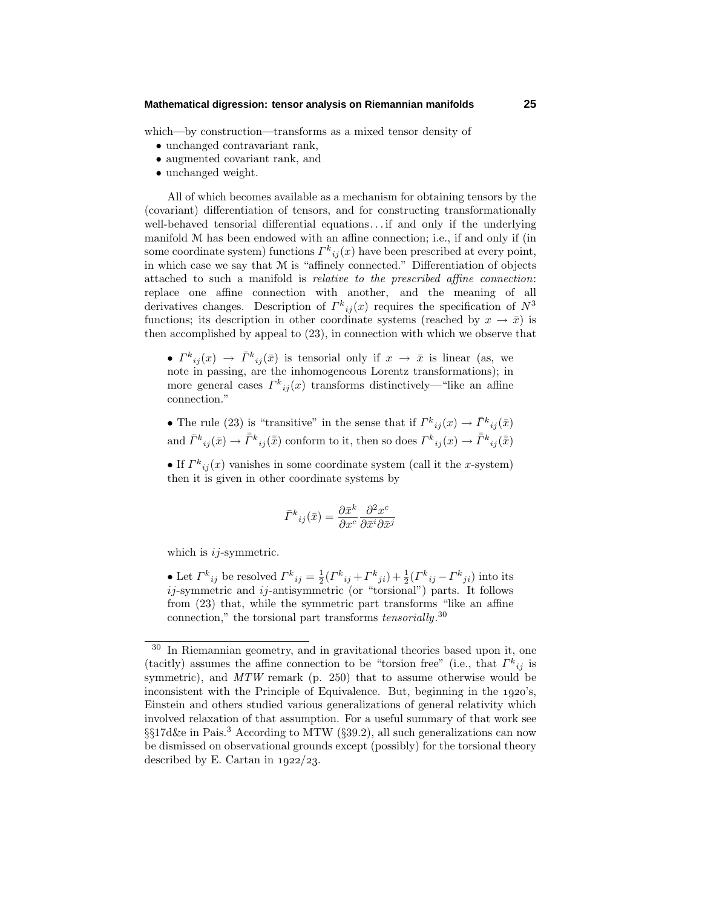which—by construction—transforms as a mixed tensor density of

- unchanged contravariant rank,
- augmented covariant rank, and
- unchanged weight.

All of which becomes available as a mechanism for obtaining tensors by the (covariant) differentiation of tensors, and for constructing transformationally well-behaved tensorial differential equations. . . if and only if the underlying manifold $\mathcal{M}$ has been endowed with an affine connection; i.e., if and only if (in some coordinate system) functions $\Gamma^k{}_{ij}(x)$ have been prescribed at every point, in which case we say that $\mathcal{M}$ is "affinely connected." Differentiation of objects attached to such a manifold is *relative to the prescribed affine connection*: replace one affine connection with another, and the meaning of all derivatives changes. Description of $\Gamma^k{}_{ij}(x)$ requires the specification of $N^3$ functions; its description in other coordinate systems (reached by $x \to \bar{x}$) is then accomplished by appeal to (23), in connection with which we observe that

- $\Gamma^k{}_{ij}(x) \to \bar{\Gamma}^k{}_{ij}(\bar{x})$ is tensorial only if $x \to \bar{x}$ is linear (as, we note in passing, are the inhomogeneous Lorentz transformations); in more general cases $\Gamma^k{}_{ij}(x)$ transforms distinctively—"like an affine connection."

- The rule (23) is "transitive" in the sense that if $\Gamma^k{}_{ij}(x) \to \bar{\Gamma}^k{}_{ij}(\bar{x})$ and $\bar{\Gamma}^k{}_{ij}(\bar{x}) \to \bar{\bar{\Gamma}}^k{}_{ij}(\bar{\bar{x}})$ conform to it, then so does $\Gamma^k{}_{ij}(x) \to \bar{\bar{\Gamma}}^k{}_{ij}(\bar{\bar{x}})$

- If $\Gamma^k{}_{ij}(x)$ vanishes in some coordinate system (call it the $x$-system) then it is given in other coordinate systems by

$$\bar{\Gamma}^k{}_{ij}(\bar{x}) = \frac{\partial \bar{x}^k}{\partial x^c}\frac{\partial^2 x^c}{\partial \bar{x}^i \partial \bar{x}^j}$$

  which is $ij$-symmetric.

- Let $\Gamma^k{}_{ij}$ be resolved $\Gamma^k{}_{ij} = \frac{1}{2}(\Gamma^k{}_{ij} + \Gamma^k{}_{ji}) + \frac{1}{2}(\Gamma^k{}_{ij} - \Gamma^k{}_{ji})$ into its $ij$-symmetric and $ij$-antisymmetric (or "torsional") parts. It follows from (23) that, while the symmetric part transforms "like an affine connection," the torsional part transforms *tensorially*.[30]

---

[30] In Riemannian geometry, and in gravitational theories based upon it, one (tacitly) assumes the affine connection to be "torsion free" (i.e., that $\Gamma^k{}_{ij}$ is symmetric), and *MTW* remark (p. 250) that to assume otherwise would be inconsistent with the Principle of Equivalence. But, beginning in the 1920's, Einstein and others studied various generalizations of general relativity which involved relaxation of that assumption. For a useful summary of that work see §§17d&e in Pais.[3] According to MTW (§39.2), all such generalizations can now be dismissed on observational grounds except (possibly) for the torsional theory described by E. Cartan in 1922/23.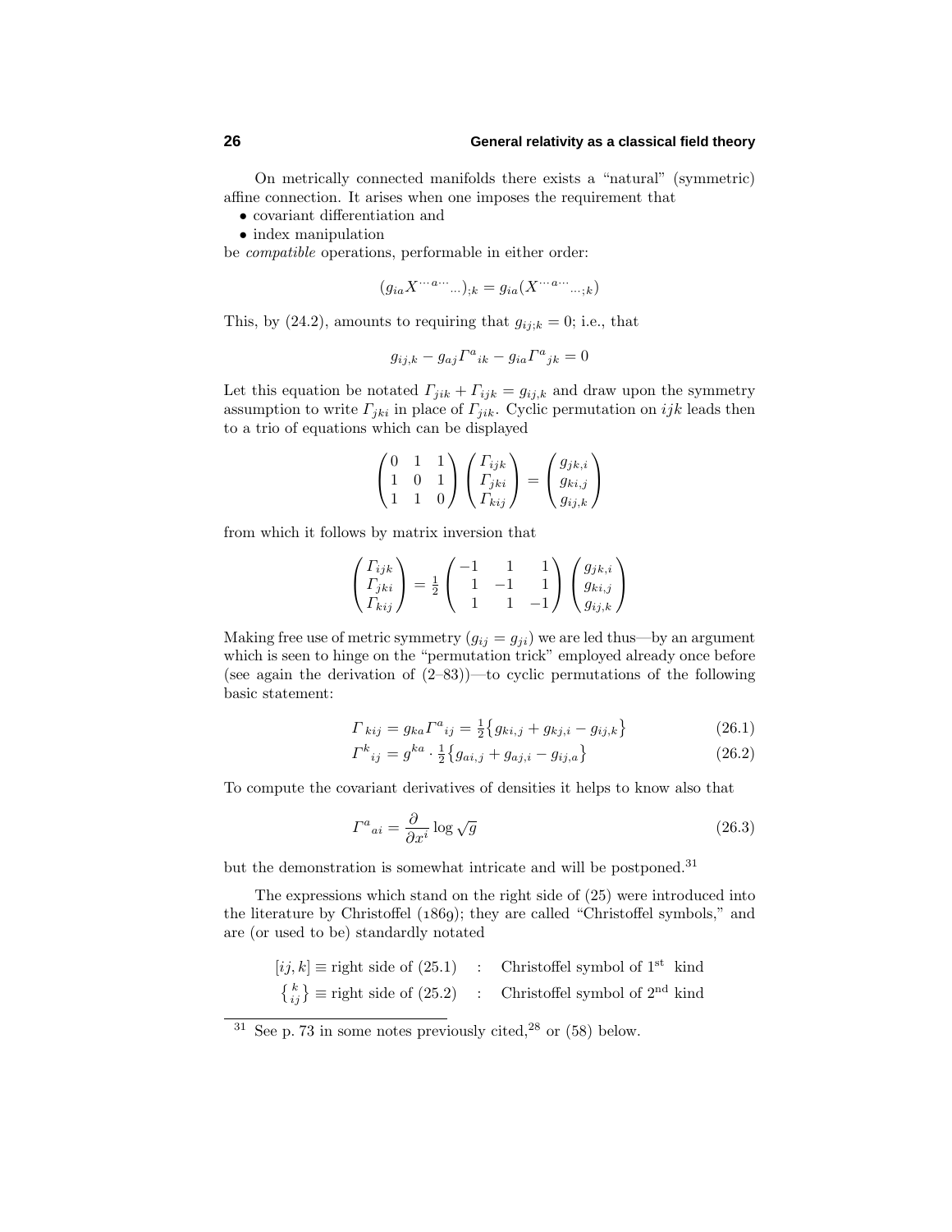On metrically connected manifolds there exists a "natural" (symmetric) affine connection. It arises when one imposes the requirement that

- covariant differentiation and
- index manipulation

be *compatible* operations, performable in either order:

$$(g_{ia}X^{\cdots a\cdots}{}_{\cdots})_{;k} = g_{ia}(X^{\cdots a\cdots}{}_{\cdots;k})$$

This, by (24.2), amounts to requiring that $g_{ij;k} = 0$; i.e., that

$$g_{ij,k} - g_{aj}\Gamma^a{}_{ik} - g_{ia}\Gamma^a{}_{jk} = 0$$

Let this equation be notated $\Gamma_{jik} + \Gamma_{ijk} = g_{ij,k}$ and draw upon the symmetry assumption to write $\Gamma_{jki}$ in place of $\Gamma_{jik}$. Cyclic permutation on $ijk$ leads then to a trio of equations which can be displayed

$$\begin{pmatrix} 0 & 1 & 1 \\ 1 & 0 & 1 \\ 1 & 1 & 0 \end{pmatrix} \begin{pmatrix} \Gamma_{ijk} \\ \Gamma_{jki} \\ \Gamma_{kij} \end{pmatrix} = \begin{pmatrix} g_{jk,i} \\ g_{ki,j} \\ g_{ij,k} \end{pmatrix}$$

from which it follows by matrix inversion that

$$\begin{pmatrix} \Gamma_{ijk} \\ \Gamma_{jki} \\ \Gamma_{kij} \end{pmatrix} = \tfrac{1}{2}\begin{pmatrix} -1 & 1 & 1 \\ 1 & -1 & 1 \\ 1 & 1 & -1 \end{pmatrix} \begin{pmatrix} g_{jk,i} \\ g_{ki,j} \\ g_{ij,k} \end{pmatrix}$$

Making free use of metric symmetry ($g_{ij} = g_{ji}$) we are led thus—by an argument which is seen to hinge on the "permutation trick" employed already once before (see again the derivation of (2–83))—to cyclic permutations of the following basic statement:

$$\Gamma_{kij} = g_{ka}\Gamma^a{}_{ij} = \tfrac{1}{2}\big\{g_{ki,j} + g_{kj,i} - g_{ij,k}\big\} \tag{26.1}$$

$$\Gamma^k{}_{ij} = g^{ka}\cdot\tfrac{1}{2}\big\{g_{ai,j} + g_{aj,i} - g_{ij,a}\big\} \tag{26.2}$$

To compute the covariant derivatives of densities it helps to know also that

$$\Gamma^a{}_{ai} = \frac{\partial}{\partial x^i}\log\sqrt{g} \tag{26.3}$$

but the demonstration is somewhat intricate and will be postponed.[31]

The expressions which stand on the right side of (25) were introduced into the literature by Christoffel (1869); they are called "Christoffel symbols," and are (or used to be) standardly notated

$[ij, k] \equiv$ right side of (25.1) : Christoffel symbol of 1st kind

$\left\{ {k \atop ij} \right\} \equiv$ right side of (25.2) : Christoffel symbol of 2nd kind

---

[31] See p. 73 in some notes previously cited,[28] or (58) below.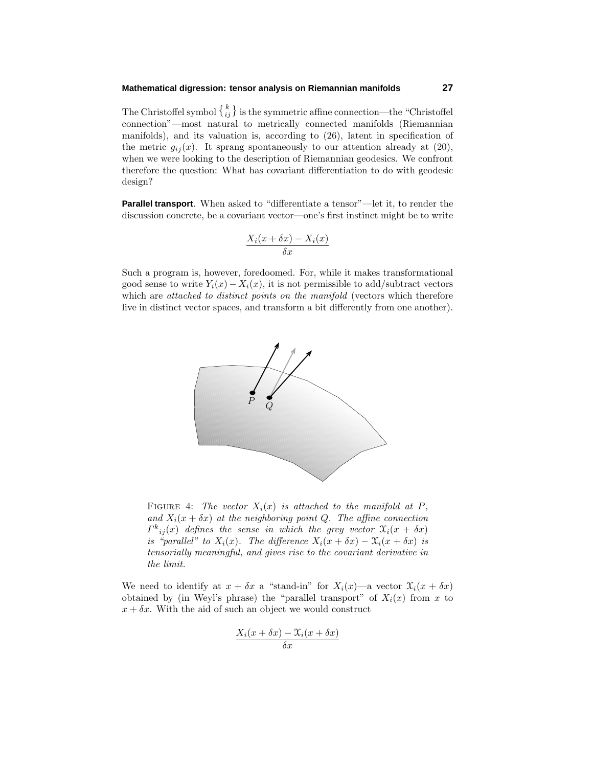The Christoffel symbol $\left\{ {k \atop ij} \right\}$ is the symmetric affine connection—the "Christoffel connection"—most natural to metrically connected manifolds (Riemannian manifolds), and its valuation is, according to (26), latent in specification of the metric $g_{ij}(x)$. It sprang spontaneously to our attention already at (20), when we were looking to the description of Riemannian geodesics. We confront therefore the question: What has covariant differentiation to do with geodesic design?

**Parallel transport**. When asked to "differentiate a tensor"—let it, to render the discussion concrete, be a covariant vector—one's first instinct might be to write

$$\frac{X_i(x+\delta x) - X_i(x)}{\delta x}$$

Such a program is, however, foredoomed. For, while it makes transformational good sense to write $Y_i(x) - X_i(x)$, it is not permissible to add/subtract vectors which are *attached to distinct points on the manifold* (vectors which therefore live in distinct vector spaces, and transform a bit differently from one another).

FIGURE 4: *The vector $X_i(x)$ is attached to the manifold at $P$, and $X_i(x+\delta x)$ at the neighboring point $Q$. The affine connection $\Gamma^k{}_{ij}(x)$ defines the sense in which the grey vector $\mathfrak{X}_i(x+\delta x)$ is "parallel" to $X_i(x)$. The difference $X_i(x+\delta x) - \mathfrak{X}_i(x+\delta x)$ is tensorially meaningful, and gives rise to the covariant derivative in the limit.*

We need to identify at $x + \delta x$ a "stand-in" for $X_i(x)$—a vector $\mathfrak{X}_i(x+\delta x)$ obtained by (in Weyl's phrase) the "parallel transport" of $X_i(x)$ from $x$ to $x + \delta x$. With the aid of such an object we would construct

$$\frac{X_i(x+\delta x) - \mathfrak{X}_i(x+\delta x)}{\delta x}$$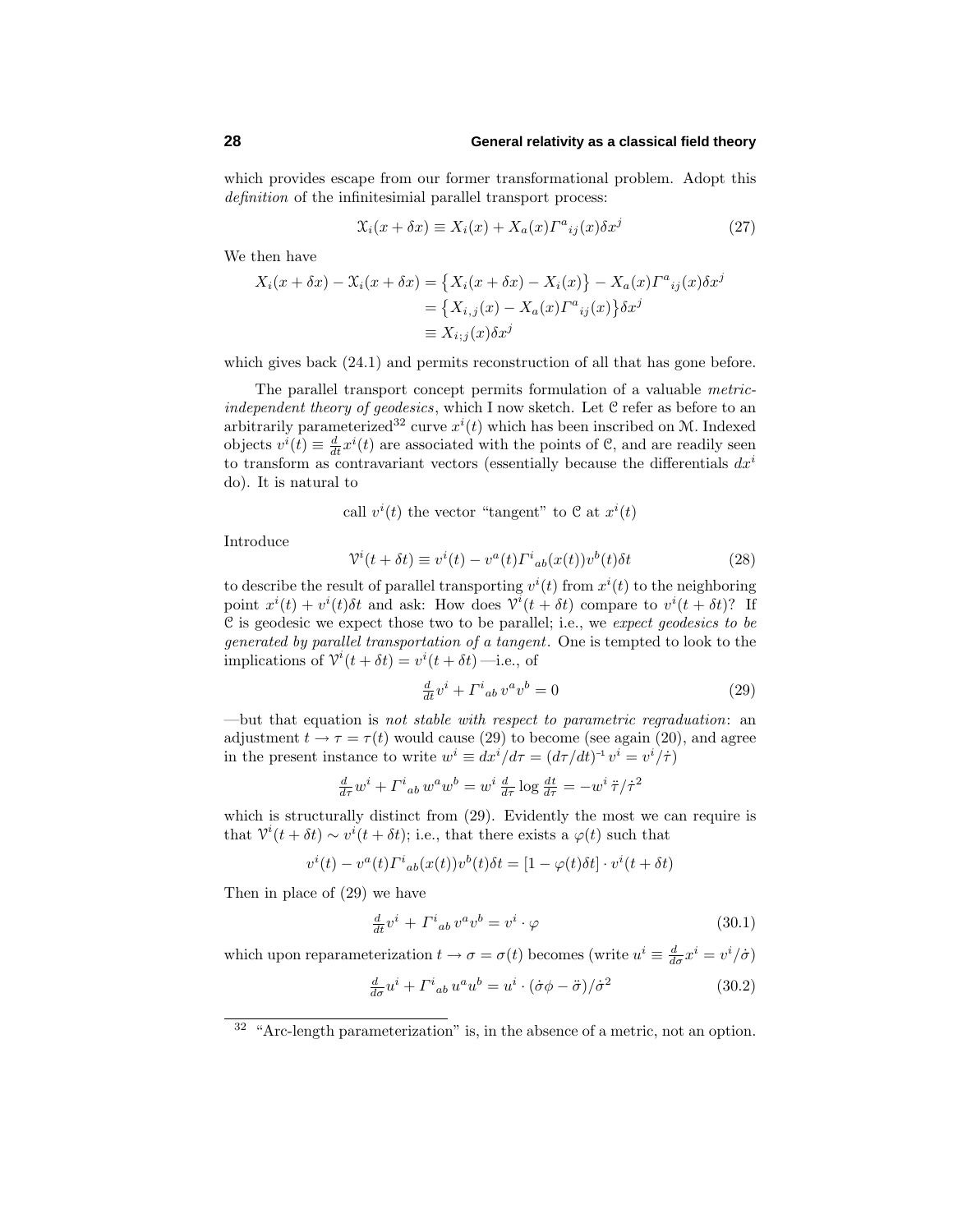which provides escape from our former transformational problem. Adopt this *definition* of the infinitesimial parallel transport process:

$$\mathcal{X}_i(x+\delta x) \equiv X_i(x) + X_a(x)\Gamma^a{}_{ij}(x)\delta x^j \tag{27}$$

We then have

$$\begin{aligned}
X_i(x+\delta x) - \mathcal{X}_i(x+\delta x) &= \big\{X_i(x+\delta x) - X_i(x)\big\} - X_a(x)\Gamma^a{}_{ij}(x)\delta x^j \\
&= \big\{X_{i,j}(x) - X_a(x)\Gamma^a{}_{ij}(x)\big\}\delta x^j \\
&\equiv X_{i;j}(x)\delta x^j
\end{aligned}$$

which gives back (24.1) and permits reconstruction of all that has gone before.

The parallel transport concept permits formulation of a valuable *metric-independent theory of geodesics*, which I now sketch. Let $\mathcal{C}$ refer as before to an arbitrarily parameterized[32] curve $x^i(t)$ which has been inscribed on $\mathcal{M}$. Indexed objects $v^i(t) \equiv \frac{d}{dt}x^i(t)$ are associated with the points of $\mathcal{C}$, and are readily seen to transform as contravariant vectors (essentially because the differentials $dx^i$ do). It is natural to

call $v^i(t)$ the vector "tangent" to $\mathcal{C}$ at $x^i(t)$

Introduce

$$\mathcal{V}^i(t+\delta t) \equiv v^i(t) - v^a(t)\Gamma^i{}_{ab}(x(t))v^b(t)\delta t \tag{28}$$

to describe the result of parallel transporting $v^i(t)$ from $x^i(t)$ to the neighboring point $x^i(t) + v^i(t)\delta t$ and ask: How does $\mathcal{V}^i(t+\delta t)$ compare to $v^i(t+\delta t)$? If $\mathcal{C}$ is geodesic we expect those two to be parallel; i.e., we *expect geodesics to be generated by parallel transportation of a tangent*. One is tempted to look to the implications of $\mathcal{V}^i(t+\delta t) = v^i(t+\delta t)$ —i.e., of

$$\tfrac{d}{dt}v^i + \Gamma^i{}_{ab}\, v^a v^b = 0 \tag{29}$$

—but that equation is *not stable with respect to parametric regraduation*: an adjustment $t \to \tau = \tau(t)$ would cause (29) to become (see again (20), and agree in the present instance to write $w^i \equiv dx^i/d\tau = (d\tau/dt)^{-1}\, v^i = v^i/\dot\tau$)

$$\tfrac{d}{d\tau}w^i + \Gamma^i{}_{ab}\, w^a w^b = w^i \tfrac{d}{d\tau}\log\tfrac{dt}{d\tau} = -w^i\, \ddot\tau/\dot\tau^2$$

which is structurally distinct from (29). Evidently the most we can require is that $\mathcal{V}^i(t+\delta t) \sim v^i(t+\delta t)$; i.e., that there exists a $\varphi(t)$ such that

$$v^i(t) - v^a(t)\Gamma^i{}_{ab}(x(t))v^b(t)\delta t = [1 - \varphi(t)\delta t]\cdot v^i(t+\delta t)$$

Then in place of (29) we have

$$\tfrac{d}{dt}v^i + \Gamma^i{}_{ab}\, v^a v^b = v^i\cdot\varphi \tag{30.1}$$

which upon reparameterization $t \to \sigma = \sigma(t)$ becomes (write $u^i \equiv \frac{d}{d\sigma}x^i = v^i/\dot\sigma$)

$$\tfrac{d}{d\sigma}u^i + \Gamma^i{}_{ab}\, u^a u^b = u^i\cdot(\dot\sigma\phi - \ddot\sigma)/\dot\sigma^2 \tag{30.2}$$

---

[32] "Arc-length parameterization" is, in the absence of a metric, not an option.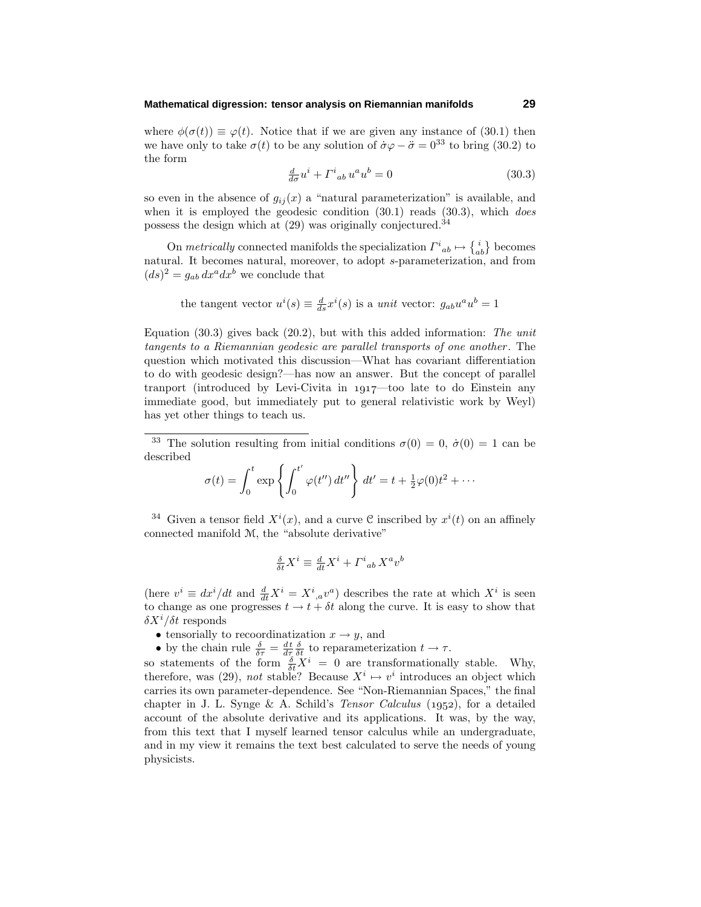where $\phi(\sigma(t)) \equiv \varphi(t)$. Notice that if we are given any instance of (30.1) then we have only to take $\sigma(t)$ to be any solution of $\dot\sigma\varphi - \ddot\sigma = 0$[33] to bring (30.2) to the form

$$\tfrac{d}{d\sigma}u^i + \Gamma^i{}_{ab}\,u^a u^b = 0 \tag{30.3}$$

so even in the absence of $g_{ij}(x)$ a "natural parameterization" is available, and when it is employed the geodesic condition (30.1) reads (30.3), which *does* possess the design which at (29) was originally conjectured.[34]

On *metrically* connected manifolds the specialization $\Gamma^i{}_{ab} \mapsto \left\{ {i \atop ab} \right\}$ becomes natural. It becomes natural, moreover, to adopt $s$-parameterization, and from $(ds)^2 = g_{ab}\,dx^a dx^b$ we conclude that

the tangent vector $u^i(s) \equiv \frac{d}{ds}x^i(s)$ is a *unit* vector: $g_{ab}u^a u^b = 1$

Equation (30.3) gives back (20.2), but with this added information: *The unit tangents to a Riemannian geodesic are parallel transports of one another*. The question which motivated this discussion—What has covariant differentiation to do with geodesic design?—has now an answer. But the concept of parallel tranport (introduced by Levi-Civita in 1917—too late to do Einstein any immediate good, but immediately put to general relativistic work by Weyl) has yet other things to teach us.

---

[33] The solution resulting from initial conditions $\sigma(0) = 0$, $\dot\sigma(0) = 1$ can be described

$$\sigma(t) = \int_0^t \exp\left\{\int_0^{t'} \varphi(t'')\,dt''\right\}\,dt' = t + \tfrac{1}{2}\varphi(0)t^2 + \cdots$$

[34] Given a tensor field $X^i(x)$, and a curve $\mathcal{C}$ inscribed by $x^i(t)$ on an affinely connected manifold $\mathcal{M}$, the "absolute derivative"

$$\tfrac{\delta}{\delta t}X^i \equiv \tfrac{d}{dt}X^i + \Gamma^i{}_{ab}\,X^a v^b$$

(here $v^i \equiv dx^i/dt$ and $\frac{d}{dt}X^i = X^i{}_{,a}v^a$) describes the rate at which $X^i$ is seen to change as one progresses $t \to t + \delta t$ along the curve. It is easy to show that $\delta X^i/\delta t$ responds

- tensorially to recoordinatization $x \to y$, and
- by the chain rule $\frac{\delta}{\delta\tau} = \frac{dt}{d\tau}\frac{\delta}{\delta t}$ to reparameterization $t \to \tau$.

so statements of the form $\frac{\delta}{\delta t}X^i = 0$ are transformationally stable. Why, therefore, was (29), *not* stable? Because $X^i \mapsto v^i$ introduces an object which carries its own parameter-dependence. See "Non-Riemannian Spaces," the final chapter in J. L. Synge & A. Schild's *Tensor Calculus* (1952), for a detailed account of the absolute derivative and its applications. It was, by the way, from this text that I myself learned tensor calculus while an undergraduate, and in my view it remains the text best calculated to serve the needs of young physicists.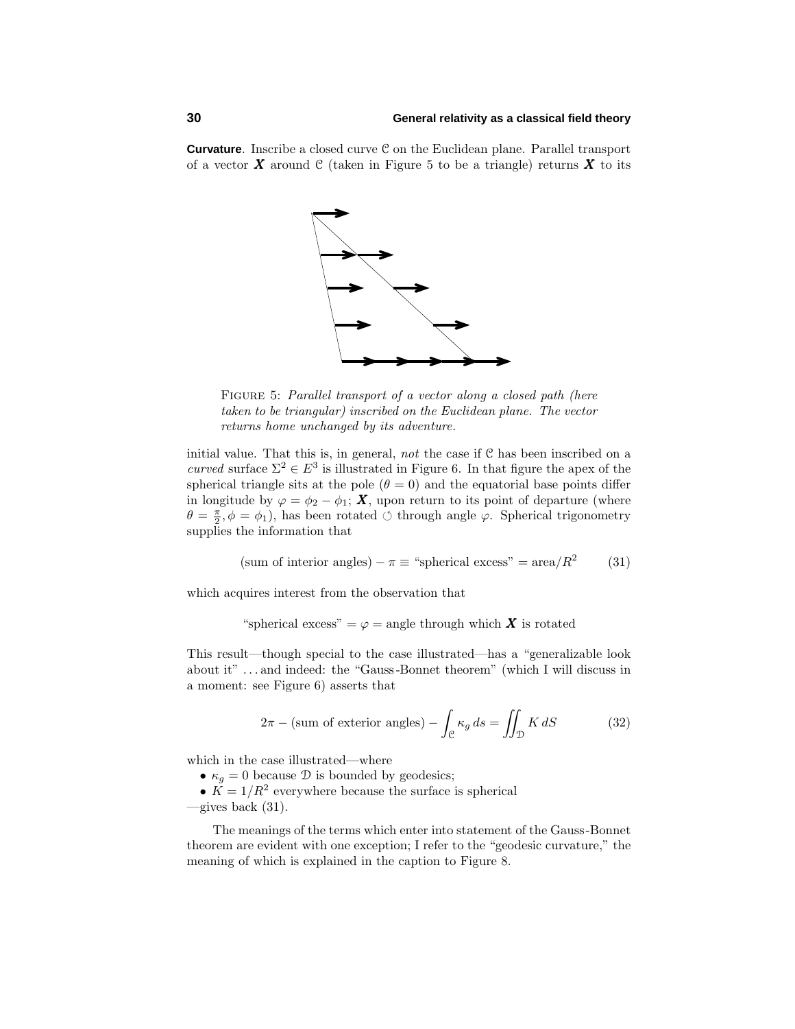**Curvature**. Inscribe a closed curve $\mathcal{C}$ on the Euclidean plane. Parallel transport of a vector $\boldsymbol{X}$ around $\mathcal{C}$ (taken in Figure 5 to be a triangle) returns $\boldsymbol{X}$ to its initial value. That this is, in general, *not* the case if $\mathcal{C}$ has been inscribed on a *curved* surface $\Sigma^2 \in E^3$ is illustrated in Figure 6. In that figure the apex of the spherical triangle sits at the pole ($\theta = 0$) and the equatorial base points differ in longitude by $\varphi = \phi_2 - \phi_1$; $\boldsymbol{X}$, upon return to its point of departure (where $\theta = \frac{\pi}{2}, \phi = \phi_1$), has been rotated $\circlearrowleft$ through angle $\varphi$. Spherical trigonometry supplies the information that

FIGURE 5: *Parallel transport of a vector along a closed path (here taken to be triangular) inscribed on the Euclidean plane. The vector returns home unchanged by its adventure.*

$$\text{(sum of interior angles)} - \pi \equiv \text{“spherical excess”} = \text{area}/R^2 \tag{31}$$

which acquires interest from the observation that

$$\text{“spherical excess”} = \varphi = \text{angle through which } \boldsymbol{X} \text{ is rotated}$$

This result—though special to the case illustrated—has a “generalizable look about it” . . . and indeed: the “Gauss-Bonnet theorem” (which I will discuss in a moment: see Figure 6) asserts that

$$2\pi - \text{(sum of exterior angles)} - \int_{\mathcal{C}} \kappa_g \, ds = \iint_{\mathcal{D}} K \, dS \tag{32}$$

which in the case illustrated—where

- $\kappa_g = 0$ because $\mathcal{D}$ is bounded by geodesics;
- $K = 1/R^2$ everywhere because the surface is spherical

—gives back (31).

The meanings of the terms which enter into statement of the Gauss-Bonnet theorem are evident with one exception; I refer to the “geodesic curvature,” the meaning of which is explained in the caption to Figure 8.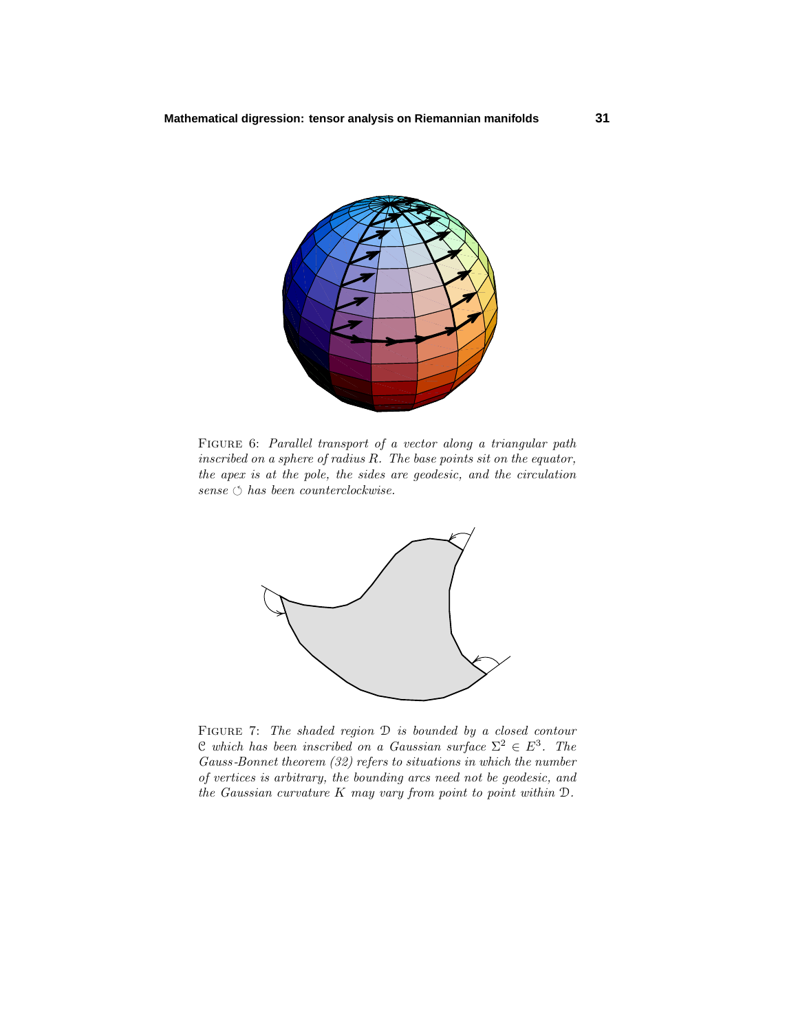FIGURE 6: *Parallel transport of a vector along a triangular path inscribed on a sphere of radius $R$. The base points sit on the equator, the apex is at the pole, the sides are geodesic, and the circulation sense $\circlearrowleft$ has been counterclockwise.*

FIGURE 7: *The shaded region $\mathcal{D}$ is bounded by a closed contour $\mathcal{C}$ which has been inscribed on a Gaussian surface $\Sigma^2 \in E^3$. The Gauss-Bonnet theorem (32) refers to situations in which the number of vertices is arbitrary, the bounding arcs need not be geodesic, and the Gaussian curvature $K$ may vary from point to point within $\mathcal{D}$.*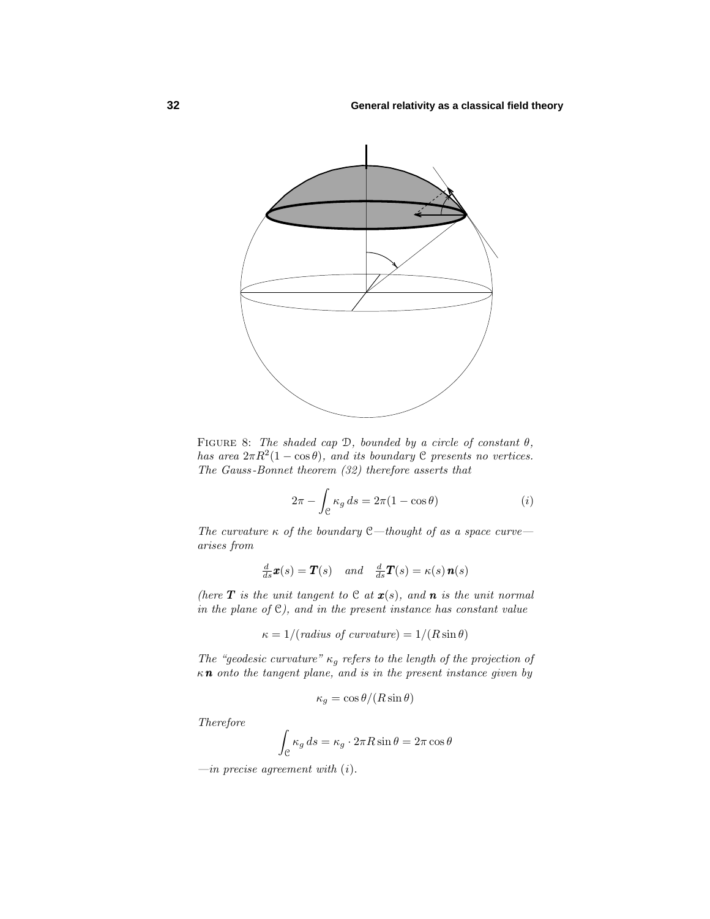FIGURE 8: *The shaded cap $\mathcal{D}$, bounded by a circle of constant $\theta$, has area $2\pi R^2(1-\cos\theta)$, and its boundary $\mathcal{C}$ presents no vertices. The Gauss-Bonnet theorem (32) therefore asserts that*

$$2\pi - \int_{\mathcal{C}} \kappa_g \, ds = 2\pi(1-\cos\theta) \qquad (i)$$

*The curvature $\kappa$ of the boundary $\mathcal{C}$—thought of as a space curve—arises from*

$$\tfrac{d}{ds}\boldsymbol{x}(s) = \boldsymbol{T}(s) \quad \textit{and} \quad \tfrac{d}{ds}\boldsymbol{T}(s) = \kappa(s)\,\boldsymbol{n}(s)$$

*(here $\boldsymbol{T}$ is the unit tangent to $\mathcal{C}$ at $\boldsymbol{x}(s)$, and $\boldsymbol{n}$ is the unit normal in the plane of $\mathcal{C}$), and in the present instance has constant value*

$$\kappa = 1/(\textit{radius of curvature}) = 1/(R\sin\theta)$$

*The "geodesic curvature" $\kappa_g$ refers to the length of the projection of $\kappa\,\boldsymbol{n}$ onto the tangent plane, and is in the present instance given by*

$$\kappa_g = \cos\theta/(R\sin\theta)$$

*Therefore*

$$\int_{\mathcal{C}} \kappa_g \, ds = \kappa_g \cdot 2\pi R \sin\theta = 2\pi\cos\theta$$

*—in precise agreement with $(i)$.*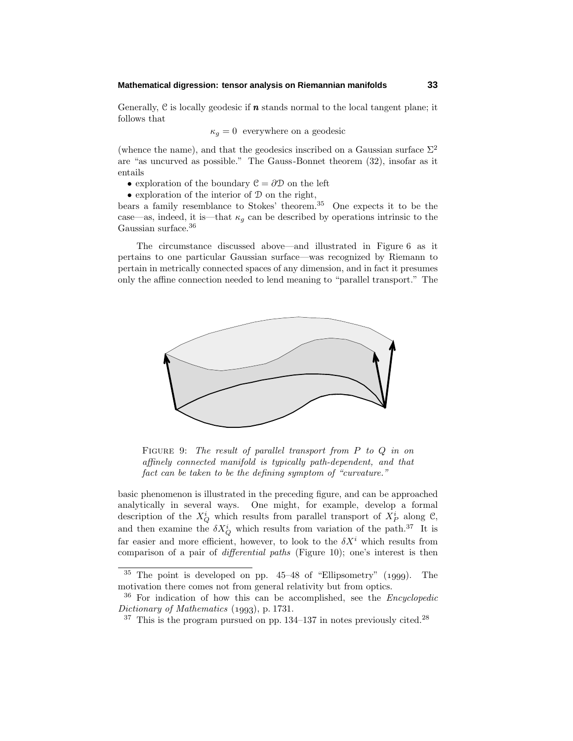Generally, $\mathcal{C}$ is locally geodesic if $\boldsymbol{n}$ stands normal to the local tangent plane; it follows that

$$\kappa_g = 0 \ \text{ everywhere on a geodesic}$$

(whence the name), and that the geodesics inscribed on a Gaussian surface $\Sigma^2$ are "as uncurved as possible." The Gauss-Bonnet theorem (32), insofar as it entails

- exploration of the boundary $\mathcal{C} = \partial\mathcal{D}$ on the left
- exploration of the interior of $\mathcal{D}$ on the right,

bears a family resemblance to Stokes' theorem.[35] One expects it to be the case—as, indeed, it is—that $\kappa_g$ can be described by operations intrinsic to the Gaussian surface.[36]

The circumstance discussed above—and illustrated in Figure 6 as it pertains to one particular Gaussian surface—was recognized by Riemann to pertain in metrically connected spaces of any dimension, and in fact it presumes only the affine connection needed to lend meaning to "parallel transport." The

FIGURE 9: *The result of parallel transport from $P$ to $Q$ in on affinely connected manifold is typically path-dependent, and that fact can be taken to be the defining symptom of "curvature."*

basic phenomenon is illustrated in the preceding figure, and can be approached analytically in several ways. One might, for example, develop a formal description of the $X^i_Q$ which results from parallel transport of $X^i_P$ along $\mathcal{C}$, and then examine the $\delta X^i_Q$ which results from variation of the path.[37] It is far easier and more efficient, however, to look to the $\delta X^i$ which results from comparison of a pair of *differential paths* (Figure 10); one's interest is then

---

[35] The point is developed on pp. 45–48 of "Ellipsometry" (1999). The motivation there comes not from general relativity but from optics.

[36] For indication of how this can be accomplished, see the *Encyclopedic Dictionary of Mathematics* (1993), p. 1731.

[37] This is the program pursued on pp. 134–137 in notes previously cited.[28]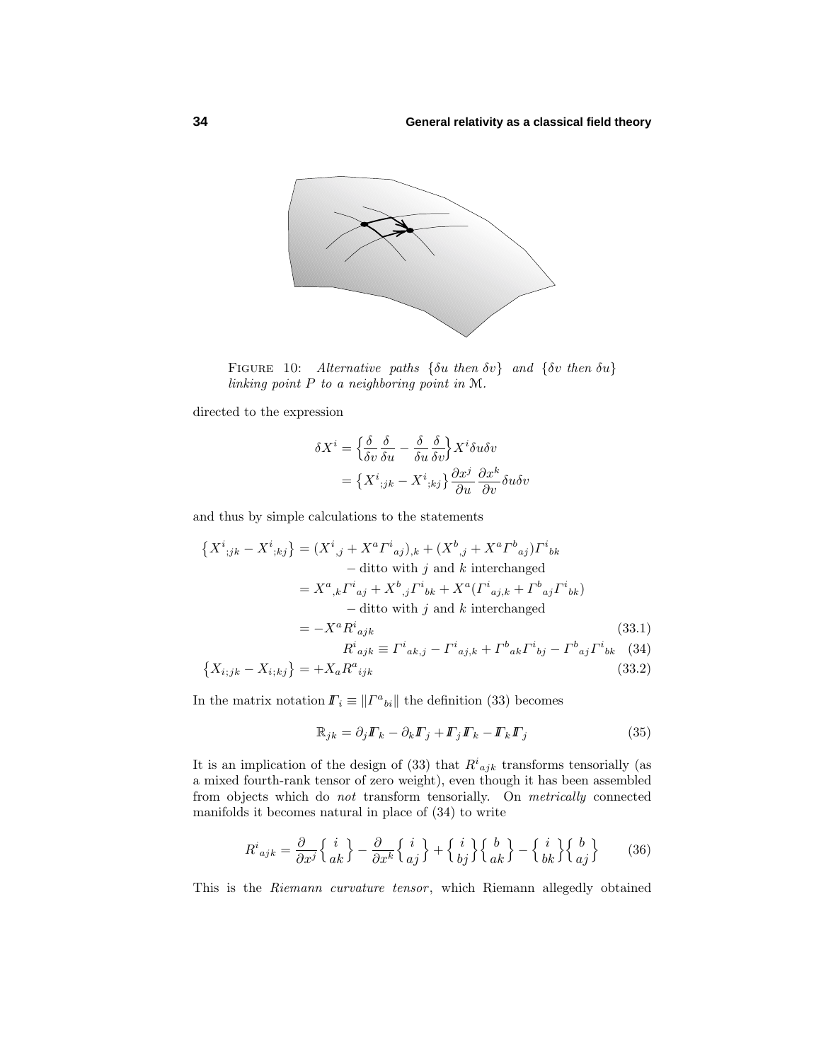FIGURE 10: *Alternative paths* $\{\delta u$ *then* $\delta v\}$ *and* $\{\delta v$ *then* $\delta u\}$ *linking point* $P$ *to a neighboring point in* $\mathcal{M}$.

directed to the expression

$$
\begin{aligned}
\delta X^i &= \Big\{\frac{\delta}{\delta v}\frac{\delta}{\delta u} - \frac{\delta}{\delta u}\frac{\delta}{\delta v}\Big\} X^i \delta u \delta v \\
&= \big\{X^i{}_{;jk} - X^i{}_{;kj}\big\}\frac{\partial x^j}{\partial u}\frac{\partial x^k}{\partial v}\delta u \delta v
\end{aligned}
$$

and thus by simple calculations to the statements

$$
\begin{aligned}
\big\{X^i{}_{;jk} - X^i{}_{;kj}\big\} &= (X^i{}_{,j} + X^a\Gamma^i{}_{aj})_{,k} + (X^b{}_{,j} + X^a\Gamma^b{}_{aj})\Gamma^i{}_{bk} \\
&\qquad - \text{ditto with } j \text{ and } k \text{ interchanged} \\
&= X^a{}_{,k}\Gamma^i{}_{aj} + X^b{}_{,j}\Gamma^i{}_{bk} + X^a(\Gamma^i{}_{aj,k} + \Gamma^b{}_{aj}\Gamma^i{}_{bk}) \\
&\qquad - \text{ditto with } j \text{ and } k \text{ interchanged} \\
&= -X^a R^i{}_{ajk} \qquad (33.1) \\
&\qquad R^i{}_{ajk} \equiv \Gamma^i{}_{ak,j} - \Gamma^i{}_{aj,k} + \Gamma^b{}_{ak}\Gamma^i{}_{bj} - \Gamma^b{}_{aj}\Gamma^i{}_{bk} \qquad (34) \\
\big\{X_{i;jk} - X_{i;kj}\big\} &= +X_a R^a{}_{ijk} \qquad (33.2)
\end{aligned}
$$

In the matrix notation $\mathbb{\Gamma}_i \equiv \|\Gamma^a{}_{bi}\|$ the definition (33) becomes

$$
\mathbb{R}_{jk} = \partial_j \mathbb{\Gamma}_k - \partial_k \mathbb{\Gamma}_j + \mathbb{\Gamma}_j \mathbb{\Gamma}_k - \mathbb{\Gamma}_k \mathbb{\Gamma}_j \qquad (35)
$$

It is an implication of the design of (33) that $R^i{}_{ajk}$ transforms tensorially (as a mixed fourth-rank tensor of zero weight), even though it has been assembled from objects which do *not* transform tensorially. On *metrically* connected manifolds it becomes natural in place of (34) to write

$$
R^i{}_{ajk} = \frac{\partial}{\partial x^j}\Big\{ {i \atop ak} \Big\} - \frac{\partial}{\partial x^k}\Big\{ {i \atop aj} \Big\} + \Big\{ {i \atop bj} \Big\}\Big\{ {b \atop ak} \Big\} - \Big\{ {i \atop bk} \Big\}\Big\{ {b \atop aj} \Big\} \qquad (36)
$$

This is the *Riemann curvature tensor*, which Riemann allegedly obtained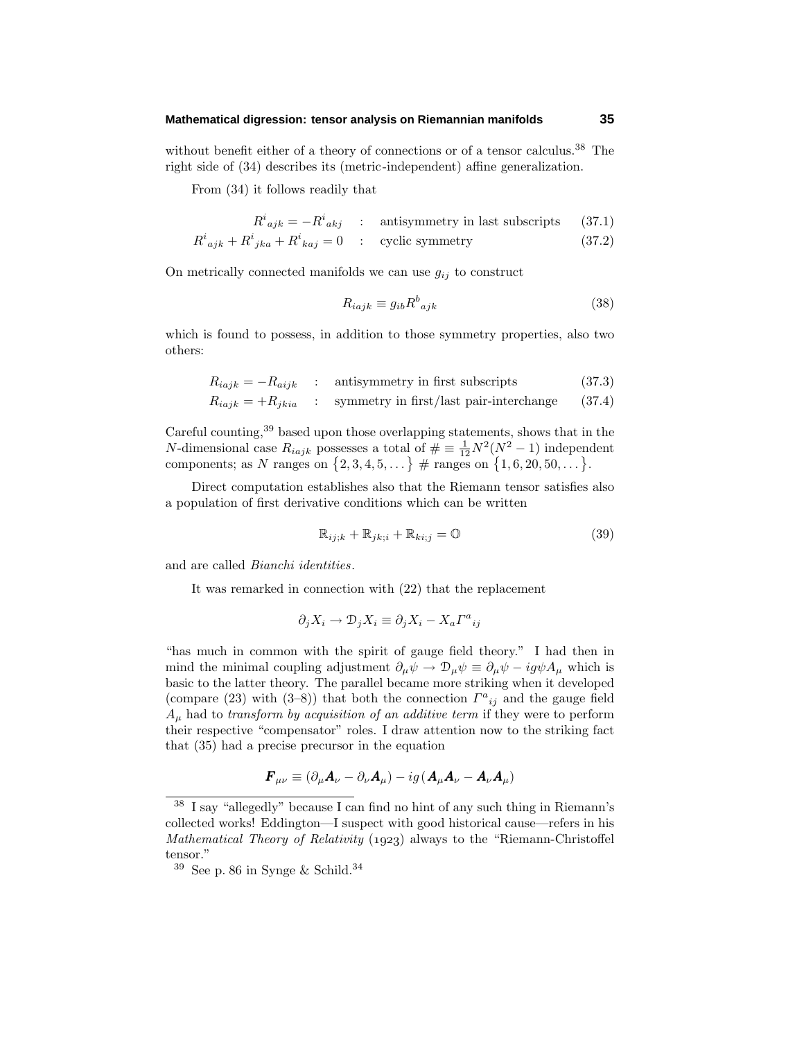without benefit either of a theory of connections or of a tensor calculus.[38] The right side of (34) describes its (metric-independent) affine generalization.

From (34) it follows readily that

$$R^i{}_{ajk} = -R^i{}_{akj} \quad : \quad \text{antisymmetry in last subscripts} \tag{37.1}$$

$$R^i{}_{ajk} + R^i{}_{jka} + R^i{}_{kaj} = 0 \quad : \quad \text{cyclic symmetry} \tag{37.2}$$

On metrically connected manifolds we can use $g_{ij}$ to construct

$$R_{iajk} \equiv g_{ib} R^b{}_{ajk} \tag{38}$$

which is found to possess, in addition to those symmetry properties, also two others:

$$R_{iajk} = -R_{aijk} \quad : \quad \text{antisymmetry in first subscripts} \tag{37.3}$$

$$R_{iajk} = +R_{jkia} \quad : \quad \text{symmetry in first/last pair-interchange} \tag{37.4}$$

Careful counting,[39] based upon those overlapping statements, shows that in the $N$-dimensional case $R_{iajk}$ possesses a total of $\# \equiv \frac{1}{12}N^2(N^2-1)$ independent components; as $N$ ranges on $\{2, 3, 4, 5, \dots\}$ $\#$ ranges on $\{1, 6, 20, 50, \dots\}$.

Direct computation establishes also that the Riemann tensor satisfies also a population of first derivative conditions which can be written

$$\mathbb{R}_{ij;k} + \mathbb{R}_{jk;i} + \mathbb{R}_{ki;j} = \mathbb{O} \tag{39}$$

and are called *Bianchi identities*.

It was remarked in connection with (22) that the replacement

$$\partial_j X_i \rightarrow \mathcal{D}_j X_i \equiv \partial_j X_i - X_a \Gamma^a{}_{ij}$$

"has much in common with the spirit of gauge field theory." I had then in mind the minimal coupling adjustment $\partial_\mu \psi \rightarrow \mathcal{D}_\mu \psi \equiv \partial_\mu \psi - ig\psi A_\mu$ which is basic to the latter theory. The parallel became more striking when it developed (compare (23) with (3–8)) that both the connection $\Gamma^a{}_{ij}$ and the gauge field $A_\mu$ had to *transform by acquisition of an additive term* if they were to perform their respective "compensator" roles. I draw attention now to the striking fact that (35) had a precise precursor in the equation

$$\boldsymbol{F}_{\mu\nu} \equiv (\partial_\mu \boldsymbol{A}_\nu - \partial_\nu \boldsymbol{A}_\mu) - ig(\boldsymbol{A}_\mu \boldsymbol{A}_\nu - \boldsymbol{A}_\nu \boldsymbol{A}_\mu)$$

---

[38] I say "allegedly" because I can find no hint of any such thing in Riemann's collected works! Eddington—I suspect with good historical cause—refers in his *Mathematical Theory of Relativity* (1923) always to the "Riemann-Christoffel tensor."

[39] See p. 86 in Synge & Schild.[34]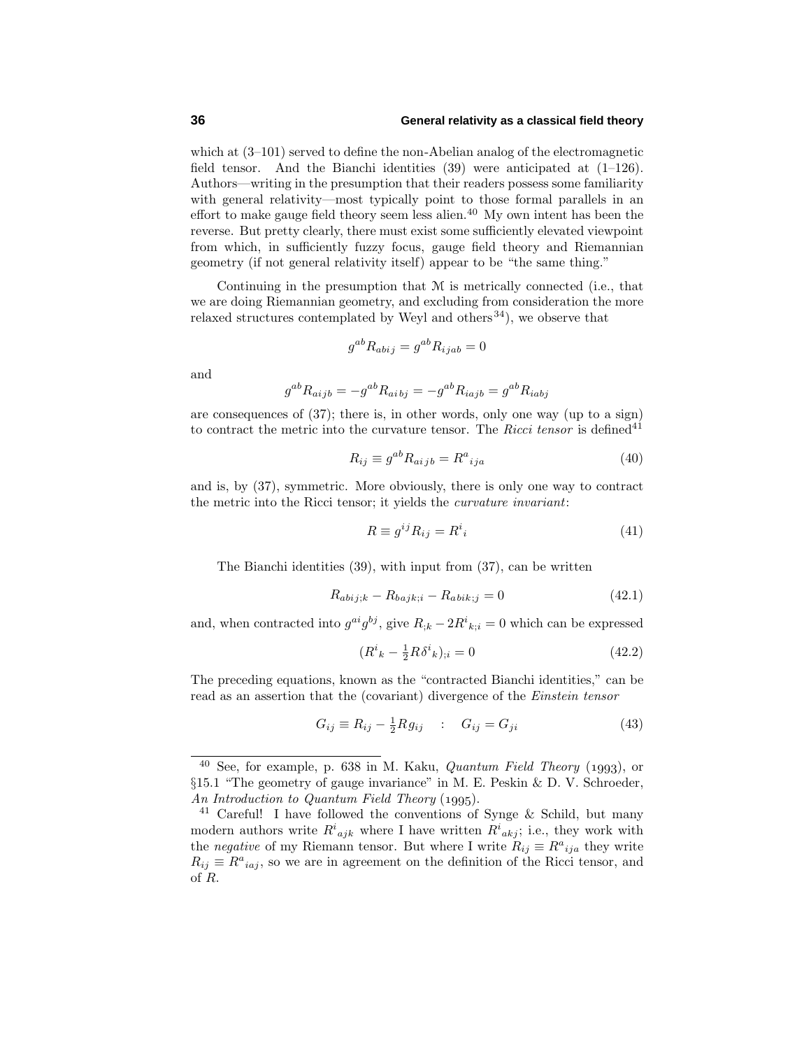which at (3–101) served to define the non-Abelian analog of the electromagnetic field tensor. And the Bianchi identities (39) were anticipated at (1–126). Authors—writing in the presumption that their readers possess some familiarity with general relativity—most typically point to those formal parallels in an effort to make gauge field theory seem less alien.[40] My own intent has been the reverse. But pretty clearly, there must exist some sufficiently elevated viewpoint from which, in sufficiently fuzzy focus, gauge field theory and Riemannian geometry (if not general relativity itself) appear to be "the same thing."

Continuing in the presumption that $\mathcal{M}$ is metrically connected (i.e., that we are doing Riemannian geometry, and excluding from consideration the more relaxed structures contemplated by Weyl and others[34]), we observe that

$$g^{ab}R_{abij} = g^{ab}R_{ijab} = 0$$

and

$$g^{ab}R_{aijb} = -g^{ab}R_{aibj} = -g^{ab}R_{iajb} = g^{ab}R_{iabj}$$

are consequences of (37); there is, in other words, only one way (up to a sign) to contract the metric into the curvature tensor. The *Ricci tensor* is defined[41]

$$R_{ij} \equiv g^{ab}R_{aijb} = R^a{}_{ija} \tag{40}$$

and is, by (37), symmetric. More obviously, there is only one way to contract the metric into the Ricci tensor; it yields the *curvature invariant*:

$$R \equiv g^{ij}R_{ij} = R^i{}_i \tag{41}$$

The Bianchi identities (39), with input from (37), can be written

$$R_{abij;k} - R_{bajk;i} - R_{abik;j} = 0 \tag{42.1}$$

and, when contracted into $g^{ai}g^{bj}$, give $R_{;k} - 2R^i{}_{k;i} = 0$ which can be expressed

$$(R^i{}_k - \tfrac{1}{2}R\delta^i{}_k)_{;i} = 0 \tag{42.2}$$

The preceding equations, known as the "contracted Bianchi identities," can be read as an assertion that the (covariant) divergence of the *Einstein tensor*

$$G_{ij} \equiv R_{ij} - \tfrac{1}{2}Rg_{ij} \quad : \quad G_{ij} = G_{ji} \tag{43}$$

---

[40] See, for example, p. 638 in M. Kaku, *Quantum Field Theory* (1993), or §15.1 "The geometry of gauge invariance" in M. E. Peskin & D. V. Schroeder, *An Introduction to Quantum Field Theory* (1995).

[41] Careful! I have followed the conventions of Synge & Schild, but many modern authors write $R^i{}_{ajk}$ where I have written $R^i{}_{akj}$; i.e., they work with the *negative* of my Riemann tensor. But where I write $R_{ij} \equiv R^a{}_{ija}$ they write $R_{ij} \equiv R^a{}_{iaj}$, so we are in agreement on the definition of the Ricci tensor, and of $R$.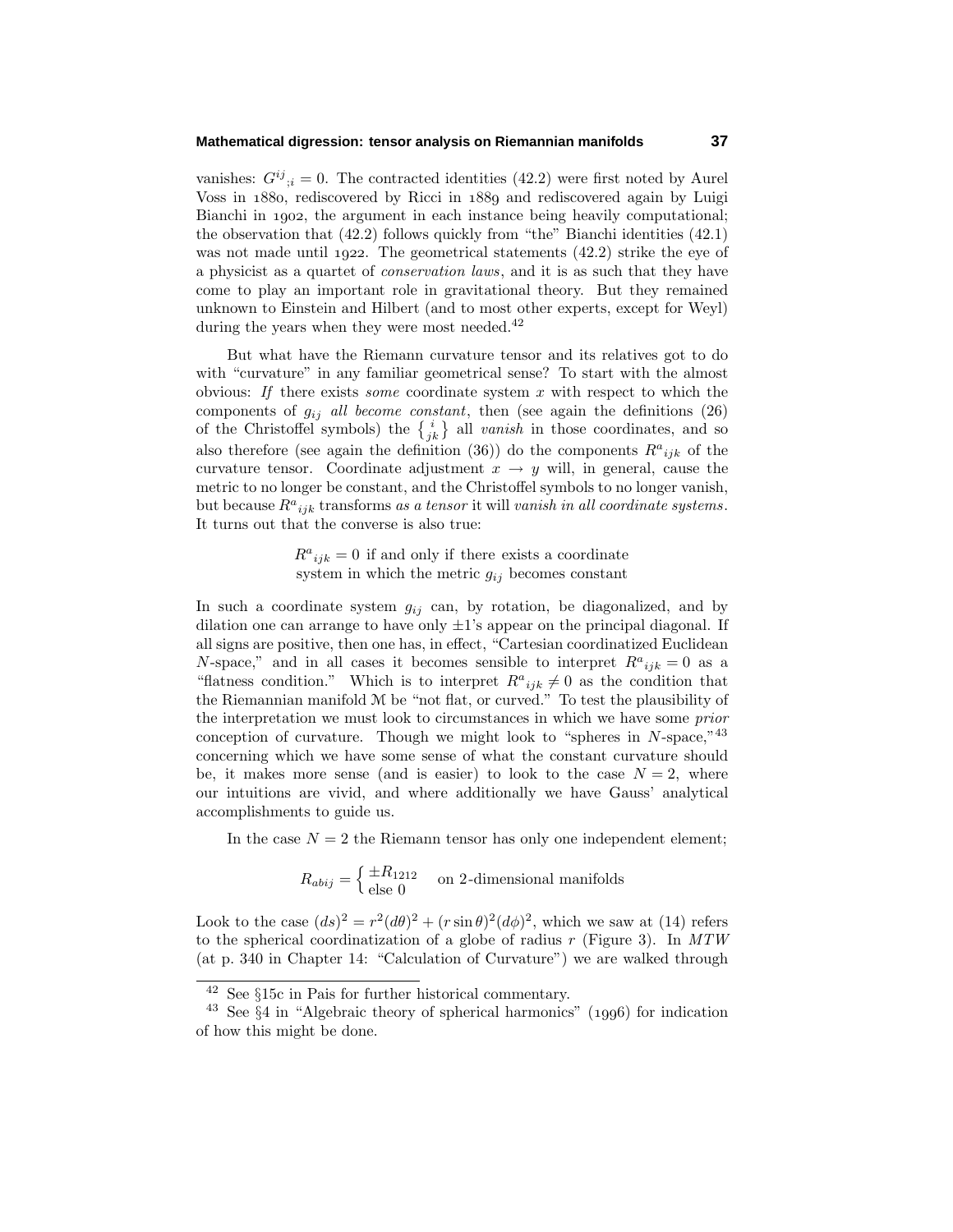vanishes: $G^{ij}{}_{;i} = 0$. The contracted identities (42.2) were first noted by Aurel Voss in 1880, rediscovered by Ricci in 1889 and rediscovered again by Luigi Bianchi in 1902, the argument in each instance being heavily computational; the observation that (42.2) follows quickly from "the" Bianchi identities (42.1) was not made until 1922. The geometrical statements (42.2) strike the eye of a physicist as a quartet of *conservation laws*, and it is as such that they have come to play an important role in gravitational theory. But they remained unknown to Einstein and Hilbert (and to most other experts, except for Weyl) during the years when they were most needed.[42]

But what have the Riemann curvature tensor and its relatives got to do with "curvature" in any familiar geometrical sense? To start with the almost obvious: *If* there exists *some* coordinate system $x$ with respect to which the components of $g_{ij}$ *all become constant*, then (see again the definitions (26) of the Christoffel symbols) the $\left\{ {i \atop jk} \right\}$ all *vanish* in those coordinates, and so also therefore (see again the definition (36)) do the components $R^a{}_{ijk}$ of the curvature tensor. Coordinate adjustment $x \to y$ will, in general, cause the metric to no longer be constant, and the Christoffel symbols to no longer vanish, but because $R^a{}_{ijk}$ transforms *as a tensor* it will *vanish in all coordinate systems*. It turns out that the converse is also true:

$R^a{}_{ijk} = 0$ if and only if there exists a coordinate system in which the metric $g_{ij}$ becomes constant

In such a coordinate system $g_{ij}$ can, by rotation, be diagonalized, and by dilation one can arrange to have only $\pm 1$'s appear on the principal diagonal. If all signs are positive, then one has, in effect, "Cartesian coordinatized Euclidean $N$-space," and in all cases it becomes sensible to interpret $R^a{}_{ijk} = 0$ as a "flatness condition." Which is to interpret $R^a{}_{ijk} \neq 0$ as the condition that the Riemannian manifold $\mathcal{M}$ be "not flat, or curved." To test the plausibility of the interpretation we must look to circumstances in which we have some *prior* conception of curvature. Though we might look to "spheres in $N$-space,"[43] concerning which we have some sense of what the constant curvature should be, it makes more sense (and is easier) to look to the case $N = 2$, where our intuitions are vivid, and where additionally we have Gauss' analytical accomplishments to guide us.

In the case $N = 2$ the Riemann tensor has only one independent element;

$$R_{abij} = \begin{cases} \pm R_{1212} \\ \text{else } 0 \end{cases} \quad \text{on 2-dimensional manifolds}$$

Look to the case $(ds)^2 = r^2(d\theta)^2 + (r\sin\theta)^2(d\phi)^2$, which we saw at (14) refers to the spherical coordinatization of a globe of radius $r$ (Figure 3). In *MTW* (at p. 340 in Chapter 14: "Calculation of Curvature") we are walked through

[42] See §15c in Pais for further historical commentary.

[43] See §4 in "Algebraic theory of spherical harmonics" (1996) for indication of how this might be done.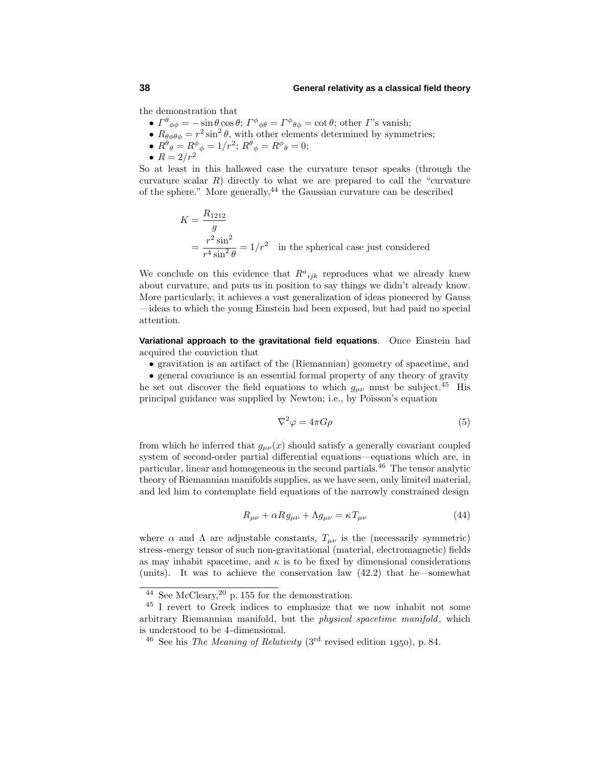the demonstration that

- $\Gamma^\theta{}_{\phi\phi} = -\sin\theta\cos\theta$; $\Gamma^\phi{}_{\phi\theta} = \Gamma^\phi{}_{\theta\phi} = \cot\theta$; other $\Gamma$'s vanish;
- $R_{\theta\phi\theta\phi} = r^2\sin^2\theta$, with other elements determined by symmetries;
- $R^\theta{}_\theta = R^\phi{}_\phi = 1/r^2$; $R^\theta{}_\phi = R^\phi{}_\theta = 0$;
- $R = 2/r^2$

So at least in this hallowed case the curvature tensor speaks (through the curvature scalar $R$) directly to what we are prepared to call the "curvature of the sphere." More generally,[44] the Gaussian curvature can be described

$$
\begin{aligned}
K &= \frac{R_{1212}}{g} \\
&= \frac{r^2\sin^2}{r^4\sin^2\theta} = 1/r^2 \quad \text{in the spherical case just considered}
\end{aligned}
$$

We conclude on this evidence that $R^a{}_{ijk}$ reproduces what we already knew about curvature, and puts us in position to say things we didn't already know. More particularly, it achieves a vast generalization of ideas pioneered by Gauss —ideas to which the young Einstein had been exposed, but had paid no special attention.

**Variational approach to the gravitational field equations**. Once Einstein had acquired the conviction that

- gravitation is an artifact of the (Riemannian) geometry of spacetime, and
- general covariance is an essential formal property of any theory of gravity

he set out discover the field equations to which $g_{\mu\nu}$ must be subject.[45] His principal guidance was supplied by Newton; i.e., by Poisson's equation

$$
\nabla^2\varphi = 4\pi G\rho \tag{5}
$$

from which he inferred that $g_{\mu\nu}(x)$ should satisfy a generally covariant coupled system of second-order partial differential equations—equations which are, in particular, linear and homogeneous in the second partials.[46] The tensor analytic theory of Riemannian manifolds supplies, as we have seen, only limited material, and led him to contemplate field equations of the narrowly constrained design

$$
R_{\mu\nu} + \alpha R g_{\mu\nu} + \Lambda g_{\mu\nu} = \kappa T_{\mu\nu} \tag{44}
$$

where $\alpha$ and $\Lambda$ are adjustable constants, $T_{\mu\nu}$ is the (necessarily symmetric) stress-energy tensor of such non-gravitational (material, electromagnetic) fields as may inhabit spacetime, and $\kappa$ is to be fixed by dimensional considerations (units). It was to achieve the conservation law (42.2) that he—somewhat

---

[44] See McCleary,[20] p. 155 for the demonstration.

[45] I revert to Greek indices to emphasize that we now inhabit not some arbitrary Riemannian manifold, but the *physical spacetime manifold*, which is understood to be 4-dimensional.

[46] See his *The Meaning of Relativity* (3rd revised edition 1950), p. 84.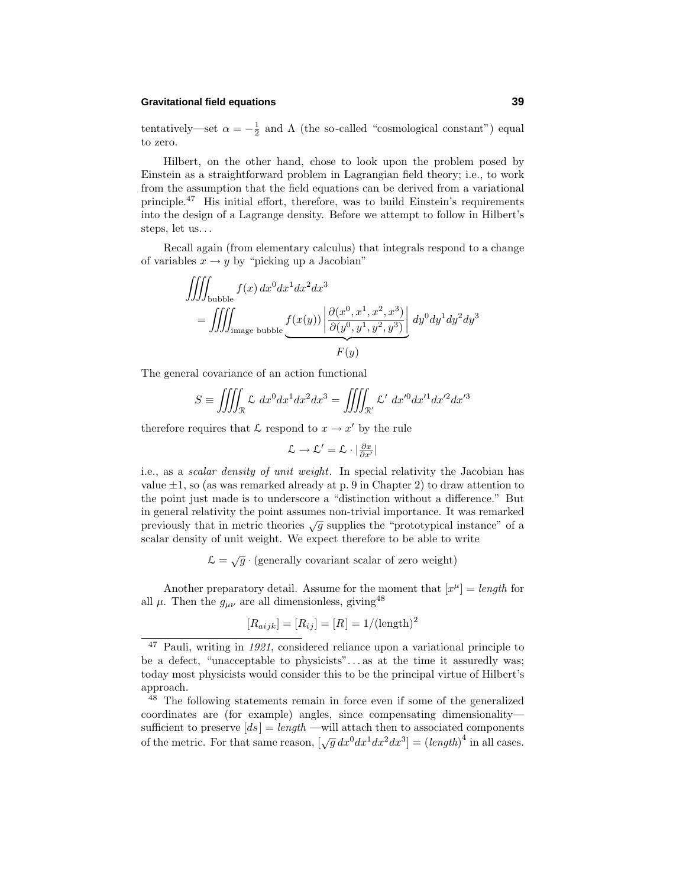tentatively—set $\alpha = -\frac{1}{2}$ and $\Lambda$ (the so-called "cosmological constant") equal to zero.

Hilbert, on the other hand, chose to look upon the problem posed by Einstein as a straightforward problem in Lagrangian field theory; i.e., to work from the assumption that the field equations can be derived from a variational principle.[47] His initial effort, therefore, was to build Einstein's requirements into the design of a Lagrange density. Before we attempt to follow in Hilbert's steps, let us...

Recall again (from elementary calculus) that integrals respond to a change of variables $x \to y$ by "picking up a Jacobian"

$$\iiiint_{\text{bubble}} f(x)\, dx^0 dx^1 dx^2 dx^3 = \iiiint_{\text{image bubble}} \underbrace{f(x(y)) \left| \frac{\partial(x^0, x^1, x^2, x^3)}{\partial(y^0, y^1, y^2, y^3)} \right|}_{F(y)} dy^0 dy^1 dy^2 dy^3$$

The general covariance of an action functional

$$S \equiv \iiiint_{\mathcal{R}} \mathcal{L}\; dx^0 dx^1 dx^2 dx^3 = \iiiint_{\mathcal{R}'} \mathcal{L}'\; dx'^0 dx'^1 dx'^2 dx'^3$$

therefore requires that $\mathcal{L}$ respond to $x \to x'$ by the rule

$$\mathcal{L} \to \mathcal{L}' = \mathcal{L} \cdot \left| \tfrac{\partial x}{\partial x'} \right|$$

i.e., as a *scalar density of unit weight*. In special relativity the Jacobian has value $\pm 1$, so (as was remarked already at p. 9 in Chapter 2) to draw attention to the point just made is to underscore a "distinction without a difference." But in general relativity the point assumes non-trivial importance. It was remarked previously that in metric theories $\sqrt{g}$ supplies the "prototypical instance" of a scalar density of unit weight. We expect therefore to be able to write

$$\mathcal{L} = \sqrt{g} \cdot (\text{generally covariant scalar of zero weight})$$

Another preparatory detail. Assume for the moment that $[x^\mu] = \textit{length}$ for all $\mu$. Then the $g_{\mu\nu}$ are all dimensionless, giving[48]

$$[R_{aijk}] = [R_{ij}] = [R] = 1/(\text{length})^2$$

---

[47] Pauli, writing in *1921*, considered reliance upon a variational principle to be a defect, "unacceptable to physicists"... as at the time it assuredly was; today most physicists would consider this to be the principal virtue of Hilbert's approach.

[48] The following statements remain in force even if some of the generalized coordinates are (for example) angles, since compensating dimensionality—sufficient to preserve $[ds] = \textit{length}$ —will attach then to associated components of the metric. For that same reason, $[\sqrt{g}\, dx^0 dx^1 dx^2 dx^3] = (\textit{length})^4$ in all cases.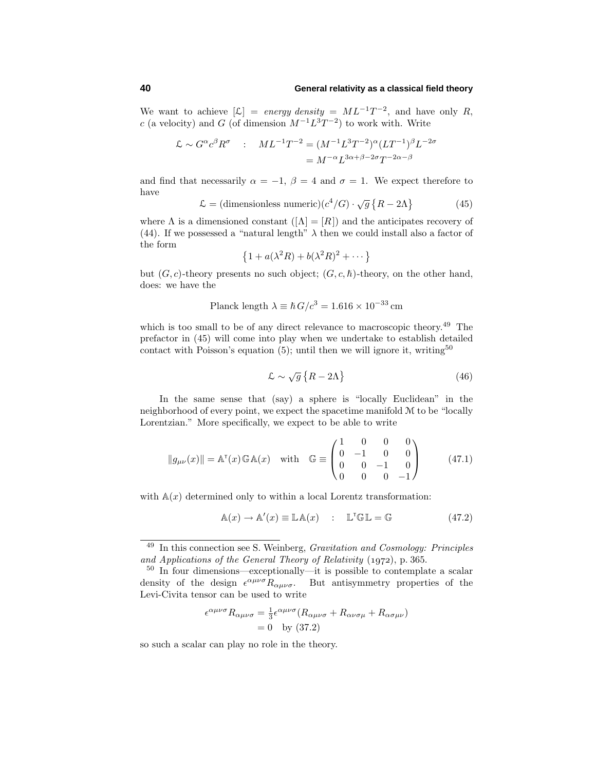We want to achieve $[\mathcal{L}] = \textit{energy density} = ML^{-1}T^{-2}$, and have only $R$, $c$ (a velocity) and $G$ (of dimension $M^{-1}L^3T^{-2}$) to work with. Write

$$\mathcal{L} \sim G^\alpha c^\beta R^\sigma \quad : \quad \begin{aligned} ML^{-1}T^{-2} &= (M^{-1}L^3T^{-2})^\alpha (LT^{-1})^\beta L^{-2\sigma} \\ &= M^{-\alpha}L^{3\alpha+\beta-2\sigma}T^{-2\alpha-\beta} \end{aligned}$$

and find that necessarily $\alpha = -1$, $\beta = 4$ and $\sigma = 1$. We expect therefore to have

$$\mathcal{L} = (\text{dimensionless numeric})(c^4/G) \cdot \sqrt{g}\,\big\{R - 2\Lambda\big\} \tag{45}$$

where $\Lambda$ is a dimensioned constant ($[\Lambda] = [R]$) and the anticipates recovery of (44). If we possessed a "natural length" $\lambda$ then we could install also a factor of the form

$$\big\{1 + a(\lambda^2 R) + b(\lambda^2 R)^2 + \cdots\big\}$$

but $(G, c)$-theory presents no such object; $(G, c, \hbar)$-theory, on the other hand, does: we have the

$$\text{Planck length } \lambda \equiv \hbar G/c^3 = 1.616 \times 10^{-33}\,\text{cm}$$

which is too small to be of any direct relevance to macroscopic theory.[49] The prefactor in (45) will come into play when we undertake to establish detailed contact with Poisson's equation (5); until then we will ignore it, writing[50]

$$\mathcal{L} \sim \sqrt{g}\,\big\{R - 2\Lambda\big\} \tag{46}$$

In the same sense that (say) a sphere is "locally Euclidean" in the neighborhood of every point, we expect the spacetime manifold $\mathcal{M}$ to be "locally Lorentzian." More specifically, we expect to be able to write

$$\|g_{\mu\nu}(x)\| = \mathbb{A}^{\mathsf{T}}(x)\,\mathbb{G}\,\mathbb{A}(x) \quad \text{with} \quad \mathbb{G} \equiv \begin{pmatrix} 1 & 0 & 0 & 0 \\ 0 & -1 & 0 & 0 \\ 0 & 0 & -1 & 0 \\ 0 & 0 & 0 & -1 \end{pmatrix} \tag{47.1}$$

with $\mathbb{A}(x)$ determined only to within a local Lorentz transformation:

$$\mathbb{A}(x) \to \mathbb{A}'(x) \equiv \mathbb{L}\,\mathbb{A}(x) \quad : \quad \mathbb{L}^{\mathsf{T}}\mathbb{G}\mathbb{L} = \mathbb{G} \tag{47.2}$$

---

[49] In this connection see S. Weinberg, *Gravitation and Cosmology: Principles and Applications of the General Theory of Relativity* (1972), p. 365.

[50] In four dimensions—exceptionally—it is possible to contemplate a scalar density of the design $\epsilon^{\alpha\mu\nu\sigma}R_{\alpha\mu\nu\sigma}$. But antisymmetry properties of the Levi-Civita tensor can be used to write

$$\begin{aligned} \epsilon^{\alpha\mu\nu\sigma}R_{\alpha\mu\nu\sigma} &= \tfrac{1}{3}\epsilon^{\alpha\mu\nu\sigma}(R_{\alpha\mu\nu\sigma} + R_{\alpha\nu\sigma\mu} + R_{\alpha\sigma\mu\nu}) \\ &= 0 \quad \text{by (37.2)} \end{aligned}$$

so such a scalar can play no role in the theory.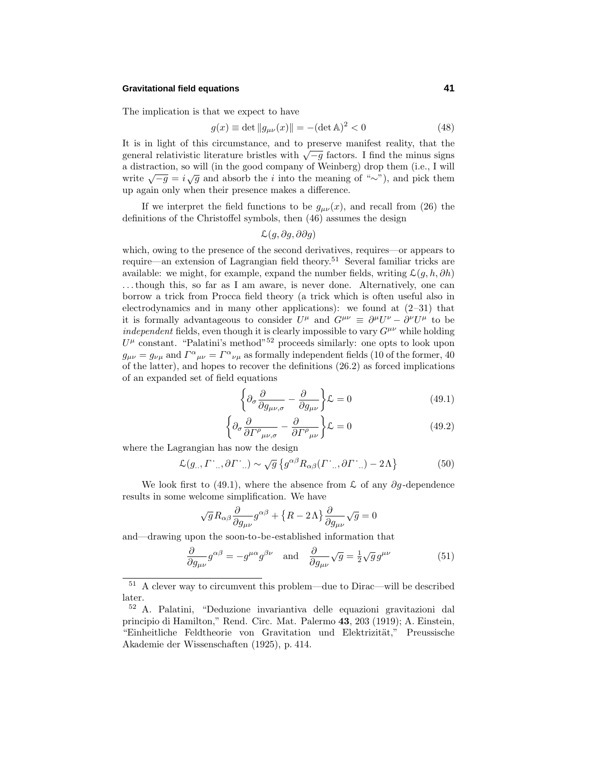The implication is that we expect to have

$$g(x) \equiv \det \|g_{\mu\nu}(x)\| = -(\det \mathbb{A})^2 < 0 \tag{48}$$

It is in light of this circumstance, and to preserve manifest reality, that the general relativistic literature bristles with $\sqrt{-g}$ factors. I find the minus signs a distraction, so will (in the good company of Weinberg) drop them (i.e., I will write $\sqrt{-g} = i\sqrt{g}$ and absorb the $i$ into the meaning of "$\sim$"), and pick them up again only when their presence makes a difference.

If we interpret the field functions to be $g_{\mu\nu}(x)$, and recall from (26) the definitions of the Christoffel symbols, then (46) assumes the design

$$\mathcal{L}(g, \partial g, \partial\partial g)$$

which, owing to the presence of the second derivatives, requires—or appears to require—an extension of Lagrangian field theory.[51] Several familiar tricks are available: we might, for example, expand the number fields, writing $\mathcal{L}(g, h, \partial h)$ . . . though this, so far as I am aware, is never done. Alternatively, one can borrow a trick from Procca field theory (a trick which is often useful also in electrodynamics and in many other applications): we found at (2–31) that it is formally advantageous to consider $U^\mu$ and $G^{\mu\nu} \equiv \partial^\mu U^\nu - \partial^\nu U^\mu$ to be *independent* fields, even though it is clearly impossible to vary $G^{\mu\nu}$ while holding $U^\mu$ constant. "Palatini's method"[52] proceeds similarly: one opts to look upon $g_{\mu\nu} = g_{\nu\mu}$ and $\Gamma^\alpha{}_{\mu\nu} = \Gamma^\alpha{}_{\nu\mu}$ as formally independent fields (10 of the former, 40 of the latter), and hopes to recover the definitions (26.2) as forced implications of an expanded set of field equations

$$\Big\{\partial_\sigma \frac{\partial}{\partial g_{\mu\nu,\sigma}} - \frac{\partial}{\partial g_{\mu\nu}}\Big\}\mathcal{L} = 0 \tag{49.1}$$

$$\Big\{\partial_\sigma \frac{\partial}{\partial \Gamma^\rho{}_{\mu\nu,\sigma}} - \frac{\partial}{\partial \Gamma^\rho{}_{\mu\nu}}\Big\}\mathcal{L} = 0 \tag{49.2}$$

where the Lagrangian has now the design

$$\mathcal{L}(g_{\cdot\cdot}, \Gamma^\cdot{}_{\cdot\cdot}, \partial\Gamma^\cdot{}_{\cdot\cdot}) \sim \sqrt{g}\,\big\{g^{\alpha\beta}R_{\alpha\beta}(\Gamma^\cdot{}_{\cdot\cdot}, \partial\Gamma^\cdot{}_{\cdot\cdot}) - 2\Lambda\big\} \tag{50}$$

We look first to (49.1), where the absence from $\mathcal{L}$ of any $\partial g$-dependence results in some welcome simplification. We have

$$\sqrt{g}\,R_{\alpha\beta}\frac{\partial}{\partial g_{\mu\nu}}g^{\alpha\beta} + \big\{R - 2\Lambda\big\}\frac{\partial}{\partial g_{\mu\nu}}\sqrt{g} = 0$$

and—drawing upon the soon-to-be-established information that

$$\frac{\partial}{\partial g_{\mu\nu}}g^{\alpha\beta} = -g^{\mu\alpha}g^{\beta\nu} \quad \text{and} \quad \frac{\partial}{\partial g_{\mu\nu}}\sqrt{g} = \tfrac{1}{2}\sqrt{g}\,g^{\mu\nu} \tag{51}$$

---

[51] A clever way to circumvent this problem—due to Dirac—will be described later.

[52] A. Palatini, "Deduzione invariantiva delle equazioni gravitazioni dal principio di Hamilton," Rend. Circ. Mat. Palermo **43**, 203 (1919); A. Einstein, "Einheitliche Feldtheorie von Gravitation und Elektrizität," Preussische Akademie der Wissenschaften (1925), p. 414.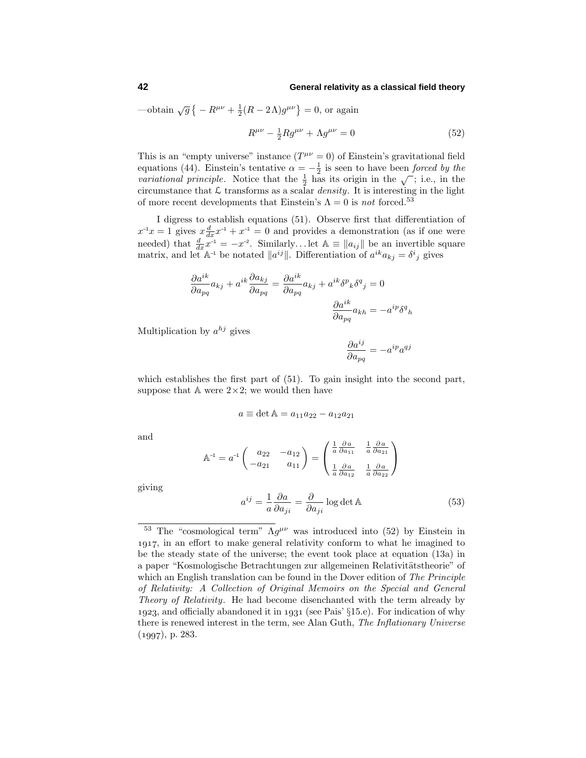—obtain $\sqrt{g}\,\big\{-R^{\mu\nu}+\tfrac{1}{2}(R-2\Lambda)g^{\mu\nu}\big\}=0$, or again

$$R^{\mu\nu}-\tfrac{1}{2}Rg^{\mu\nu}+\Lambda g^{\mu\nu}=0 \tag{52}$$

This is an "empty universe" instance ($T^{\mu\nu}=0$) of Einstein's gravitational field equations (44). Einstein's tentative $\alpha=-\frac{1}{2}$ is seen to have been *forced by the variational principle*. Notice that the $\frac{1}{2}$ has its origin in the $\sqrt{\;}$; i.e., in the circumstance that $\mathcal{L}$ transforms as a scalar *density*. It is interesting in the light of more recent developments that Einstein's $\Lambda=0$ is *not* forced.[53]

I digress to establish equations (51). Observe first that differentiation of $x^{-1}x=1$ gives $x\frac{d}{dx}x^{-1}+x^{-1}=0$ and provides a demonstration (as if one were needed) that $\frac{d}{dx}x^{-1}=-x^{-2}$. Similarly...let $\mathbb{A}\equiv\|a_{ij}\|$ be an invertible square matrix, and let $\mathbb{A}^{-1}$ be notated $\|a^{ij}\|$. Differentiation of $a^{ik}a_{kj}=\delta^{i}{}_{j}$ gives

$$\frac{\partial a^{ik}}{\partial a_{pq}}a_{kj}+a^{ik}\frac{\partial a_{kj}}{\partial a_{pq}}=\frac{\partial a^{ik}}{\partial a_{pq}}a_{kj}+a^{ik}\delta^{p}{}_{k}\delta^{q}{}_{j}=0$$

$$\frac{\partial a^{ik}}{\partial a_{pq}}a_{kh}=-a^{ip}\delta^{q}{}_{h}$$

Multiplication by $a^{hj}$ gives

$$\frac{\partial a^{ij}}{\partial a_{pq}}=-a^{ip}a^{qj}$$

which establishes the first part of (51). To gain insight into the second part, suppose that $\mathbb{A}$ were $2\times 2$; we would then have

$$a\equiv\det\mathbb{A}=a_{11}a_{22}-a_{12}a_{21}$$

and

$$\mathbb{A}^{-1}=a^{-1}\begin{pmatrix}a_{22} & -a_{12}\\ -a_{21} & a_{11}\end{pmatrix}=\begin{pmatrix}\frac{1}{a}\frac{\partial a}{\partial a_{11}} & \frac{1}{a}\frac{\partial a}{\partial a_{21}}\\[4pt] \frac{1}{a}\frac{\partial a}{\partial a_{12}} & \frac{1}{a}\frac{\partial a}{\partial a_{22}}\end{pmatrix}$$

giving

$$a^{ij}=\frac{1}{a}\frac{\partial a}{\partial a_{ji}}=\frac{\partial}{\partial a_{ji}}\log\det\mathbb{A} \tag{53}$$

---

[53] The "cosmological term" $\Lambda g^{\mu\nu}$ was introduced into (52) by Einstein in 1917, in an effort to make general relativity conform to what he imagined to be the steady state of the universe; the event took place at equation (13a) in a paper "Kosmologische Betrachtungen zur allgemeinen Relativitätstheorie" of which an English translation can be found in the Dover edition of *The Principle of Relativity: A Collection of Original Memoirs on the Special and General Theory of Relativity*. He had become disenchanted with the term already by 1923, and officially abandoned it in 1931 (see Pais' §15.e). For indication of why there is renewed interest in the term, see Alan Guth, *The Inflationary Universe* (1997), p. 283.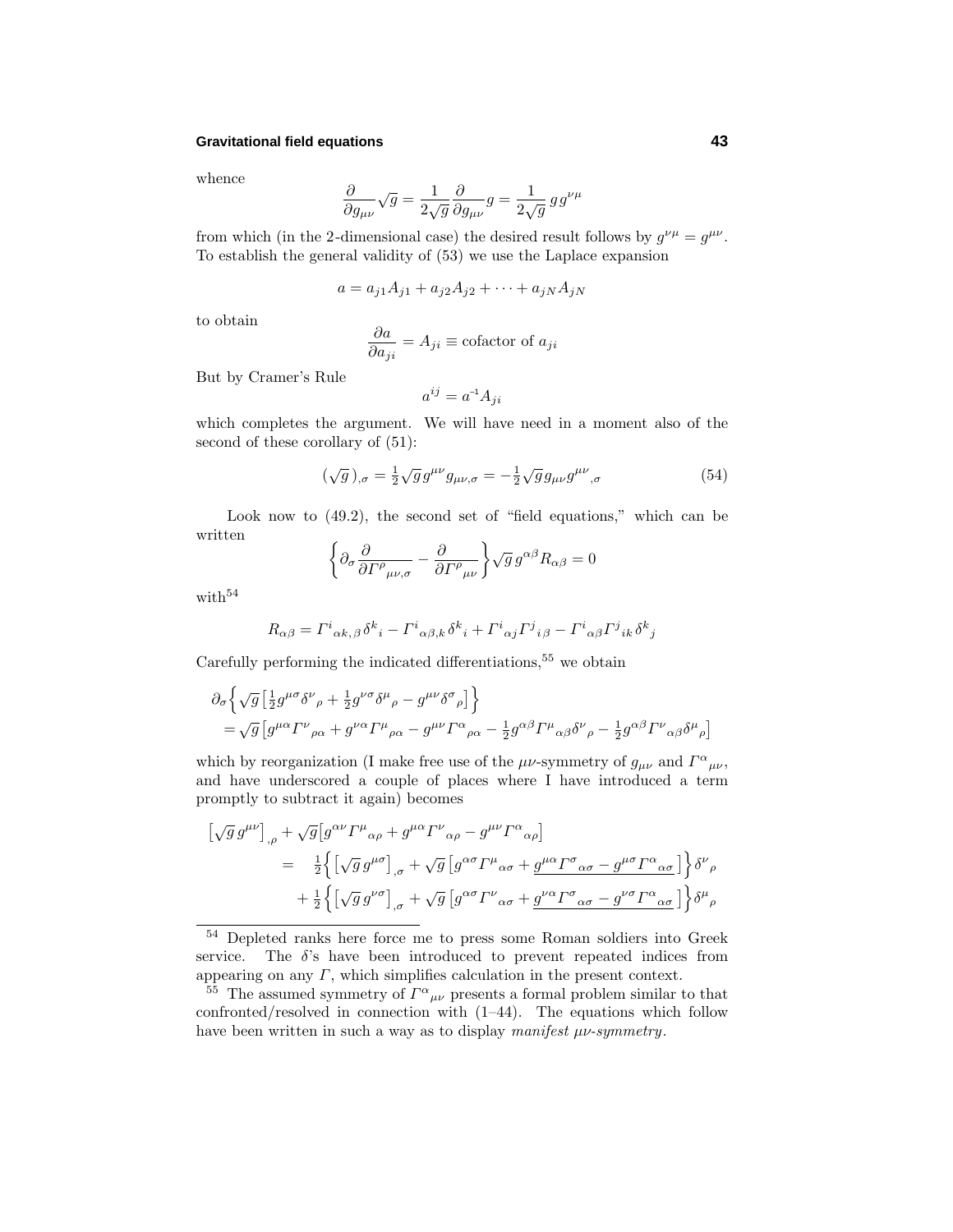whence

$$\frac{\partial}{\partial g_{\mu\nu}}\sqrt{g} = \frac{1}{2\sqrt{g}}\frac{\partial}{\partial g_{\mu\nu}}g = \frac{1}{2\sqrt{g}}\,g\,g^{\nu\mu}$$

from which (in the 2-dimensional case) the desired result follows by $g^{\nu\mu} = g^{\mu\nu}$. To establish the general validity of (53) we use the Laplace expansion

$$a = a_{j1}A_{j1} + a_{j2}A_{j2} + \cdots + a_{jN}A_{jN}$$

to obtain

$$\frac{\partial a}{\partial a_{ji}} = A_{ji} \equiv \text{cofactor of } a_{ji}$$

But by Cramer's Rule

$$a^{ij} = a^{-1}A_{ji}$$

which completes the argument. We will have need in a moment also of the second of these corollary of (51):

$$(\sqrt{g}\,)_{,\sigma} = \tfrac{1}{2}\sqrt{g}\,g^{\mu\nu}g_{\mu\nu,\sigma} = -\tfrac{1}{2}\sqrt{g}\,g_{\mu\nu}g^{\mu\nu}{}_{,\sigma} \tag{54}$$

Look now to (49.2), the second set of "field equations," which can be written

$$\left\{\partial_\sigma\frac{\partial}{\partial \Gamma^\rho{}_{\mu\nu,\sigma}} - \frac{\partial}{\partial \Gamma^\rho{}_{\mu\nu}}\right\}\sqrt{g}\,g^{\alpha\beta}R_{\alpha\beta} = 0$$

with[54]

$$R_{\alpha\beta} = \Gamma^i{}_{\alpha k,\beta}\,\delta^k{}_i - \Gamma^i{}_{\alpha\beta,k}\,\delta^k{}_i + \Gamma^i{}_{\alpha j}\Gamma^j{}_{i\beta} - \Gamma^i{}_{\alpha\beta}\Gamma^j{}_{ik}\,\delta^k{}_j$$

Carefully performing the indicated differentiations,[55] we obtain

$$\begin{aligned}
&\partial_\sigma\Big\{\sqrt{g}\left[\tfrac{1}{2}g^{\mu\sigma}\delta^\nu{}_\rho + \tfrac{1}{2}g^{\nu\sigma}\delta^\mu{}_\rho - g^{\mu\nu}\delta^\sigma{}_\rho\right]\Big\}\\
&= \sqrt{g}\left[g^{\mu\alpha}\Gamma^\nu{}_{\rho\alpha} + g^{\nu\alpha}\Gamma^\mu{}_{\rho\alpha} - g^{\mu\nu}\Gamma^\alpha{}_{\rho\alpha} - \tfrac{1}{2}g^{\alpha\beta}\Gamma^\mu{}_{\alpha\beta}\delta^\nu{}_\rho - \tfrac{1}{2}g^{\alpha\beta}\Gamma^\nu{}_{\alpha\beta}\delta^\mu{}_\rho\right]
\end{aligned}$$

which by reorganization (I make free use of the $\mu\nu$-symmetry of $g_{\mu\nu}$ and $\Gamma^\alpha{}_{\mu\nu}$, and have underscored a couple of places where I have introduced a term promptly to subtract it again) becomes

$$\begin{aligned}
\left[\sqrt{g}\,g^{\mu\nu}\right]_{,\rho} &+ \sqrt{g}\left[g^{\alpha\nu}\Gamma^\mu{}_{\alpha\rho} + g^{\mu\alpha}\Gamma^\nu{}_{\alpha\rho} - g^{\mu\nu}\Gamma^\alpha{}_{\alpha\rho}\right]\\
&= \tfrac{1}{2}\Big\{\left[\sqrt{g}\,g^{\mu\sigma}\right]_{,\sigma} + \sqrt{g}\left[g^{\alpha\sigma}\Gamma^\mu{}_{\alpha\sigma} + \underline{g^{\mu\alpha}\Gamma^\sigma{}_{\alpha\sigma} - g^{\mu\sigma}\Gamma^\alpha{}_{\alpha\sigma}}\right]\Big\}\delta^\nu{}_\rho\\
&\quad + \tfrac{1}{2}\Big\{\left[\sqrt{g}\,g^{\nu\sigma}\right]_{,\sigma} + \sqrt{g}\left[g^{\alpha\sigma}\Gamma^\nu{}_{\alpha\sigma} + \underline{g^{\nu\alpha}\Gamma^\sigma{}_{\alpha\sigma} - g^{\nu\sigma}\Gamma^\alpha{}_{\alpha\sigma}}\right]\Big\}\delta^\mu{}_\rho
\end{aligned}$$

---

[54] Depleted ranks here force me to press some Roman soldiers into Greek service. The $\delta$'s have been introduced to prevent repeated indices from appearing on any $\Gamma$, which simplifies calculation in the present context.

[55] The assumed symmetry of $\Gamma^\alpha{}_{\mu\nu}$ presents a formal problem similar to that confronted/resolved in connection with (1–44). The equations which follow have been written in such a way as to display *manifest $\mu\nu$-symmetry*.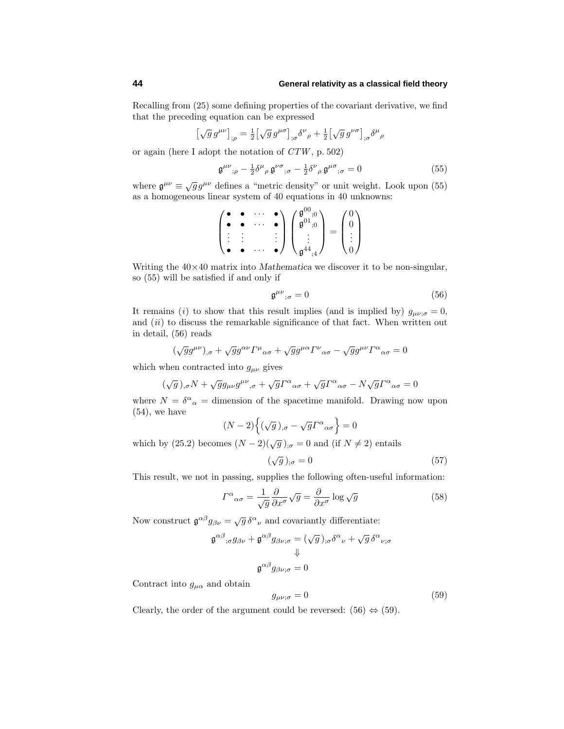Recalling from (25) some defining properties of the covariant derivative, we find that the preceding equation can be expressed

$$\big[\sqrt{g}\,g^{\mu\nu}\big]_{;\rho} = \tfrac{1}{2}\big[\sqrt{g}\,g^{\mu\sigma}\big]_{;\sigma}\delta^{\nu}{}_{\rho} + \tfrac{1}{2}\big[\sqrt{g}\,g^{\nu\sigma}\big]_{;\sigma}\delta^{\mu}{}_{\rho}$$

or again (here I adopt the notation of *CTW*, p. 502)

$$\mathfrak{g}^{\mu\nu}{}_{;\rho} - \tfrac{1}{2}\delta^{\mu}{}_{\rho}\,\mathfrak{g}^{\nu\sigma}{}_{;\sigma} - \tfrac{1}{2}\delta^{\nu}{}_{\rho}\,\mathfrak{g}^{\mu\sigma}{}_{;\sigma} = 0 \tag{55}$$

where $\mathfrak{g}^{\mu\nu} \equiv \sqrt{g}\,g^{\mu\nu}$ defines a "metric density" or unit weight. Look upon (55) as a homogeneous linear system of 40 equations in 40 unknowns:

$$\begin{pmatrix} \bullet & \bullet & \cdots & \bullet \\ \bullet & \bullet & \cdots & \bullet \\ \vdots & \vdots & & \vdots \\ \bullet & \bullet & \cdots & \bullet \end{pmatrix} \begin{pmatrix} \mathfrak{g}^{00}{}_{;0} \\ \mathfrak{g}^{01}{}_{;0} \\ \vdots \\ \mathfrak{g}^{44}{}_{;4} \end{pmatrix} = \begin{pmatrix} 0 \\ 0 \\ \vdots \\ 0 \end{pmatrix}$$

Writing the $40\times 40$ matrix into *Mathematica* we discover it to be non-singular, so (55) will be satisfied if and only if

$$\mathfrak{g}^{\mu\nu}{}_{;\sigma} = 0 \tag{56}$$

It remains ($i$) to show that this result implies (and is implied by) $g_{\mu\nu;\sigma} = 0$, and ($ii$) to discuss the remarkable significance of that fact. When written out in detail, (56) reads

$$(\sqrt{g}g^{\mu\nu})_{,\sigma} + \sqrt{g}g^{\alpha\nu}\Gamma^{\mu}{}_{\alpha\sigma} + \sqrt{g}g^{\mu\alpha}\Gamma^{\nu}{}_{\alpha\sigma} - \sqrt{g}g^{\mu\nu}\Gamma^{\alpha}{}_{\alpha\sigma} = 0$$

which when contracted into $g_{\mu\nu}$ gives

$$(\sqrt{g}\,)_{,\sigma}N + \sqrt{g}g_{\mu\nu}g^{\mu\nu}{}_{,\sigma} + \sqrt{g}\Gamma^{\alpha}{}_{\alpha\sigma} + \sqrt{g}\Gamma^{\alpha}{}_{\alpha\sigma} - N\sqrt{g}\Gamma^{\alpha}{}_{\alpha\sigma} = 0$$

where $N = \delta^{\alpha}{}_{\alpha}$ = dimension of the spacetime manifold. Drawing now upon (54), we have

$$(N-2)\Big\{(\sqrt{g}\,)_{,\sigma} - \sqrt{g}\Gamma^{\alpha}{}_{\alpha\sigma}\Big\} = 0$$

which by (25.2) becomes $(N-2)(\sqrt{g}\,)_{;\sigma} = 0$ and (if $N \neq 2$) entails

$$(\sqrt{g}\,)_{;\sigma} = 0 \tag{57}$$

This result, we not in passing, supplies the following often-useful information:

$$\Gamma^{\alpha}{}_{\alpha\sigma} = \frac{1}{\sqrt{g}}\frac{\partial}{\partial x^{\sigma}}\sqrt{g} = \frac{\partial}{\partial x^{\sigma}}\log\sqrt{g} \tag{58}$$

Now construct $\mathfrak{g}^{\alpha\beta}g_{\beta\nu} = \sqrt{g}\,\delta^{\alpha}{}_{\nu}$ and covariantly differentiate:

$$\mathfrak{g}^{\alpha\beta}{}_{;\sigma}g_{\beta\nu} + \mathfrak{g}^{\alpha\beta}g_{\beta\nu;\sigma} = (\sqrt{g}\,)_{;\sigma}\delta^{\alpha}{}_{\nu} + \sqrt{g}\,\delta^{\alpha}{}_{\nu;\sigma}$$

$$\Downarrow$$

$$\mathfrak{g}^{\alpha\beta}g_{\beta\nu;\sigma} = 0$$

Contract into $g_{\mu\alpha}$ and obtain

$$g_{\mu\nu;\sigma} = 0 \tag{59}$$

Clearly, the order of the argument could be reversed: (56) $\Leftrightarrow$ (59).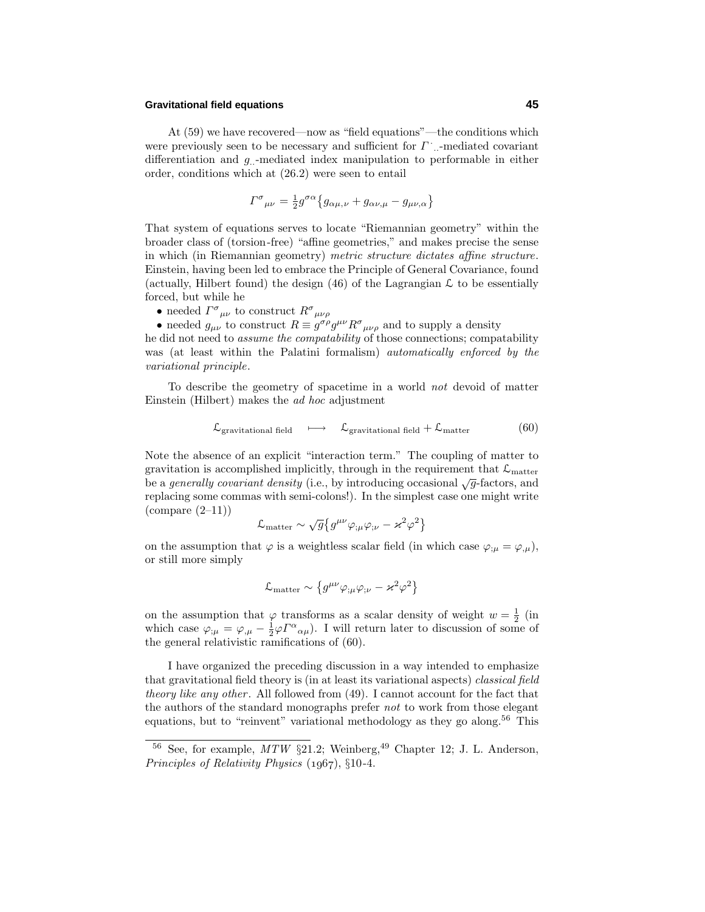At (59) we have recovered—now as "field equations"—the conditions which were previously seen to be necessary and sufficient for $\Gamma^{\cdot}{}_{\cdot\cdot}$-mediated covariant differentiation and $g_{\cdot\cdot}$-mediated index manipulation to performable in either order, conditions which at (26.2) were seen to entail

$$\Gamma^{\sigma}{}_{\mu\nu} = \tfrac{1}{2} g^{\sigma\alpha}\big\{ g_{\alpha\mu,\nu} + g_{\alpha\nu,\mu} - g_{\mu\nu,\alpha}\big\}$$

That system of equations serves to locate "Riemannian geometry" within the broader class of (torsion-free) "affine geometries," and makes precise the sense in which (in Riemannian geometry) *metric structure dictates affine structure*. Einstein, having been led to embrace the Principle of General Covariance, found (actually, Hilbert found) the design (46) of the Lagrangian $\mathcal{L}$ to be essentially forced, but while he

- needed $\Gamma^{\sigma}{}_{\mu\nu}$ to construct $R^{\sigma}{}_{\mu\nu\rho}$
- needed $g_{\mu\nu}$ to construct $R \equiv g^{\sigma\rho} g^{\mu\nu} R^{\sigma}{}_{\mu\nu\rho}$ and to supply a density

he did not need to *assume the compatability* of those connections; compatability was (at least within the Palatini formalism) *automatically enforced by the variational principle*.

To describe the geometry of spacetime in a world *not* devoid of matter Einstein (Hilbert) makes the *ad hoc* adjustment

$$\mathcal{L}_{\text{gravitational field}} \quad\longmapsto\quad \mathcal{L}_{\text{gravitational field}} + \mathcal{L}_{\text{matter}} \tag{60}$$

Note the absence of an explicit "interaction term." The coupling of matter to gravitation is accomplished implicitly, through in the requirement that $\mathcal{L}_{\text{matter}}$ be a *generally covariant density* (i.e., by introducing occasional $\sqrt{g}$-factors, and replacing some commas with semi-colons!). In the simplest case one might write (compare (2–11))

$$\mathcal{L}_{\text{matter}} \sim \sqrt{g}\big\{ g^{\mu\nu}\varphi_{;\mu}\varphi_{;\nu} - \varkappa^2\varphi^2\big\}$$

on the assumption that $\varphi$ is a weightless scalar field (in which case $\varphi_{;\mu} = \varphi_{,\mu}$), or still more simply

$$\mathcal{L}_{\text{matter}} \sim \big\{ g^{\mu\nu}\varphi_{;\mu}\varphi_{;\nu} - \varkappa^2\varphi^2\big\}$$

on the assumption that $\varphi$ transforms as a scalar density of weight $w = \frac{1}{2}$ (in which case $\varphi_{;\mu} = \varphi_{,\mu} - \frac{1}{2}\varphi\Gamma^{\alpha}{}_{\alpha\mu}$). I will return later to discussion of some of the general relativistic ramifications of (60).

I have organized the preceding discussion in a way intended to emphasize that gravitational field theory is (in at least its variational aspects) *classical field theory like any other*. All followed from (49). I cannot account for the fact that the authors of the standard monographs prefer *not* to work from those elegant equations, but to "reinvent" variational methodology as they go along.[56] This

[56] See, for example, *MTW* §21.2; Weinberg,[49] Chapter 12; J. L. Anderson, *Principles of Relativity Physics* (1967), §10-4.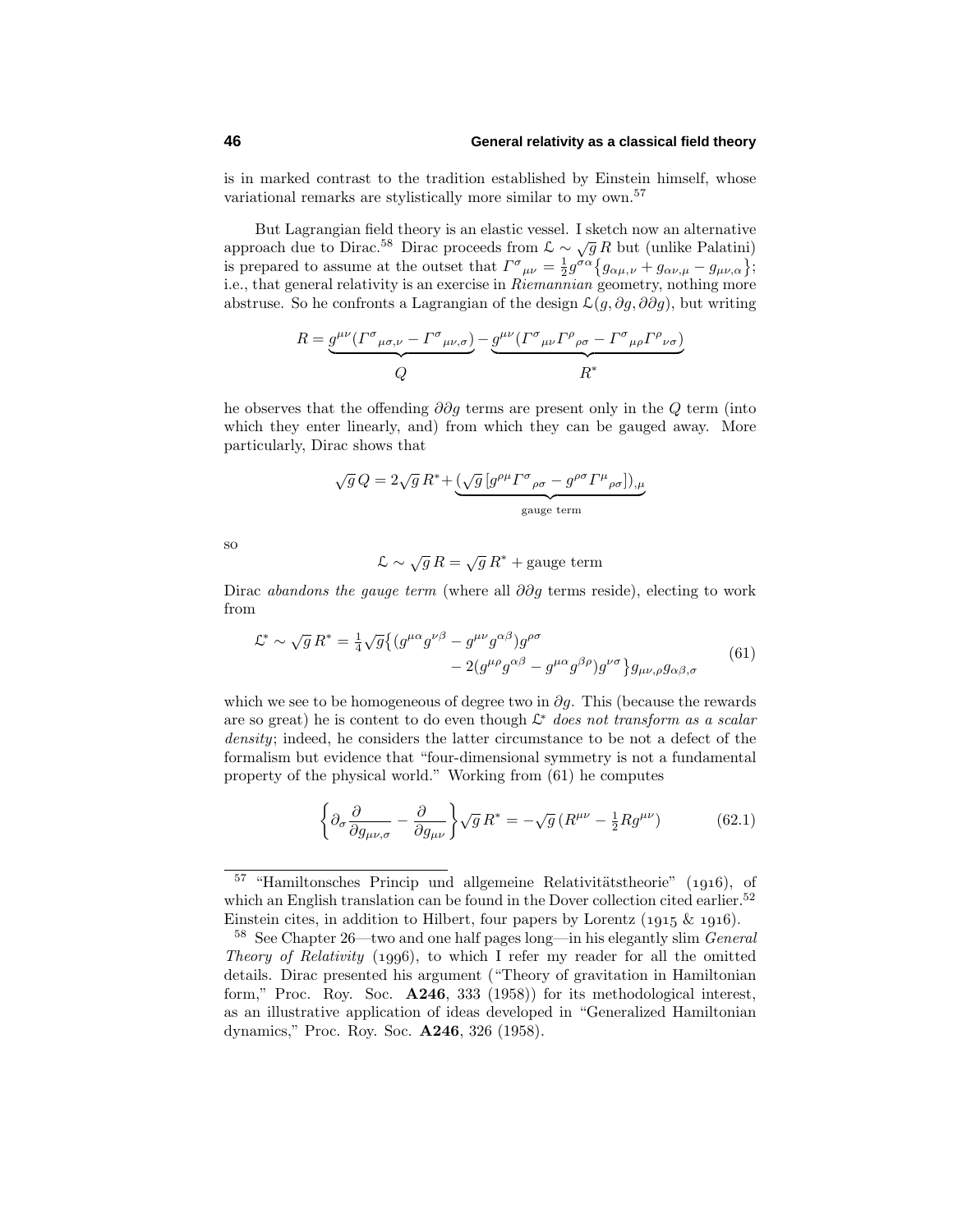is in marked contrast to the tradition established by Einstein himself, whose variational remarks are stylistically more similar to my own.[57]

But Lagrangian field theory is an elastic vessel. I sketch now an alternative approach due to Dirac.[58] Dirac proceeds from $\mathcal{L} \sim \sqrt{g}\,R$ but (unlike Palatini) is prepared to assume at the outset that $\Gamma^\sigma{}_{\mu\nu} = \frac{1}{2}g^{\sigma\alpha}\{g_{\alpha\mu,\nu} + g_{\alpha\nu,\mu} - g_{\mu\nu,\alpha}\}$; i.e., that general relativity is an exercise in *Riemannian* geometry, nothing more abstruse. So he confronts a Lagrangian of the design $\mathcal{L}(g, \partial g, \partial\partial g)$, but writing

$$R = \underbrace{g^{\mu\nu}(\Gamma^\sigma{}_{\mu\sigma,\nu} - \Gamma^\sigma{}_{\mu\nu,\sigma})}_{Q} - \underbrace{g^{\mu\nu}(\Gamma^\sigma{}_{\mu\nu}\Gamma^\rho{}_{\rho\sigma} - \Gamma^\sigma{}_{\mu\rho}\Gamma^\rho{}_{\nu\sigma})}_{R^*}$$

he observes that the offending $\partial\partial g$ terms are present only in the $Q$ term (into which they enter linearly, and) from which they can be gauged away. More particularly, Dirac shows that

$$\sqrt{g}\,Q = 2\sqrt{g}\,R^* + \underbrace{(\sqrt{g}\,[g^{\rho\mu}\Gamma^\sigma{}_{\rho\sigma} - g^{\rho\sigma}\Gamma^\mu{}_{\rho\sigma}])_{,\mu}}_{\text{gauge term}}$$

so

$$\mathcal{L} \sim \sqrt{g}\,R = \sqrt{g}\,R^* + \text{gauge term}$$

Dirac *abandons the gauge term* (where all $\partial\partial g$ terms reside), electing to work from

$$\begin{aligned}\mathcal{L}^* \sim \sqrt{g}\,R^* = \tfrac{1}{4}\sqrt{g}\big\{(g^{\mu\alpha}g^{\nu\beta} - g^{\mu\nu}g^{\alpha\beta})g^{\rho\sigma} \\ - 2(g^{\mu\rho}g^{\alpha\beta} - g^{\mu\alpha}g^{\beta\rho})g^{\nu\sigma}\big\}g_{\mu\nu,\rho}g_{\alpha\beta,\sigma}\end{aligned} \tag{61}$$

which we see to be homogeneous of degree two in $\partial g$. This (because the rewards are so great) he is content to do even though $\mathcal{L}^*$ *does not transform as a scalar density*; indeed, he considers the latter circumstance to be not a defect of the formalism but evidence that "four-dimensional symmetry is not a fundamental property of the physical world." Working from (61) he computes

$$\left\{\partial_\sigma\frac{\partial}{\partial g_{\mu\nu,\sigma}} - \frac{\partial}{\partial g_{\mu\nu}}\right\}\sqrt{g}\,R^* = -\sqrt{g}\,(R^{\mu\nu} - \tfrac{1}{2}Rg^{\mu\nu}) \tag{62.1}$$

---

[57] "Hamiltonsches Princip und allgemeine Relativitätstheorie" (1916), of which an English translation can be found in the Dover collection cited earlier.[52] Einstein cites, in addition to Hilbert, four papers by Lorentz (1915 & 1916).

[58] See Chapter 26—two and one half pages long—in his elegantly slim *General Theory of Relativity* (1996), to which I refer my reader for all the omitted details. Dirac presented his argument ("Theory of gravitation in Hamiltonian form," Proc. Roy. Soc. **A246**, 333 (1958)) for its methodological interest, as an illustrative application of ideas developed in "Generalized Hamiltonian dynamics," Proc. Roy. Soc. **A246**, 326 (1958).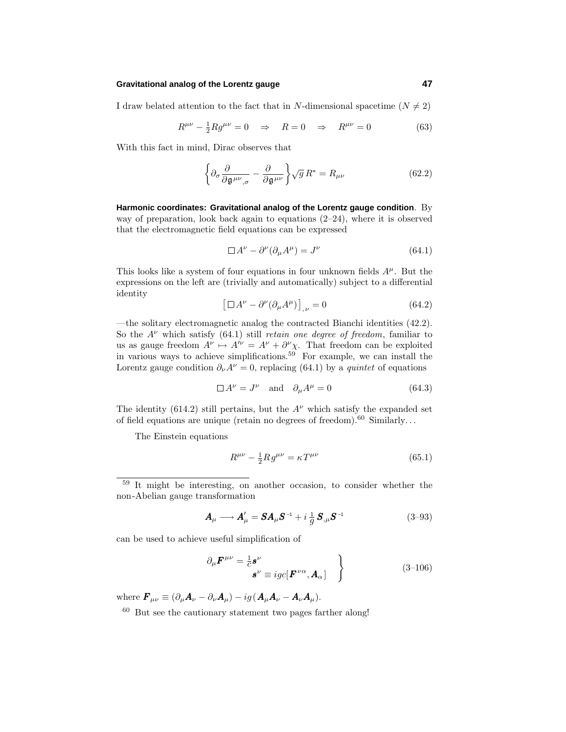I draw belated attention to the fact that in $N$-dimensional spacetime ($N \neq 2$)

$$R^{\mu\nu} - \tfrac{1}{2}Rg^{\mu\nu} = 0 \quad \Rightarrow \quad R = 0 \quad \Rightarrow \quad R^{\mu\nu} = 0 \tag{63}$$

With this fact in mind, Dirac observes that

$$\left\{\partial_\sigma \frac{\partial}{\partial \mathfrak{g}^{\mu\nu}{}_{,\sigma}} - \frac{\partial}{\partial \mathfrak{g}^{\mu\nu}}\right\}\sqrt{g}\,R^* = R_{\mu\nu} \tag{62.2}$$

**Harmonic coordinates: Gravitational analog of the Lorentz gauge condition**. By way of preparation, look back again to equations (2–24), where it is observed that the electromagnetic field equations can be expressed

$$\Box A^\nu - \partial^\nu(\partial_\mu A^\mu) = J^\nu \tag{64.1}$$

This looks like a system of four equations in four unknown fields $A^\mu$. But the expressions on the left are (trivially and automatically) subject to a differential identity

$$\big[\,\Box A^\nu - \partial^\nu(\partial_\mu A^\mu)\big]_{,\,\nu} = 0 \tag{64.2}$$

—the solitary electromagnetic analog the contracted Bianchi identities (42.2). So the $A^\nu$ which satisfy (64.1) still *retain one degree of freedom*, familiar to us as gauge freedom $A^\nu \mapsto A'^\nu = A^\nu + \partial^\nu\chi$. That freedom can be exploited in various ways to achieve simplifications.[59] For example, we can install the Lorentz gauge condition $\partial_\nu A^\nu = 0$, replacing (64.1) by a *quintet* of equations

$$\Box A^\nu = J^\nu \quad \text{and} \quad \partial_\mu A^\mu = 0 \tag{64.3}$$

The identity (614.2) still pertains, but the $A^\nu$ which satisfy the expanded set of field equations are unique (retain no degrees of freedom).[60] Similarly...

The Einstein equations

$$R^{\mu\nu} - \tfrac{1}{2}R\,g^{\mu\nu} = \kappa T^{\mu\nu} \tag{65.1}$$

---

[59] It might be interesting, on another occasion, to consider whether the non-Abelian gauge transformation

$$\boldsymbol{A}_\mu \longrightarrow \boldsymbol{A}'_\mu = \boldsymbol{S}\boldsymbol{A}_\mu\boldsymbol{S}^{-1} + i\,\tfrac{1}{g}\,\boldsymbol{S}_{,\mu}\boldsymbol{S}^{-1} \tag{3–93}$$

can be used to achieve useful simplification of

$$\left.\begin{aligned} \partial_\mu \boldsymbol{F}^{\mu\nu} &= \tfrac{1}{c}\boldsymbol{s}^\nu \\ \boldsymbol{s}^\nu &\equiv igc[\boldsymbol{F}^{\nu\alpha}, \boldsymbol{A}_\alpha] \end{aligned}\right\} \tag{3–106}$$

where $\boldsymbol{F}_{\mu\nu} \equiv (\partial_\mu\boldsymbol{A}_\nu - \partial_\nu\boldsymbol{A}_\mu) - ig\,(\boldsymbol{A}_\mu\boldsymbol{A}_\nu - \boldsymbol{A}_\nu\boldsymbol{A}_\mu)$.

[60] But see the cautionary statement two pages farther along!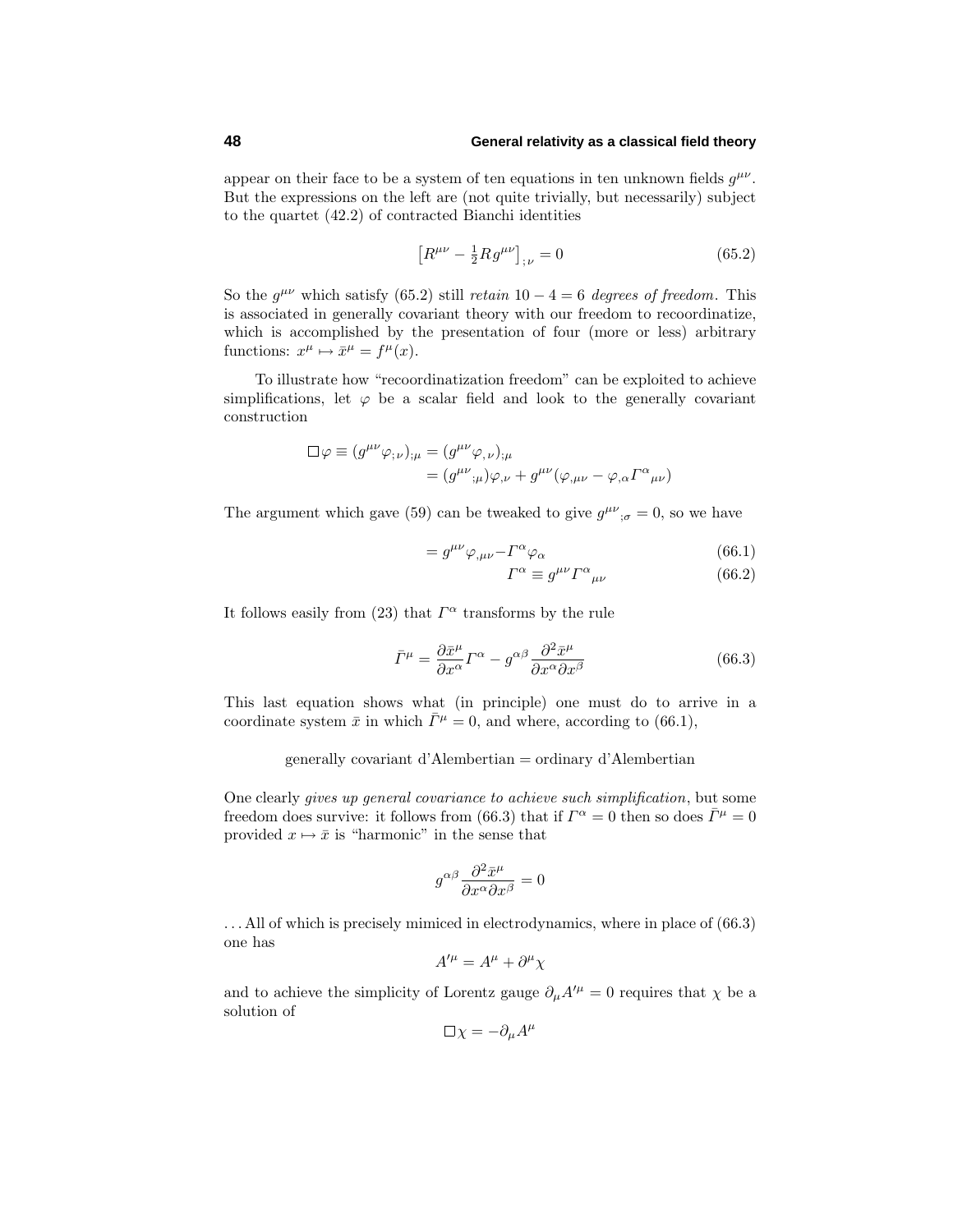appear on their face to be a system of ten equations in ten unknown fields $g^{\mu\nu}$. But the expressions on the left are (not quite trivially, but necessarily) subject to the quartet (42.2) of contracted Bianchi identities

$$\big[R^{\mu\nu} - \tfrac{1}{2}R\,g^{\mu\nu}\big]_{;\nu} = 0 \tag{65.2}$$

So the $g^{\mu\nu}$ which satisfy (65.2) still *retain* $10 - 4 = 6$ *degrees of freedom*. This is associated in generally covariant theory with our freedom to recoordinatize, which is accomplished by the presentation of four (more or less) arbitrary functions: $x^\mu \mapsto \bar{x}^\mu = f^\mu(x)$.

To illustrate how "recoordinatization freedom" can be exploited to achieve simplifications, let $\varphi$ be a scalar field and look to the generally covariant construction

$$\begin{aligned}
\Box\varphi \equiv (g^{\mu\nu}\varphi_{;\nu})_{;\mu} &= (g^{\mu\nu}\varphi_{,\nu})_{;\mu}\\
&= (g^{\mu\nu}{}_{;\mu})\varphi_{,\nu} + g^{\mu\nu}(\varphi_{,\mu\nu} - \varphi_{,\alpha}\Gamma^\alpha{}_{\mu\nu})
\end{aligned}$$

The argument which gave (59) can be tweaked to give $g^{\mu\nu}{}_{;\sigma} = 0$, so we have

$$= g^{\mu\nu}\varphi_{,\mu\nu} - \Gamma^\alpha\varphi_\alpha \tag{66.1}$$

$$\Gamma^\alpha \equiv g^{\mu\nu}\Gamma^\alpha{}_{\mu\nu} \tag{66.2}$$

It follows easily from (23) that $\Gamma^\alpha$ transforms by the rule

$$\bar{\Gamma}^\mu = \frac{\partial\bar{x}^\mu}{\partial x^\alpha}\Gamma^\alpha - g^{\alpha\beta}\frac{\partial^2\bar{x}^\mu}{\partial x^\alpha\partial x^\beta} \tag{66.3}$$

This last equation shows what (in principle) one must do to arrive in a coordinate system $\bar{x}$ in which $\bar{\Gamma}^\mu = 0$, and where, according to (66.1),

generally covariant d'Alembertian = ordinary d'Alembertian

One clearly *gives up general covariance to achieve such simplification*, but some freedom does survive: it follows from (66.3) that if $\Gamma^\alpha = 0$ then so does $\bar{\Gamma}^\mu = 0$ provided $x \mapsto \bar{x}$ is "harmonic" in the sense that

$$g^{\alpha\beta}\frac{\partial^2\bar{x}^\mu}{\partial x^\alpha\partial x^\beta} = 0$$

. . . All of which is precisely mimiced in electrodynamics, where in place of (66.3) one has

$$A'^\mu = A^\mu + \partial^\mu\chi$$

and to achieve the simplicity of Lorentz gauge $\partial_\mu A'^\mu = 0$ requires that $\chi$ be a solution of

$$\Box\chi = -\partial_\mu A^\mu$$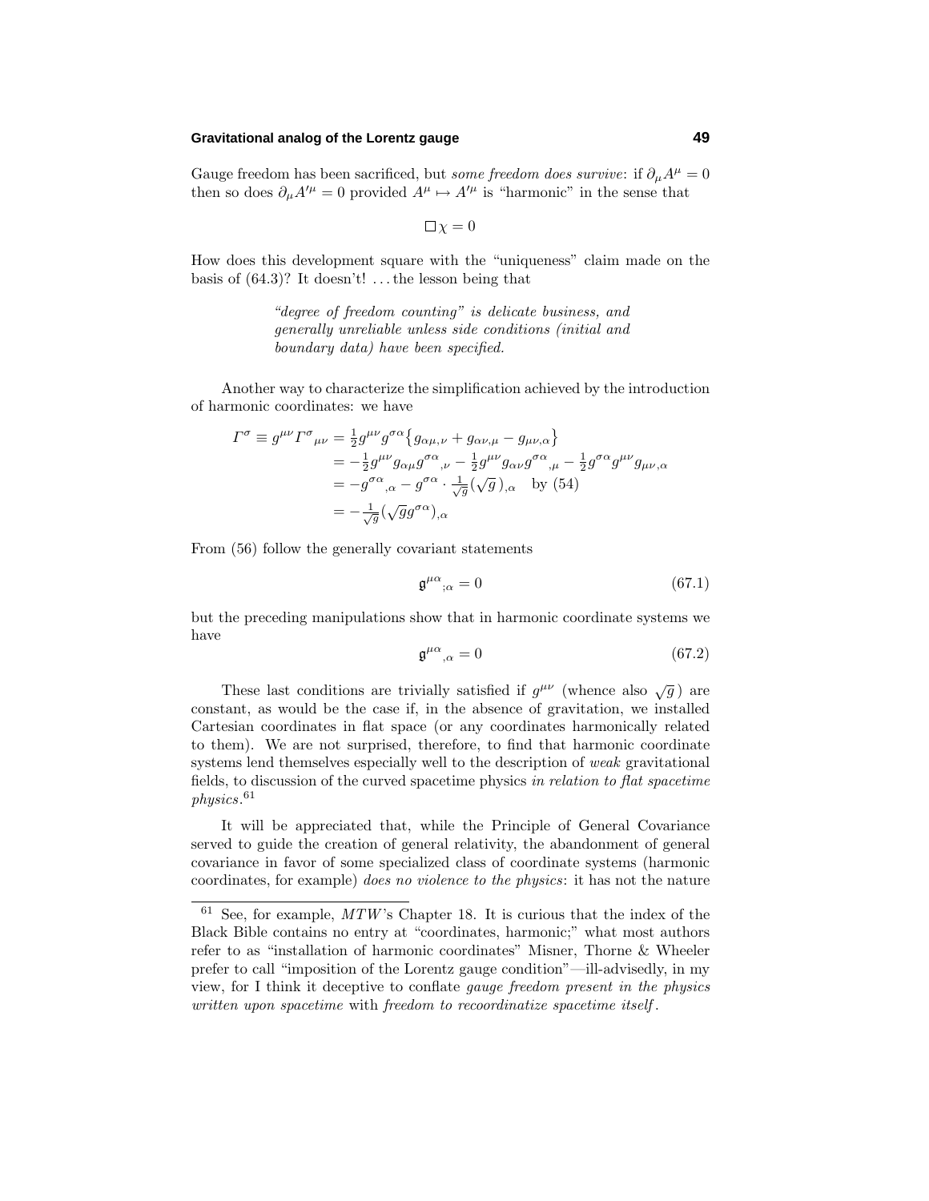Gauge freedom has been sacrificed, but *some freedom does survive*: if $\partial_\mu A^\mu = 0$ then so does $\partial_\mu A'^\mu = 0$ provided $A^\mu \mapsto A'^\mu$ is "harmonic" in the sense that

$$\Box\chi = 0$$

How does this development square with the "uniqueness" claim made on the basis of (64.3)? It doesn't! ...the lesson being that

> *"degree of freedom counting" is delicate business, and generally unreliable unless side conditions (initial and boundary data) have been specified.*

Another way to characterize the simplification achieved by the introduction of harmonic coordinates: we have

$$\begin{aligned}
\Gamma^\sigma \equiv g^{\mu\nu}\Gamma^\sigma{}_{\mu\nu} &= \tfrac{1}{2}g^{\mu\nu}g^{\sigma\alpha}\big\{g_{\alpha\mu,\nu} + g_{\alpha\nu,\mu} - g_{\mu\nu,\alpha}\big\} \\
&= -\tfrac{1}{2}g^{\mu\nu}g_{\alpha\mu}g^{\sigma\alpha}{}_{,\nu} - \tfrac{1}{2}g^{\mu\nu}g_{\alpha\nu}g^{\sigma\alpha}{}_{,\mu} - \tfrac{1}{2}g^{\sigma\alpha}g^{\mu\nu}g_{\mu\nu,\alpha} \\
&= -g^{\sigma\alpha}{}_{,\alpha} - g^{\sigma\alpha}\cdot\tfrac{1}{\sqrt{g}}(\sqrt{g}\,)_{,\alpha} \quad \text{by (54)} \\
&= -\tfrac{1}{\sqrt{g}}(\sqrt{g}g^{\sigma\alpha})_{,\alpha}
\end{aligned}$$

From (56) follow the generally covariant statements

$$\mathfrak{g}^{\mu\alpha}{}_{;\alpha} = 0 \tag{67.1}$$

but the preceding manipulations show that in harmonic coordinate systems we have

$$\mathfrak{g}^{\mu\alpha}{}_{,\alpha} = 0 \tag{67.2}$$

These last conditions are trivially satisfied if $g^{\mu\nu}$ (whence also $\sqrt{g}$ ) are constant, as would be the case if, in the absence of gravitation, we installed Cartesian coordinates in flat space (or any coordinates harmonically related to them). We are not surprised, therefore, to find that harmonic coordinate systems lend themselves especially well to the description of *weak* gravitational fields, to discussion of the curved spacetime physics *in relation to flat spacetime physics*.[61]

It will be appreciated that, while the Principle of General Covariance served to guide the creation of general relativity, the abandonment of general covariance in favor of some specialized class of coordinate systems (harmonic coordinates, for example) *does no violence to the physics*: it has not the nature

---

[61] See, for example, *MTW*'s Chapter 18. It is curious that the index of the Black Bible contains no entry at "coordinates, harmonic;" what most authors refer to as "installation of harmonic coordinates" Misner, Thorne & Wheeler prefer to call "imposition of the Lorentz gauge condition"—ill-advisedly, in my view, for I think it deceptive to conflate *gauge freedom present in the physics written upon spacetime* with *freedom to recoordinatize spacetime itself*.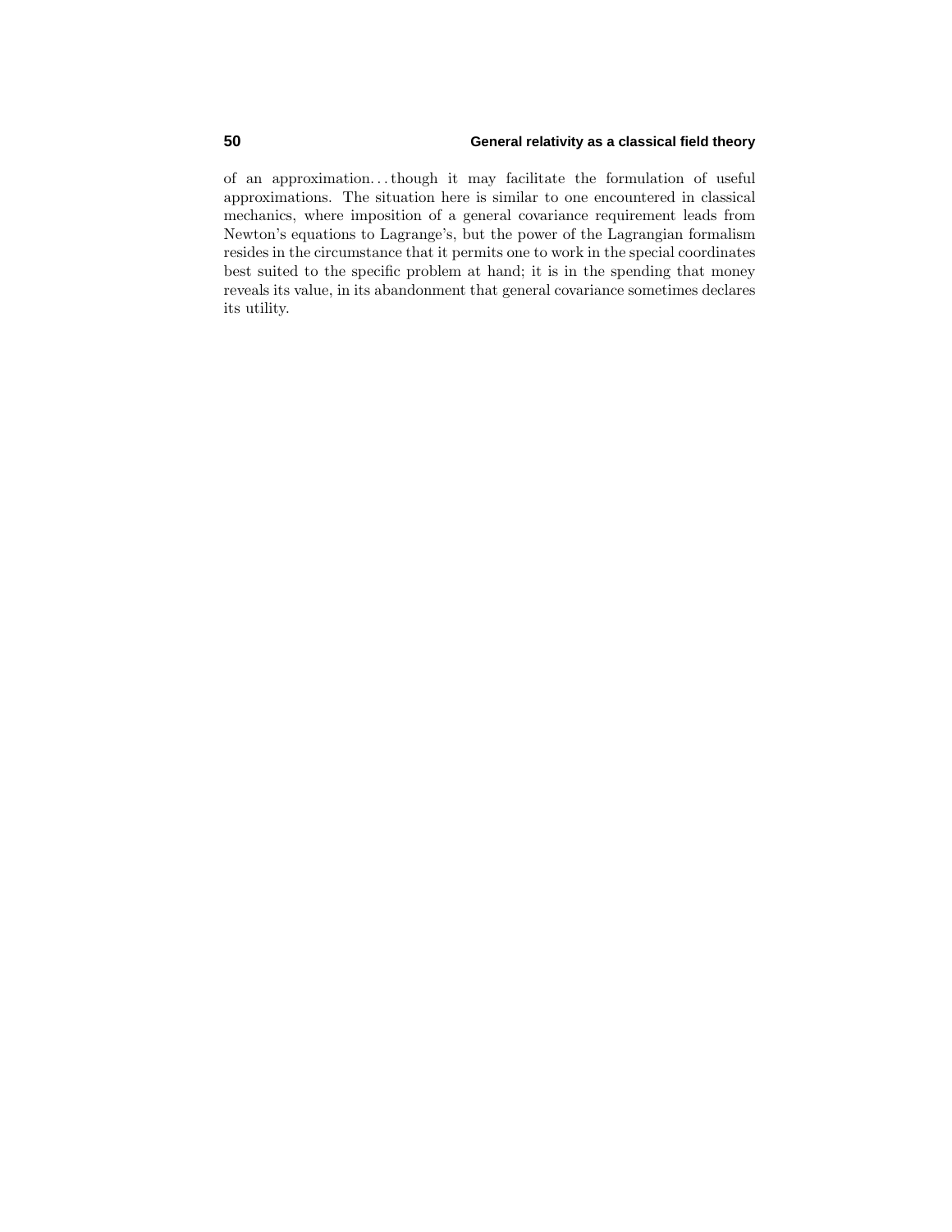of an approximation. . . though it may facilitate the formulation of useful approximations. The situation here is similar to one encountered in classical mechanics, where imposition of a general covariance requirement leads from Newton's equations to Lagrange's, but the power of the Lagrangian formalism resides in the circumstance that it permits one to work in the special coordinates best suited to the specific problem at hand; it is in the spending that money reveals its value, in its abandonment that general covariance sometimes declares its utility.